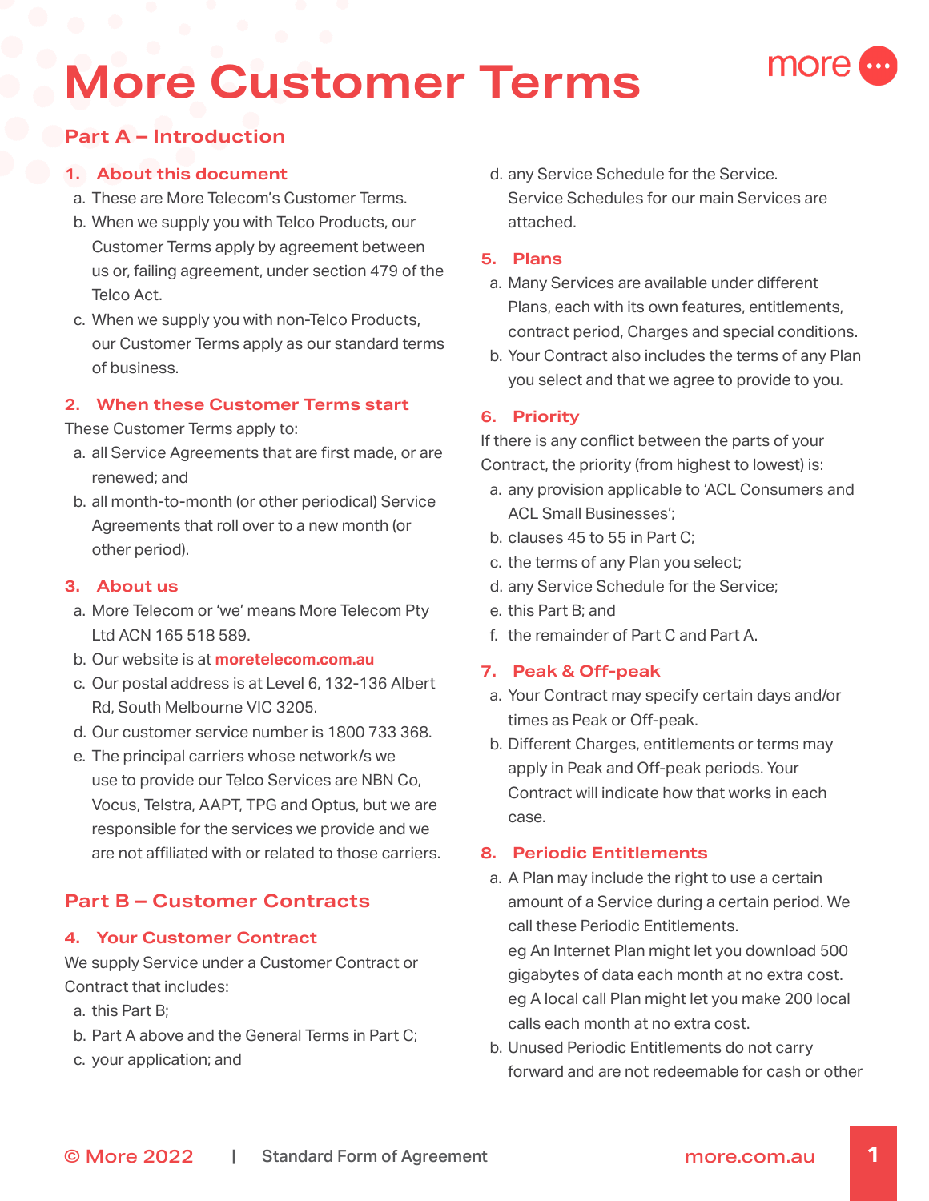# More Customer Terms

## Part A – Introduction

### 1. About this document

a. These are More Telecom's Customer Terms.

b. When we supply you with Telco Products, our Customer Terms apply by agreement between us or, failing agreement, under section 479 of the Telco Act.

c. When we supply you with non-Telco Products, our Customer Terms apply as our standard terms of business.

### 2. When these Customer Terms start

These Customer Terms apply to:

a. all Service Agreements that are first made, or are renewed; and

b. all month-to-month (or other periodical) Service Agreements that roll over to a new month (or other period).

### 3. About us

a. More Telecom or 'we' means More Telecom Pty Ltd ACN 165 518 589.

b. Our website is at **moretelecom.com.au**

c. Our postal address is at Level 6, 132-136 Albert Rd, South Melbourne VIC 3205.

d. Our customer service number is 1800 733 368.

e. The principal carriers whose network/s we use to provide our Telco Services are NBN Co, Vocus, Telstra, AAPT, TPG and Optus, but we are responsible for the services we provide and we are not affiliated with or related to those carriers.

## Part B – Customer Contracts

### 4. Your Customer Contract

We supply Service under a Customer Contract or Contract that includes:

a. this Part B;

b. Part A above and the General Terms in Part C;

c. your application; and

d. any Service Schedule for the Service.
Service Schedules for our main Services are attached.

### 5. Plans

a. Many Services are available under different Plans, each with its own features, entitlements, contract period, Charges and special conditions.

b. Your Contract also includes the terms of any Plan you select and that we agree to provide to you.

### 6. Priority

If there is any conflict between the parts of your Contract, the priority (from highest to lowest) is:

a. any provision applicable to 'ACL Consumers and ACL Small Businesses';

b. clauses 45 to 55 in Part C;

c. the terms of any Plan you select;

d. any Service Schedule for the Service;

e. this Part B; and

f. the remainder of Part C and Part A.

### 7. Peak & Off-peak

a. Your Contract may specify certain days and/or times as Peak or Off-peak.

b. Different Charges, entitlements or terms may apply in Peak and Off-peak periods. Your Contract will indicate how that works in each case.

### 8. Periodic Entitlements

a. A Plan may include the right to use a certain amount of a Service during a certain period. We call these Periodic Entitlements.
eg An Internet Plan might let you download 500 gigabytes of data each month at no extra cost.
eg A local call Plan might let you make 200 local calls each month at no extra cost.

b. Unused Periodic Entitlements do not carry forward and are not redeemable for cash or other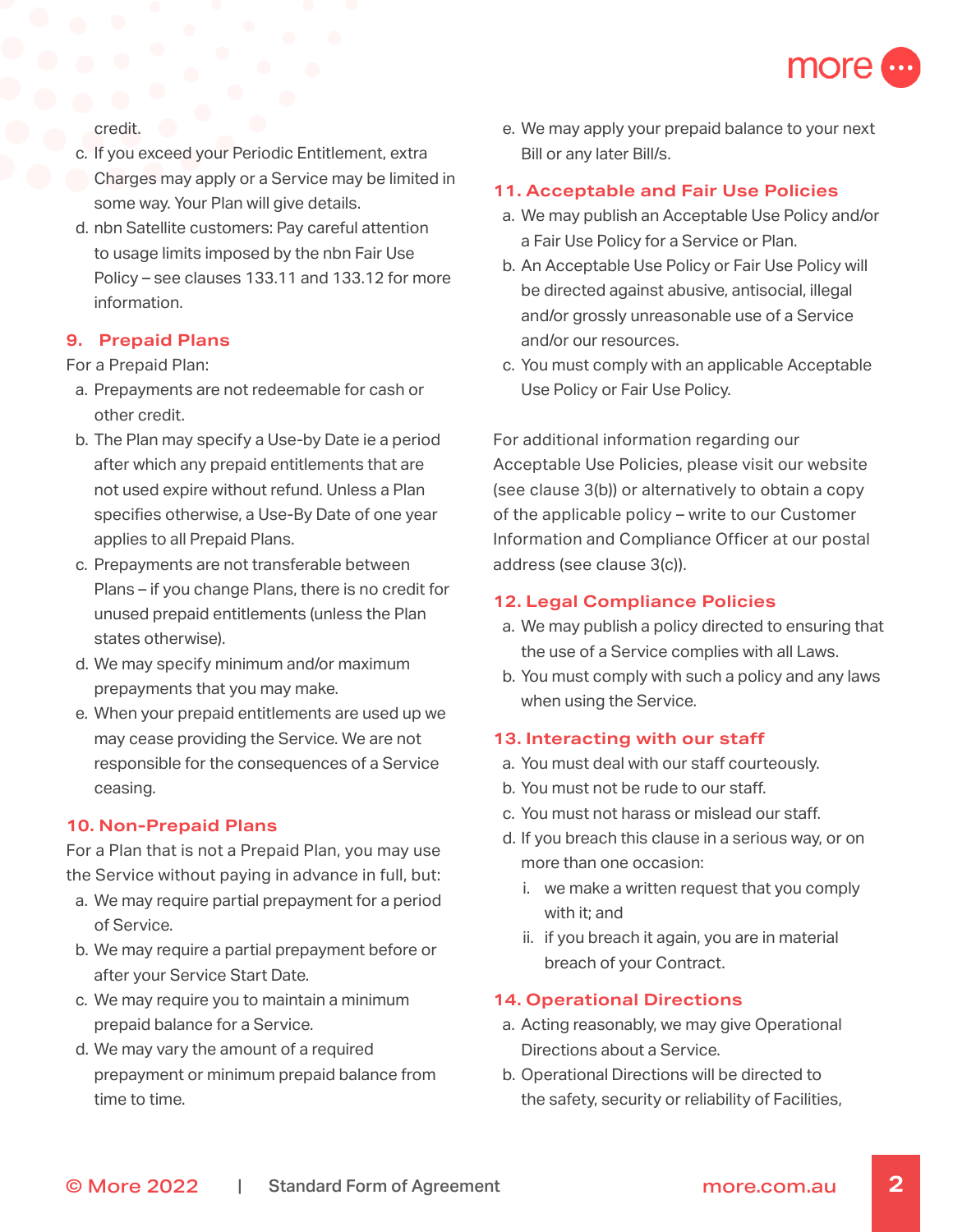credit.

c. If you exceed your Periodic Entitlement, extra Charges may apply or a Service may be limited in some way. Your Plan will give details.

d. nbn Satellite customers: Pay careful attention to usage limits imposed by the nbn Fair Use Policy – see clauses 133.11 and 133.12 for more information.

## 9. Prepaid Plans

For a Prepaid Plan:

a. Prepayments are not redeemable for cash or other credit.

b. The Plan may specify a Use-by Date ie a period after which any prepaid entitlements that are not used expire without refund. Unless a Plan specifies otherwise, a Use-By Date of one year applies to all Prepaid Plans.

c. Prepayments are not transferable between Plans – if you change Plans, there is no credit for unused prepaid entitlements (unless the Plan states otherwise).

d. We may specify minimum and/or maximum prepayments that you may make.

e. When your prepaid entitlements are used up we may cease providing the Service. We are not responsible for the consequences of a Service ceasing.

## 10. Non-Prepaid Plans

For a Plan that is not a Prepaid Plan, you may use the Service without paying in advance in full, but:

a. We may require partial prepayment for a period of Service.

b. We may require a partial prepayment before or after your Service Start Date.

c. We may require you to maintain a minimum prepaid balance for a Service.

d. We may vary the amount of a required prepayment or minimum prepaid balance from time to time.

e. We may apply your prepaid balance to your next Bill or any later Bill/s.

## 11. Acceptable and Fair Use Policies

a. We may publish an Acceptable Use Policy and/or a Fair Use Policy for a Service or Plan.

b. An Acceptable Use Policy or Fair Use Policy will be directed against abusive, antisocial, illegal and/or grossly unreasonable use of a Service and/or our resources.

c. You must comply with an applicable Acceptable Use Policy or Fair Use Policy.

For additional information regarding our Acceptable Use Policies, please visit our website (see clause 3(b)) or alternatively to obtain a copy of the applicable policy – write to our Customer Information and Compliance Officer at our postal address (see clause 3(c)).

## 12. Legal Compliance Policies

a. We may publish a policy directed to ensuring that the use of a Service complies with all Laws.

b. You must comply with such a policy and any laws when using the Service.

## 13. Interacting with our staff

a. You must deal with our staff courteously.

b. You must not be rude to our staff.

c. You must not harass or mislead our staff.

d. If you breach this clause in a serious way, or on more than one occasion:

   i. we make a written request that you comply with it; and

   ii. if you breach it again, you are in material breach of your Contract.

## 14. Operational Directions

a. Acting reasonably, we may give Operational Directions about a Service.

b. Operational Directions will be directed to the safety, security or reliability of Facilities,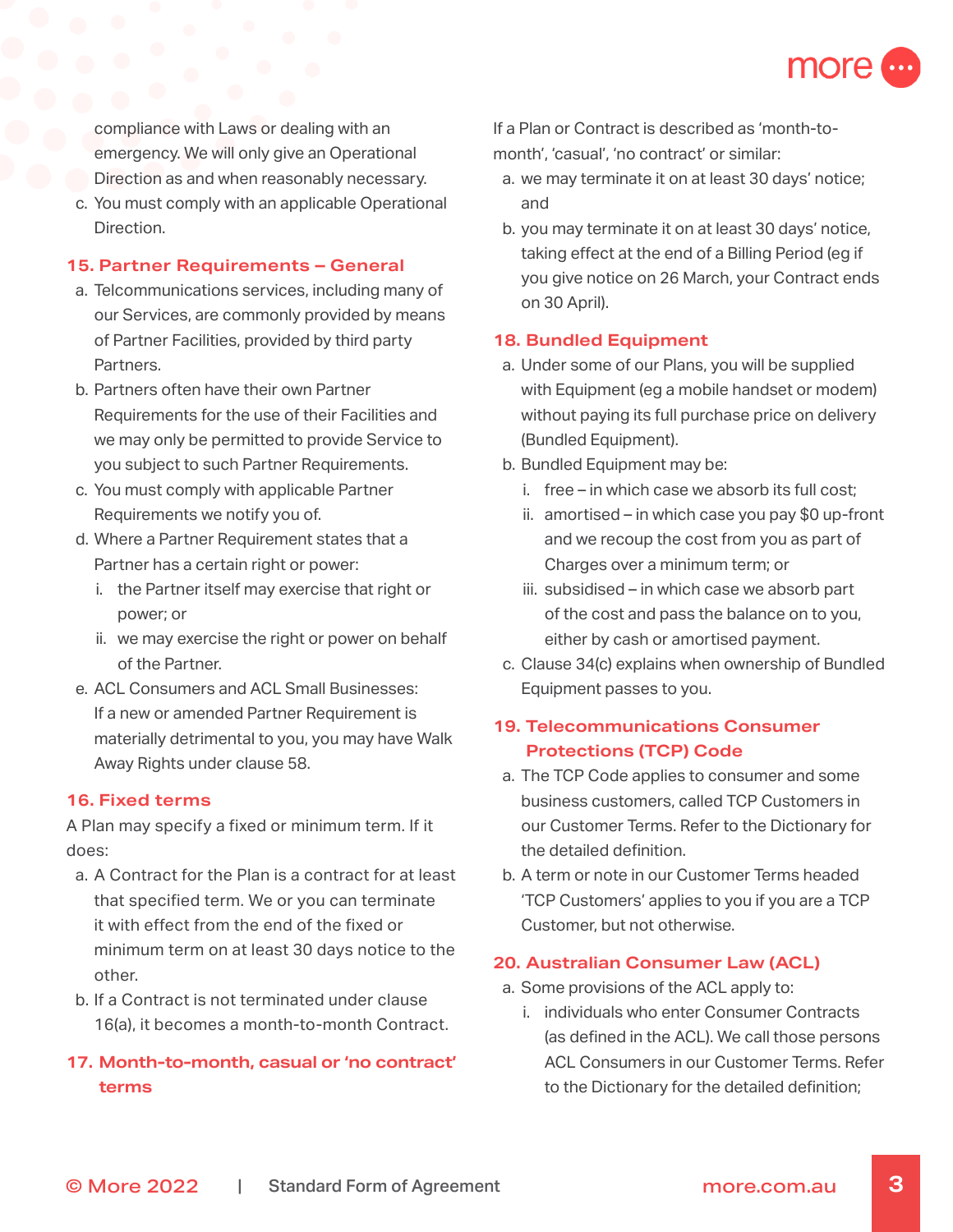compliance with Laws or dealing with an emergency. We will only give an Operational Direction as and when reasonably necessary.

c. You must comply with an applicable Operational Direction.

## 15. Partner Requirements – General

a. Telcommunications services, including many of our Services, are commonly provided by means of Partner Facilities, provided by third party Partners.

b. Partners often have their own Partner Requirements for the use of their Facilities and we may only be permitted to provide Service to you subject to such Partner Requirements.

c. You must comply with applicable Partner Requirements we notify you of.

d. Where a Partner Requirement states that a Partner has a certain right or power:

   i. the Partner itself may exercise that right or power; or

   ii. we may exercise the right or power on behalf of the Partner.

e. ACL Consumers and ACL Small Businesses: If a new or amended Partner Requirement is materially detrimental to you, you may have Walk Away Rights under clause 58.

## 16. Fixed terms

A Plan may specify a fixed or minimum term. If it does:

a. A Contract for the Plan is a contract for at least that specified term. We or you can terminate it with effect from the end of the fixed or minimum term on at least 30 days notice to the other.

b. If a Contract is not terminated under clause 16(a), it becomes a month-to-month Contract.

## 17. Month-to-month, casual or 'no contract' terms

If a Plan or Contract is described as 'month-to-month', 'casual', 'no contract' or similar:

a. we may terminate it on at least 30 days' notice; and

b. you may terminate it on at least 30 days' notice, taking effect at the end of a Billing Period (eg if you give notice on 26 March, your Contract ends on 30 April).

## 18. Bundled Equipment

a. Under some of our Plans, you will be supplied with Equipment (eg a mobile handset or modem) without paying its full purchase price on delivery (Bundled Equipment).

b. Bundled Equipment may be:

   i. free – in which case we absorb its full cost;

   ii. amortised – in which case you pay $0 up-front and we recoup the cost from you as part of Charges over a minimum term; or

   iii. subsidised – in which case we absorb part of the cost and pass the balance on to you, either by cash or amortised payment.

c. Clause 34(c) explains when ownership of Bundled Equipment passes to you.

## 19. Telecommunications Consumer Protections (TCP) Code

a. The TCP Code applies to consumer and some business customers, called TCP Customers in our Customer Terms. Refer to the Dictionary for the detailed definition.

b. A term or note in our Customer Terms headed 'TCP Customers' applies to you if you are a TCP Customer, but not otherwise.

## 20. Australian Consumer Law (ACL)

a. Some provisions of the ACL apply to:

   i. individuals who enter Consumer Contracts (as defined in the ACL). We call those persons ACL Consumers in our Customer Terms. Refer to the Dictionary for the detailed definition;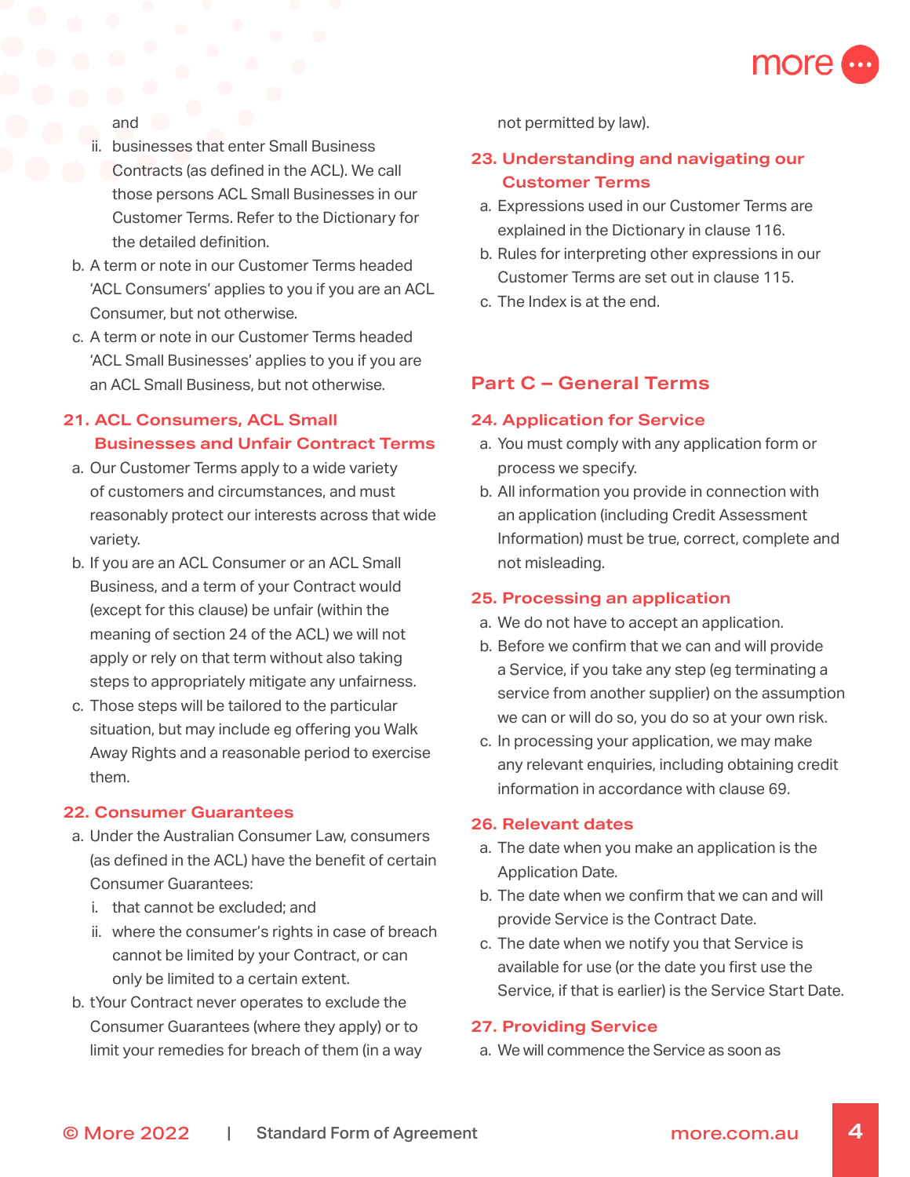and

ii. businesses that enter Small Business Contracts (as defined in the ACL). We call those persons ACL Small Businesses in our Customer Terms. Refer to the Dictionary for the detailed definition.

b. A term or note in our Customer Terms headed 'ACL Consumers' applies to you if you are an ACL Consumer, but not otherwise.

c. A term or note in our Customer Terms headed 'ACL Small Businesses' applies to you if you are an ACL Small Business, but not otherwise.

### 21. ACL Consumers, ACL Small Businesses and Unfair Contract Terms

a. Our Customer Terms apply to a wide variety of customers and circumstances, and must reasonably protect our interests across that wide variety.

b. If you are an ACL Consumer or an ACL Small Business, and a term of your Contract would (except for this clause) be unfair (within the meaning of section 24 of the ACL) we will not apply or rely on that term without also taking steps to appropriately mitigate any unfairness.

c. Those steps will be tailored to the particular situation, but may include eg offering you Walk Away Rights and a reasonable period to exercise them.

### 22. Consumer Guarantees

a. Under the Australian Consumer Law, consumers (as defined in the ACL) have the benefit of certain Consumer Guarantees:

  i. that cannot be excluded; and

  ii. where the consumer's rights in case of breach cannot be limited by your Contract, or can only be limited to a certain extent.

b. tYour Contract never operates to exclude the Consumer Guarantees (where they apply) or to limit your remedies for breach of them (in a way not permitted by law).

### 23. Understanding and navigating our Customer Terms

a. Expressions used in our Customer Terms are explained in the Dictionary in clause 116.

b. Rules for interpreting other expressions in our Customer Terms are set out in clause 115.

c. The Index is at the end.

## Part C – General Terms

### 24. Application for Service

a. You must comply with any application form or process we specify.

b. All information you provide in connection with an application (including Credit Assessment Information) must be true, correct, complete and not misleading.

### 25. Processing an application

a. We do not have to accept an application.

b. Before we confirm that we can and will provide a Service, if you take any step (eg terminating a service from another supplier) on the assumption we can or will do so, you do so at your own risk.

c. In processing your application, we may make any relevant enquiries, including obtaining credit information in accordance with clause 69.

### 26. Relevant dates

a. The date when you make an application is the Application Date.

b. The date when we confirm that we can and will provide Service is the Contract Date.

c. The date when we notify you that Service is available for use (or the date you first use the Service, if that is earlier) is the Service Start Date.

### 27. Providing Service

a. We will commence the Service as soon as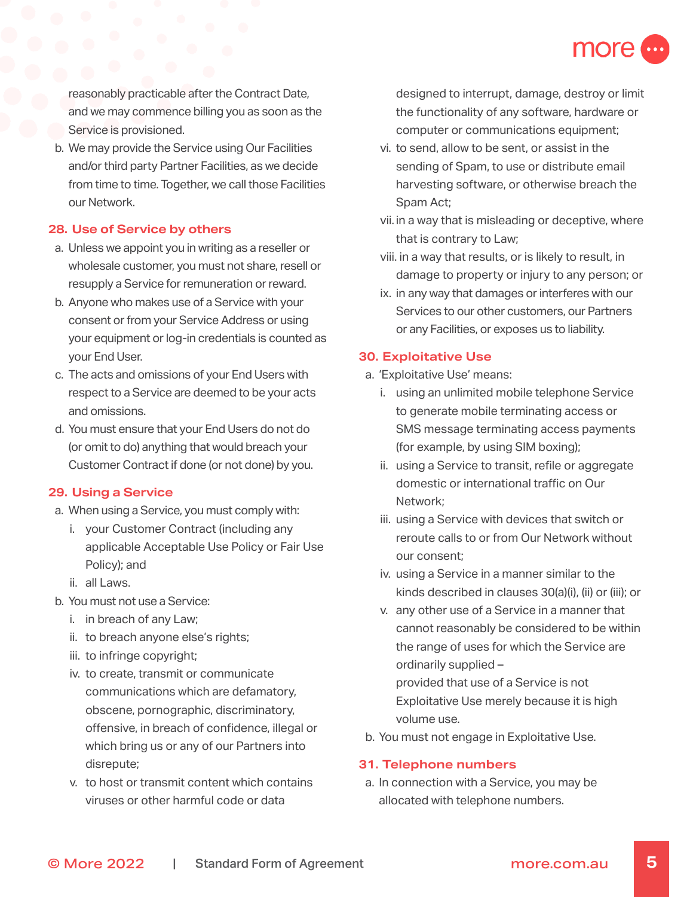reasonably practicable after the Contract Date, and we may commence billing you as soon as the Service is provisioned.

b. We may provide the Service using Our Facilities and/or third party Partner Facilities, as we decide from time to time. Together, we call those Facilities our Network.

## 28. Use of Service by others

a. Unless we appoint you in writing as a reseller or wholesale customer, you must not share, resell or resupply a Service for remuneration or reward.

b. Anyone who makes use of a Service with your consent or from your Service Address or using your equipment or log-in credentials is counted as your End User.

c. The acts and omissions of your End Users with respect to a Service are deemed to be your acts and omissions.

d. You must ensure that your End Users do not do (or omit to do) anything that would breach your Customer Contract if done (or not done) by you.

## 29. Using a Service

a. When using a Service, you must comply with:
   i. your Customer Contract (including any applicable Acceptable Use Policy or Fair Use Policy); and
   ii. all Laws.

b. You must not use a Service:
   i. in breach of any Law;
   ii. to breach anyone else's rights;
   iii. to infringe copyright;
   iv. to create, transmit or communicate communications which are defamatory, obscene, pornographic, discriminatory, offensive, in breach of confidence, illegal or which bring us or any of our Partners into disrepute;
   v. to host or transmit content which contains viruses or other harmful code or data designed to interrupt, damage, destroy or limit the functionality of any software, hardware or computer or communications equipment;
   vi. to send, allow to be sent, or assist in the sending of Spam, to use or distribute email harvesting software, or otherwise breach the Spam Act;
   vii. in a way that is misleading or deceptive, where that is contrary to Law;
   viii. in a way that results, or is likely to result, in damage to property or injury to any person; or
   ix. in any way that damages or interferes with our Services to our other customers, our Partners or any Facilities, or exposes us to liability.

## 30. Exploitative Use

a. 'Exploitative Use' means:
   i. using an unlimited mobile telephone Service to generate mobile terminating access or SMS message terminating access payments (for example, by using SIM boxing);
   ii. using a Service to transit, refile or aggregate domestic or international traffic on Our Network;
   iii. using a Service with devices that switch or reroute calls to or from Our Network without our consent;
   iv. using a Service in a manner similar to the kinds described in clauses 30(a)(i), (ii) or (iii); or
   v. any other use of a Service in a manner that cannot reasonably be considered to be within the range of uses for which the Service are ordinarily supplied –

   provided that use of a Service is not Exploitative Use merely because it is high volume use.

b. You must not engage in Exploitative Use.

## 31. Telephone numbers

a. In connection with a Service, you may be allocated with telephone numbers.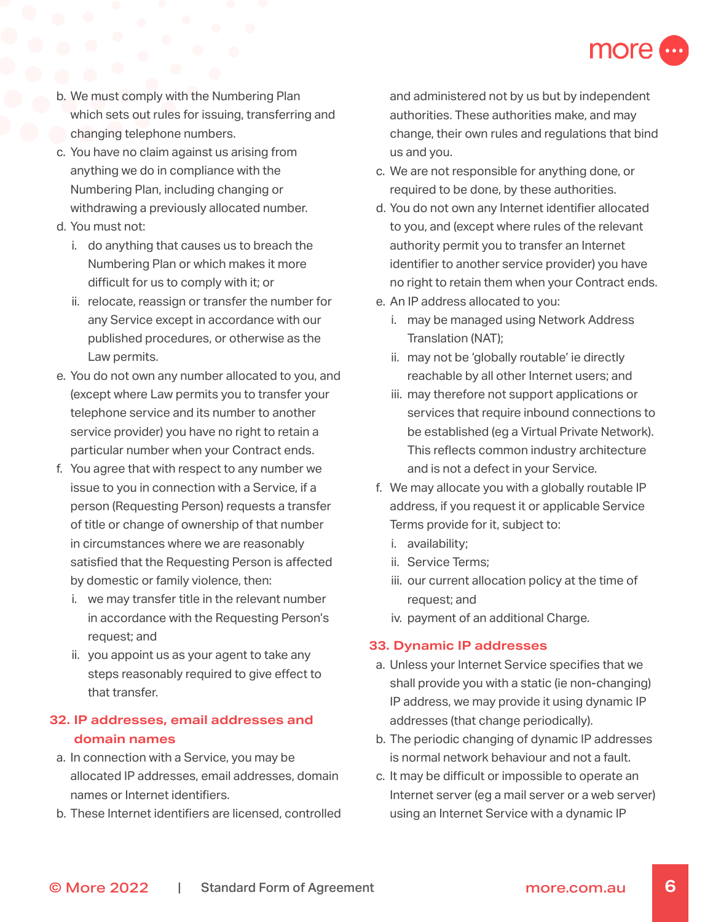b. We must comply with the Numbering Plan which sets out rules for issuing, transferring and changing telephone numbers.

c. You have no claim against us arising from anything we do in compliance with the Numbering Plan, including changing or withdrawing a previously allocated number.

d. You must not:

   i. do anything that causes us to breach the Numbering Plan or which makes it more difficult for us to comply with it; or

   ii. relocate, reassign or transfer the number for any Service except in accordance with our published procedures, or otherwise as the Law permits.

e. You do not own any number allocated to you, and (except where Law permits you to transfer your telephone service and its number to another service provider) you have no right to retain a particular number when your Contract ends.

f. You agree that with respect to any number we issue to you in connection with a Service, if a person (Requesting Person) requests a transfer of title or change of ownership of that number in circumstances where we are reasonably satisfied that the Requesting Person is affected by domestic or family violence, then:

   i. we may transfer title in the relevant number in accordance with the Requesting Person's request; and

   ii. you appoint us as your agent to take any steps reasonably required to give effect to that transfer.

## 32. IP addresses, email addresses and domain names

a. In connection with a Service, you may be allocated IP addresses, email addresses, domain names or Internet identifiers.

b. These Internet identifiers are licensed, controlled and administered not by us but by independent authorities. These authorities make, and may change, their own rules and regulations that bind us and you.

c. We are not responsible for anything done, or required to be done, by these authorities.

d. You do not own any Internet identifier allocated to you, and (except where rules of the relevant authority permit you to transfer an Internet identifier to another service provider) you have no right to retain them when your Contract ends.

e. An IP address allocated to you:

   i. may be managed using Network Address Translation (NAT);

   ii. may not be 'globally routable' ie directly reachable by all other Internet users; and

   iii. may therefore not support applications or services that require inbound connections to be established (eg a Virtual Private Network). This reflects common industry architecture and is not a defect in your Service.

f. We may allocate you with a globally routable IP address, if you request it or applicable Service Terms provide for it, subject to:

   i. availability;

   ii. Service Terms;

   iii. our current allocation policy at the time of request; and

   iv. payment of an additional Charge.

## 33. Dynamic IP addresses

a. Unless your Internet Service specifies that we shall provide you with a static (ie non-changing) IP address, we may provide it using dynamic IP addresses (that change periodically).

b. The periodic changing of dynamic IP addresses is normal network behaviour and not a fault.

c. It may be difficult or impossible to operate an Internet server (eg a mail server or a web server) using an Internet Service with a dynamic IP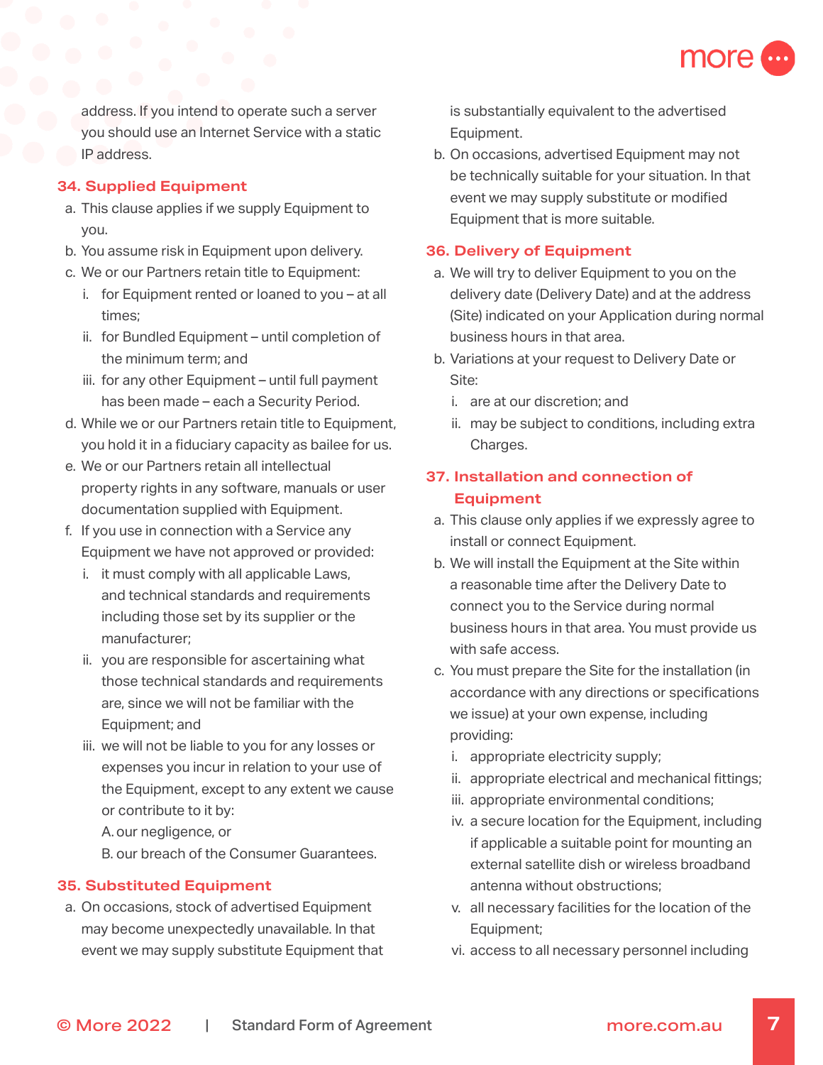address. If you intend to operate such a server you should use an Internet Service with a static IP address.

## 34. Supplied Equipment

a. This clause applies if we supply Equipment to you.

b. You assume risk in Equipment upon delivery.

c. We or our Partners retain title to Equipment:

  i. for Equipment rented or loaned to you – at all times;

  ii. for Bundled Equipment – until completion of the minimum term; and

  iii. for any other Equipment – until full payment has been made – each a Security Period.

d. While we or our Partners retain title to Equipment, you hold it in a fiduciary capacity as bailee for us.

e. We or our Partners retain all intellectual property rights in any software, manuals or user documentation supplied with Equipment.

f. If you use in connection with a Service any Equipment we have not approved or provided:

  i. it must comply with all applicable Laws, and technical standards and requirements including those set by its supplier or the manufacturer;

  ii. you are responsible for ascertaining what those technical standards and requirements are, since we will not be familiar with the Equipment; and

  iii. we will not be liable to you for any losses or expenses you incur in relation to your use of the Equipment, except to any extent we cause or contribute to it by:

    A. our negligence, or

    B. our breach of the Consumer Guarantees.

## 35. Substituted Equipment

a. On occasions, stock of advertised Equipment may become unexpectedly unavailable. In that event we may supply substitute Equipment that is substantially equivalent to the advertised Equipment.

b. On occasions, advertised Equipment may not be technically suitable for your situation. In that event we may supply substitute or modified Equipment that is more suitable.

## 36. Delivery of Equipment

a. We will try to deliver Equipment to you on the delivery date (Delivery Date) and at the address (Site) indicated on your Application during normal business hours in that area.

b. Variations at your request to Delivery Date or Site:

  i. are at our discretion; and

  ii. may be subject to conditions, including extra Charges.

## 37. Installation and connection of Equipment

a. This clause only applies if we expressly agree to install or connect Equipment.

b. We will install the Equipment at the Site within a reasonable time after the Delivery Date to connect you to the Service during normal business hours in that area. You must provide us with safe access.

c. You must prepare the Site for the installation (in accordance with any directions or specifications we issue) at your own expense, including providing:

  i. appropriate electricity supply;

  ii. appropriate electrical and mechanical fittings;

  iii. appropriate environmental conditions;

  iv. a secure location for the Equipment, including if applicable a suitable point for mounting an external satellite dish or wireless broadband antenna without obstructions;

  v. all necessary facilities for the location of the Equipment;

  vi. access to all necessary personnel including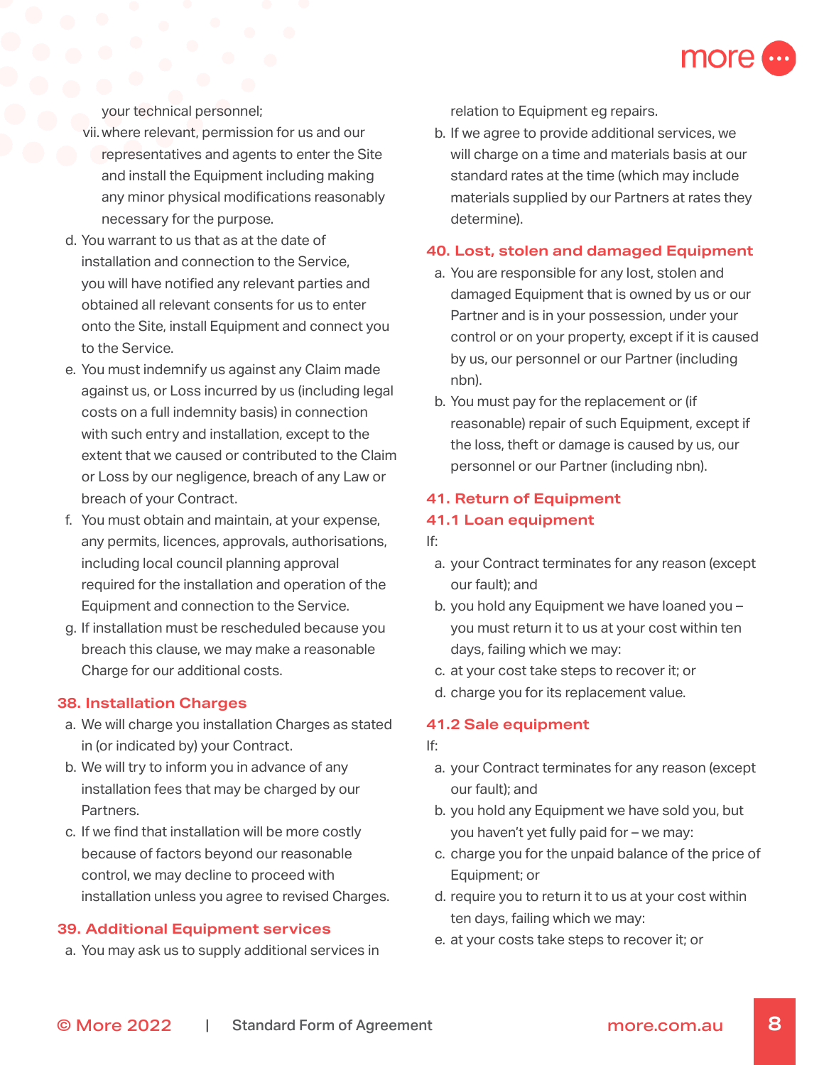your technical personnel;

vii. where relevant, permission for us and our representatives and agents to enter the Site and install the Equipment including making any minor physical modifications reasonably necessary for the purpose.

d. You warrant to us that as at the date of installation and connection to the Service, you will have notified any relevant parties and obtained all relevant consents for us to enter onto the Site, install Equipment and connect you to the Service.

e. You must indemnify us against any Claim made against us, or Loss incurred by us (including legal costs on a full indemnity basis) in connection with such entry and installation, except to the extent that we caused or contributed to the Claim or Loss by our negligence, breach of any Law or breach of your Contract.

f. You must obtain and maintain, at your expense, any permits, licences, approvals, authorisations, including local council planning approval required for the installation and operation of the Equipment and connection to the Service.

g. If installation must be rescheduled because you breach this clause, we may make a reasonable Charge for our additional costs.

## 38. Installation Charges

a. We will charge you installation Charges as stated in (or indicated by) your Contract.

b. We will try to inform you in advance of any installation fees that may be charged by our Partners.

c. If we find that installation will be more costly because of factors beyond our reasonable control, we may decline to proceed with installation unless you agree to revised Charges.

## 39. Additional Equipment services

a. You may ask us to supply additional services in relation to Equipment eg repairs.

b. If we agree to provide additional services, we will charge on a time and materials basis at our standard rates at the time (which may include materials supplied by our Partners at rates they determine).

## 40. Lost, stolen and damaged Equipment

a. You are responsible for any lost, stolen and damaged Equipment that is owned by us or our Partner and is in your possession, under your control or on your property, except if it is caused by us, our personnel or our Partner (including nbn).

b. You must pay for the replacement or (if reasonable) repair of such Equipment, except if the loss, theft or damage is caused by us, our personnel or our Partner (including nbn).

## 41. Return of Equipment

### 41.1 Loan equipment

If:

a. your Contract terminates for any reason (except our fault); and

b. you hold any Equipment we have loaned you – you must return it to us at your cost within ten days, failing which we may:

c. at your cost take steps to recover it; or

d. charge you for its replacement value.

### 41.2 Sale equipment

If:

a. your Contract terminates for any reason (except our fault); and

b. you hold any Equipment we have sold you, but you haven't yet fully paid for – we may:

c. charge you for the unpaid balance of the price of Equipment; or

d. require you to return it to us at your cost within ten days, failing which we may:

e. at your costs take steps to recover it; or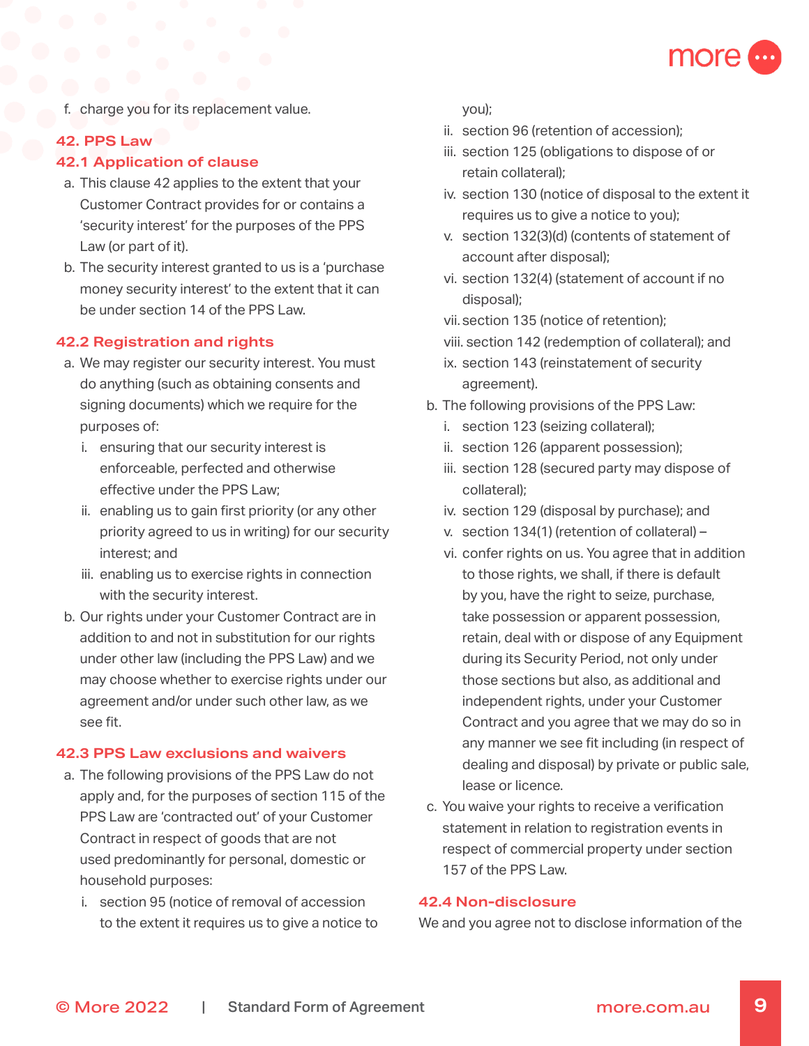f. charge you for its replacement value.

## 42. PPS Law

### 42.1 Application of clause

a. This clause 42 applies to the extent that your Customer Contract provides for or contains a 'security interest' for the purposes of the PPS Law (or part of it).

b. The security interest granted to us is a 'purchase money security interest' to the extent that it can be under section 14 of the PPS Law.

### 42.2 Registration and rights

a. We may register our security interest. You must do anything (such as obtaining consents and signing documents) which we require for the purposes of:

   i. ensuring that our security interest is enforceable, perfected and otherwise effective under the PPS Law;

   ii. enabling us to gain first priority (or any other priority agreed to us in writing) for our security interest; and

   iii. enabling us to exercise rights in connection with the security interest.

b. Our rights under your Customer Contract are in addition to and not in substitution for our rights under other law (including the PPS Law) and we may choose whether to exercise rights under our agreement and/or under such other law, as we see fit.

### 42.3 PPS Law exclusions and waivers

a. The following provisions of the PPS Law do not apply and, for the purposes of section 115 of the PPS Law are 'contracted out' of your Customer Contract in respect of goods that are not used predominantly for personal, domestic or household purposes:

   i. section 95 (notice of removal of accession to the extent it requires us to give a notice to you);

   ii. section 96 (retention of accession);

   iii. section 125 (obligations to dispose of or retain collateral);

   iv. section 130 (notice of disposal to the extent it requires us to give a notice to you);

   v. section 132(3)(d) (contents of statement of account after disposal);

   vi. section 132(4) (statement of account if no disposal);

   vii. section 135 (notice of retention);

   viii. section 142 (redemption of collateral); and

   ix. section 143 (reinstatement of security agreement).

b. The following provisions of the PPS Law:

   i. section 123 (seizing collateral);

   ii. section 126 (apparent possession);

   iii. section 128 (secured party may dispose of collateral);

   iv. section 129 (disposal by purchase); and

   v. section 134(1) (retention of collateral) –

   vi. confer rights on us. You agree that in addition to those rights, we shall, if there is default by you, have the right to seize, purchase, take possession or apparent possession, retain, deal with or dispose of any Equipment during its Security Period, not only under those sections but also, as additional and independent rights, under your Customer Contract and you agree that we may do so in any manner we see fit including (in respect of dealing and disposal) by private or public sale, lease or licence.

c. You waive your rights to receive a verification statement in relation to registration events in respect of commercial property under section 157 of the PPS Law.

### 42.4 Non-disclosure

We and you agree not to disclose information of the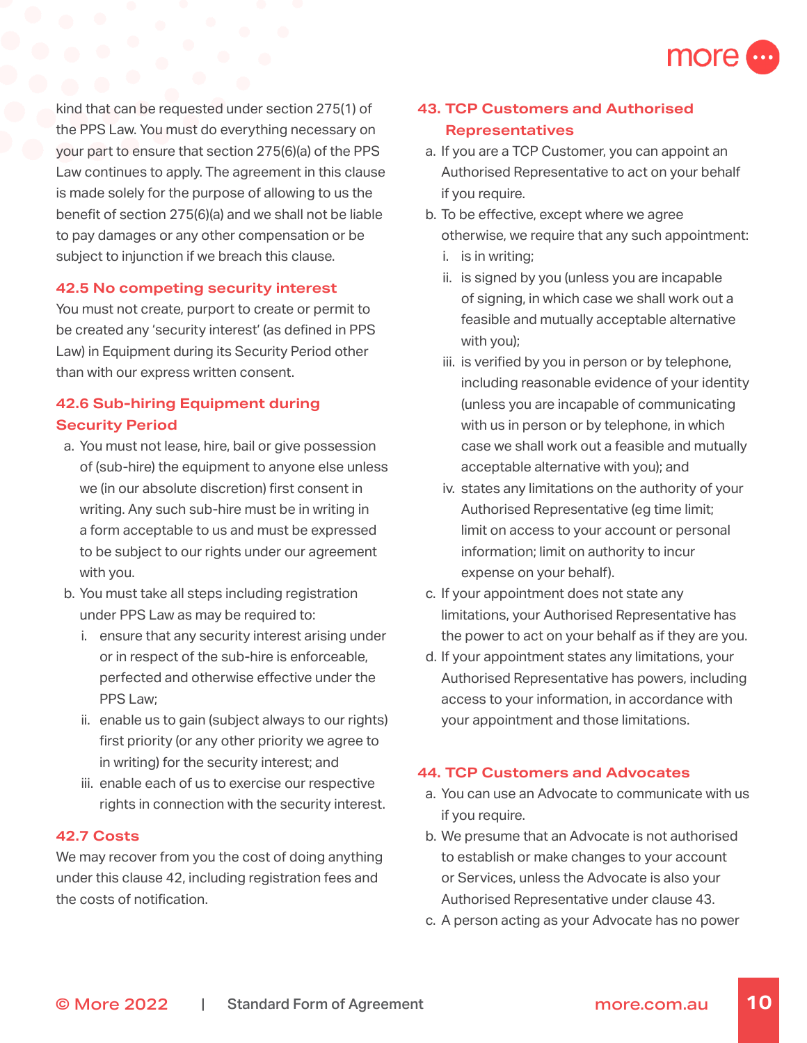kind that can be requested under section 275(1) of the PPS Law. You must do everything necessary on your part to ensure that section 275(6)(a) of the PPS Law continues to apply. The agreement in this clause is made solely for the purpose of allowing to us the benefit of section 275(6)(a) and we shall not be liable to pay damages or any other compensation or be subject to injunction if we breach this clause.

### 42.5 No competing security interest

You must not create, purport to create or permit to be created any 'security interest' (as defined in PPS Law) in Equipment during its Security Period other than with our express written consent.

### 42.6 Sub-hiring Equipment during Security Period

a. You must not lease, hire, bail or give possession of (sub-hire) the equipment to anyone else unless we (in our absolute discretion) first consent in writing. Any such sub-hire must be in writing in a form acceptable to us and must be expressed to be subject to our rights under our agreement with you.
b. You must take all steps including registration under PPS Law as may be required to:
   i. ensure that any security interest arising under or in respect of the sub-hire is enforceable, perfected and otherwise effective under the PPS Law;
   ii. enable us to gain (subject always to our rights) first priority (or any other priority we agree to in writing) for the security interest; and
   iii. enable each of us to exercise our respective rights in connection with the security interest.

### 42.7 Costs

We may recover from you the cost of doing anything under this clause 42, including registration fees and the costs of notification.

## 43. TCP Customers and Authorised Representatives

a. If you are a TCP Customer, you can appoint an Authorised Representative to act on your behalf if you require.
b. To be effective, except where we agree otherwise, we require that any such appointment:
   i. is in writing;
   ii. is signed by you (unless you are incapable of signing, in which case we shall work out a feasible and mutually acceptable alternative with you);
   iii. is verified by you in person or by telephone, including reasonable evidence of your identity (unless you are incapable of communicating with us in person or by telephone, in which case we shall work out a feasible and mutually acceptable alternative with you); and
   iv. states any limitations on the authority of your Authorised Representative (eg time limit; limit on access to your account or personal information; limit on authority to incur expense on your behalf).
c. If your appointment does not state any limitations, your Authorised Representative has the power to act on your behalf as if they are you.
d. If your appointment states any limitations, your Authorised Representative has powers, including access to your information, in accordance with your appointment and those limitations.

## 44. TCP Customers and Advocates

a. You can use an Advocate to communicate with us if you require.
b. We presume that an Advocate is not authorised to establish or make changes to your account or Services, unless the Advocate is also your Authorised Representative under clause 43.
c. A person acting as your Advocate has no power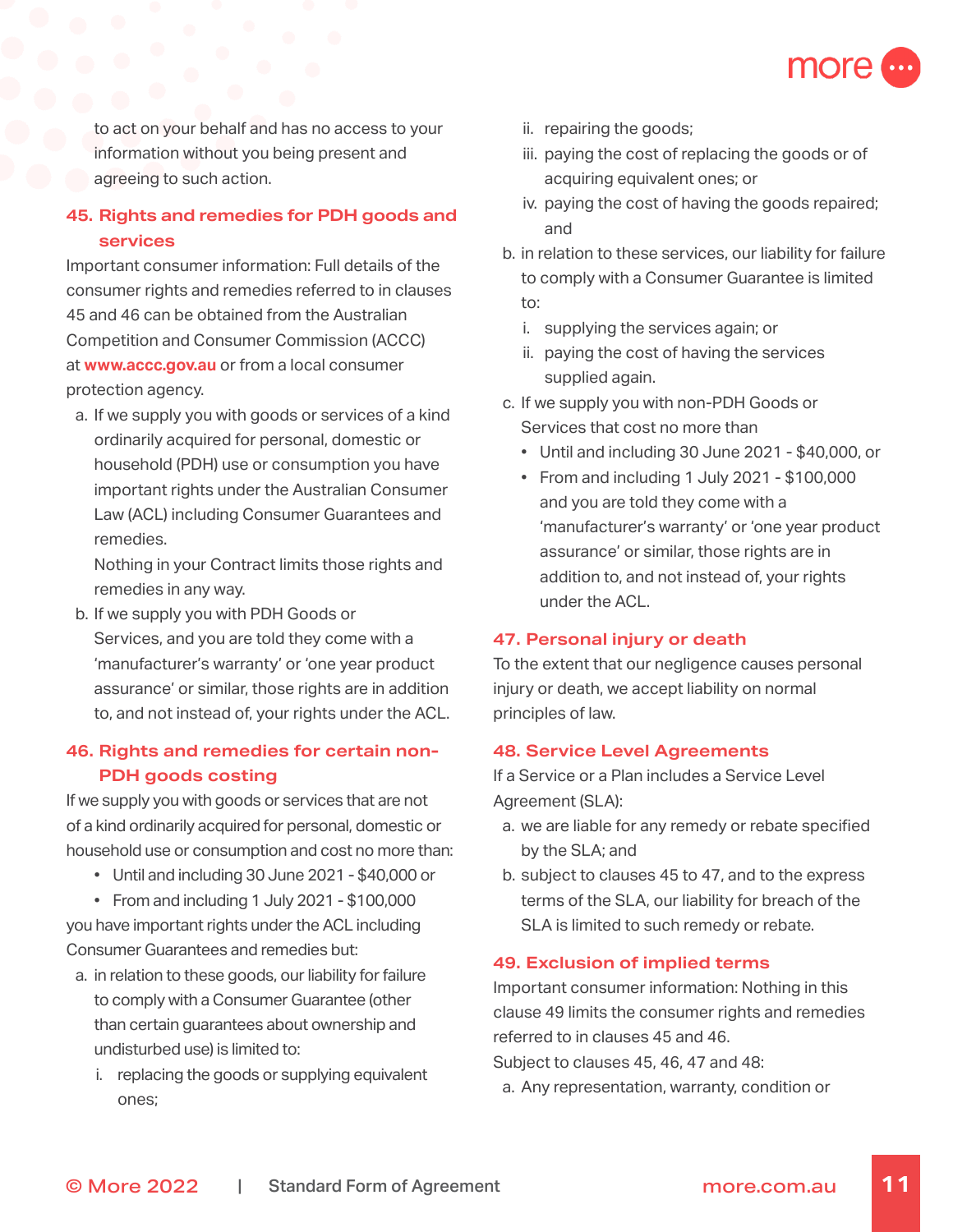to act on your behalf and has no access to your information without you being present and agreeing to such action.

## 45. Rights and remedies for PDH goods and services

Important consumer information: Full details of the consumer rights and remedies referred to in clauses 45 and 46 can be obtained from the Australian Competition and Consumer Commission (ACCC) at **www.accc.gov.au** or from a local consumer protection agency.

a. If we supply you with goods or services of a kind ordinarily acquired for personal, domestic or household (PDH) use or consumption you have important rights under the Australian Consumer Law (ACL) including Consumer Guarantees and remedies.

   Nothing in your Contract limits those rights and remedies in any way.

b. If we supply you with PDH Goods or Services, and you are told they come with a 'manufacturer's warranty' or 'one year product assurance' or similar, those rights are in addition to, and not instead of, your rights under the ACL.

## 46. Rights and remedies for certain non-PDH goods costing

If we supply you with goods or services that are not of a kind ordinarily acquired for personal, domestic or household use or consumption and cost no more than:

- Until and including 30 June 2021 - $40,000 or
- From and including 1 July 2021 - $100,000

you have important rights under the ACL including Consumer Guarantees and remedies but:

a. in relation to these goods, our liability for failure to comply with a Consumer Guarantee (other than certain guarantees about ownership and undisturbed use) is limited to:
   i. replacing the goods or supplying equivalent ones;
   ii. repairing the goods;
   iii. paying the cost of replacing the goods or of acquiring equivalent ones; or
   iv. paying the cost of having the goods repaired; and

b. in relation to these services, our liability for failure to comply with a Consumer Guarantee is limited to:
   i. supplying the services again; or
   ii. paying the cost of having the services supplied again.

c. If we supply you with non-PDH Goods or Services that cost no more than
   - Until and including 30 June 2021 - $40,000, or
   - From and including 1 July 2021 - $100,000 and you are told they come with a 'manufacturer's warranty' or 'one year product assurance' or similar, those rights are in addition to, and not instead of, your rights under the ACL.

## 47. Personal injury or death

To the extent that our negligence causes personal injury or death, we accept liability on normal principles of law.

## 48. Service Level Agreements

If a Service or a Plan includes a Service Level Agreement (SLA):

a. we are liable for any remedy or rebate specified by the SLA; and
b. subject to clauses 45 to 47, and to the express terms of the SLA, our liability for breach of the SLA is limited to such remedy or rebate.

## 49. Exclusion of implied terms

Important consumer information: Nothing in this clause 49 limits the consumer rights and remedies referred to in clauses 45 and 46.

Subject to clauses 45, 46, 47 and 48:

a. Any representation, warranty, condition or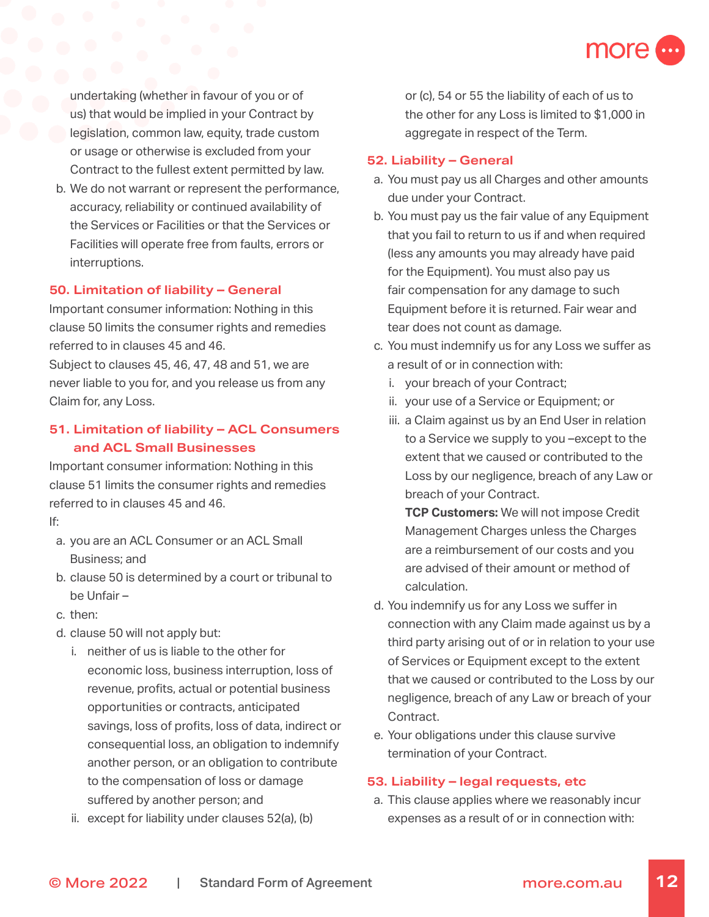undertaking (whether in favour of you or of us) that would be implied in your Contract by legislation, common law, equity, trade custom or usage or otherwise is excluded from your Contract to the fullest extent permitted by law.

b. We do not warrant or represent the performance, accuracy, reliability or continued availability of the Services or Facilities or that the Services or Facilities will operate free from faults, errors or interruptions.

## 50. Limitation of liability – General

Important consumer information: Nothing in this clause 50 limits the consumer rights and remedies referred to in clauses 45 and 46.

Subject to clauses 45, 46, 47, 48 and 51, we are never liable to you for, and you release us from any Claim for, any Loss.

## 51. Limitation of liability – ACL Consumers and ACL Small Businesses

Important consumer information: Nothing in this clause 51 limits the consumer rights and remedies referred to in clauses 45 and 46.

If:

a. you are an ACL Consumer or an ACL Small Business; and
b. clause 50 is determined by a court or tribunal to be Unfair –
c. then:
d. clause 50 will not apply but:
   i. neither of us is liable to the other for economic loss, business interruption, loss of revenue, profits, actual or potential business opportunities or contracts, anticipated savings, loss of profits, loss of data, indirect or consequential loss, an obligation to indemnify another person, or an obligation to contribute to the compensation of loss or damage suffered by another person; and
   ii. except for liability under clauses 52(a), (b) or (c), 54 or 55 the liability of each of us to the other for any Loss is limited to $1,000 in aggregate in respect of the Term.

## 52. Liability – General

a. You must pay us all Charges and other amounts due under your Contract.
b. You must pay us the fair value of any Equipment that you fail to return to us if and when required (less any amounts you may already have paid for the Equipment). You must also pay us fair compensation for any damage to such Equipment before it is returned. Fair wear and tear does not count as damage.
c. You must indemnify us for any Loss we suffer as a result of or in connection with:
   i. your breach of your Contract;
   ii. your use of a Service or Equipment; or
   iii. a Claim against us by an End User in relation to a Service we supply to you –except to the extent that we caused or contributed to the Loss by our negligence, breach of any Law or breach of your Contract.

   **TCP Customers:** We will not impose Credit Management Charges unless the Charges are a reimbursement of our costs and you are advised of their amount or method of calculation.
d. You indemnify us for any Loss we suffer in connection with any Claim made against us by a third party arising out of or in relation to your use of Services or Equipment except to the extent that we caused or contributed to the Loss by our negligence, breach of any Law or breach of your Contract.
e. Your obligations under this clause survive termination of your Contract.

## 53. Liability – legal requests, etc

a. This clause applies where we reasonably incur expenses as a result of or in connection with: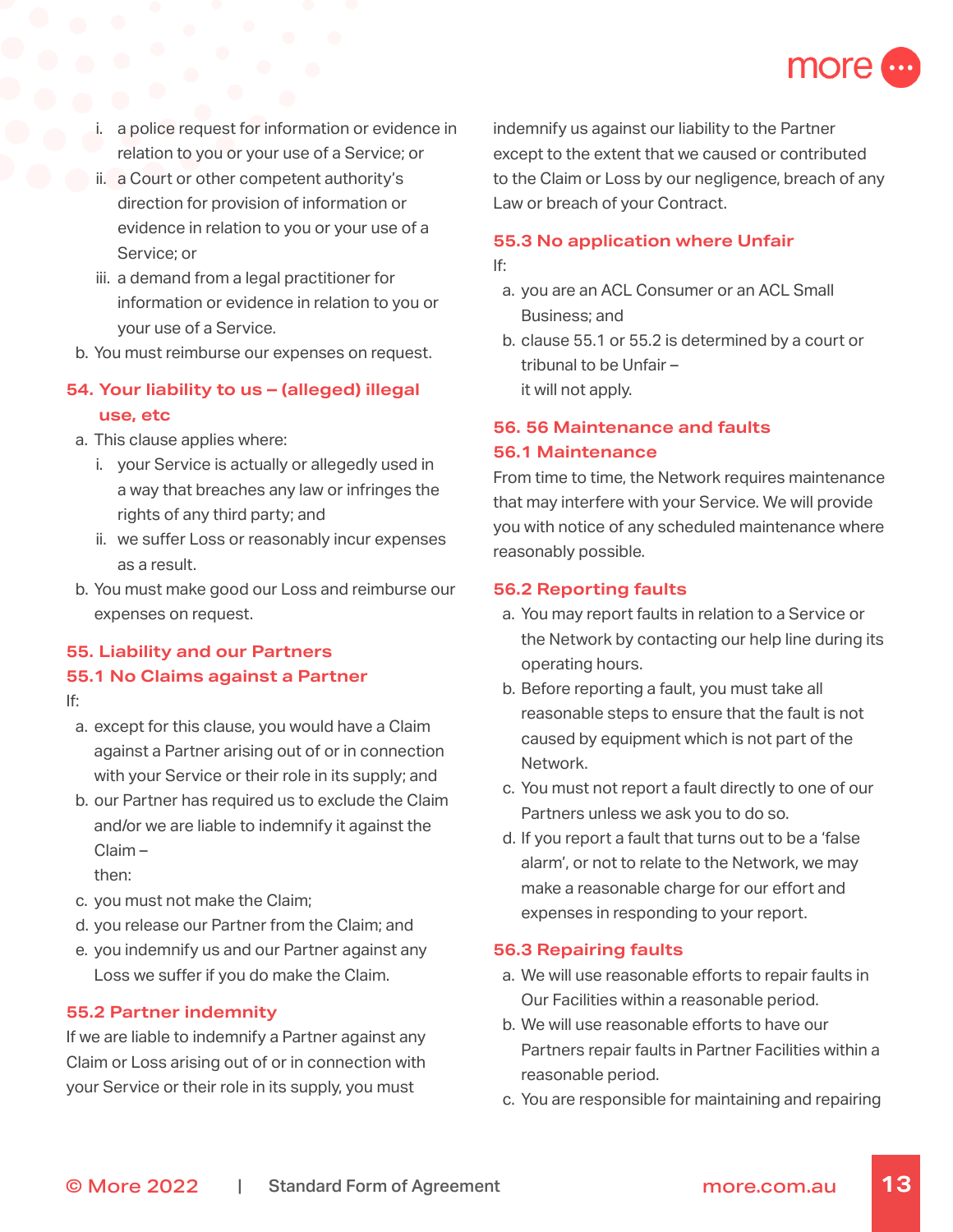i. a police request for information or evidence in relation to you or your use of a Service; or
   ii. a Court or other competent authority's direction for provision of information or evidence in relation to you or your use of a Service; or
   iii. a demand from a legal practitioner for information or evidence in relation to you or your use of a Service.

b. You must reimburse our expenses on request.

## 54. Your liability to us – (alleged) illegal use, etc

a. This clause applies where:
   i. your Service is actually or allegedly used in a way that breaches any law or infringes the rights of any third party; and
   ii. we suffer Loss or reasonably incur expenses as a result.

b. You must make good our Loss and reimburse our expenses on request.

## 55. Liability and our Partners

### 55.1 No Claims against a Partner

If:

a. except for this clause, you would have a Claim against a Partner arising out of or in connection with your Service or their role in its supply; and
b. our Partner has required us to exclude the Claim and/or we are liable to indemnify it against the Claim –

then:

c. you must not make the Claim;
d. you release our Partner from the Claim; and
e. you indemnify us and our Partner against any Loss we suffer if you do make the Claim.

### 55.2 Partner indemnity

If we are liable to indemnify a Partner against any Claim or Loss arising out of or in connection with your Service or their role in its supply, you must indemnify us against our liability to the Partner except to the extent that we caused or contributed to the Claim or Loss by our negligence, breach of any Law or breach of your Contract.

### 55.3 No application where Unfair

If:

a. you are an ACL Consumer or an ACL Small Business; and
b. clause 55.1 or 55.2 is determined by a court or tribunal to be Unfair –

it will not apply.

## 56. 56 Maintenance and faults

### 56.1 Maintenance

From time to time, the Network requires maintenance that may interfere with your Service. We will provide you with notice of any scheduled maintenance where reasonably possible.

### 56.2 Reporting faults

a. You may report faults in relation to a Service or the Network by contacting our help line during its operating hours.
b. Before reporting a fault, you must take all reasonable steps to ensure that the fault is not caused by equipment which is not part of the Network.
c. You must not report a fault directly to one of our Partners unless we ask you to do so.
d. If you report a fault that turns out to be a 'false alarm', or not to relate to the Network, we may make a reasonable charge for our effort and expenses in responding to your report.

### 56.3 Repairing faults

a. We will use reasonable efforts to repair faults in Our Facilities within a reasonable period.
b. We will use reasonable efforts to have our Partners repair faults in Partner Facilities within a reasonable period.
c. You are responsible for maintaining and repairing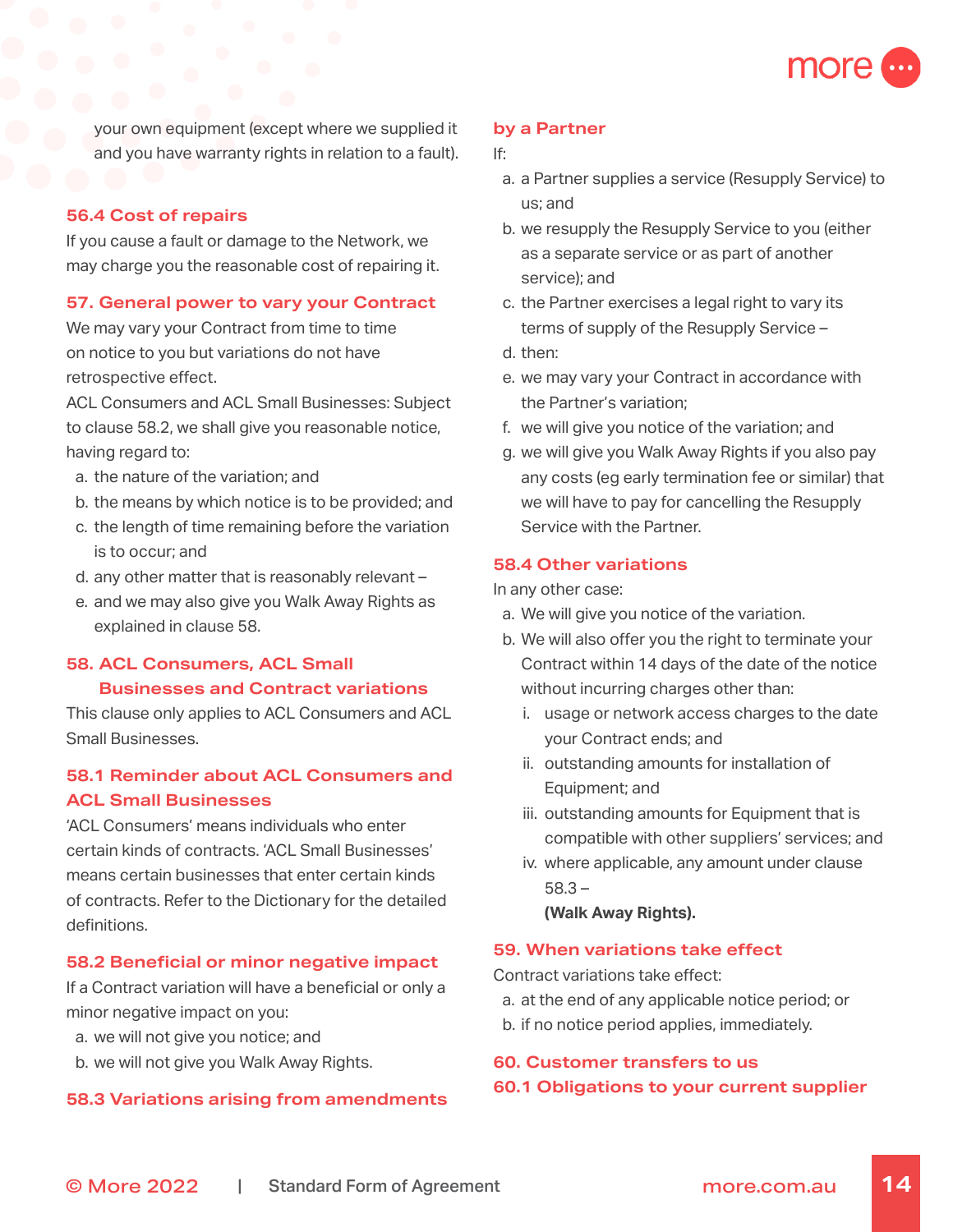your own equipment (except where we supplied it and you have warranty rights in relation to a fault).

### 56.4 Cost of repairs

If you cause a fault or damage to the Network, we may charge you the reasonable cost of repairing it.

## 57. General power to vary your Contract

We may vary your Contract from time to time on notice to you but variations do not have retrospective effect.

ACL Consumers and ACL Small Businesses: Subject to clause 58.2, we shall give you reasonable notice, having regard to:

a. the nature of the variation; and
b. the means by which notice is to be provided; and
c. the length of time remaining before the variation is to occur; and
d. any other matter that is reasonably relevant –
e. and we may also give you Walk Away Rights as explained in clause 58.

## 58. ACL Consumers, ACL Small Businesses and Contract variations

This clause only applies to ACL Consumers and ACL Small Businesses.

### 58.1 Reminder about ACL Consumers and ACL Small Businesses

'ACL Consumers' means individuals who enter certain kinds of contracts. 'ACL Small Businesses' means certain businesses that enter certain kinds of contracts. Refer to the Dictionary for the detailed definitions.

### 58.2 Beneficial or minor negative impact

If a Contract variation will have a beneficial or only a minor negative impact on you:

a. we will not give you notice; and
b. we will not give you Walk Away Rights.

### 58.3 Variations arising from amendments by a Partner

If:

a. a Partner supplies a service (Resupply Service) to us; and
b. we resupply the Resupply Service to you (either as a separate service or as part of another service); and
c. the Partner exercises a legal right to vary its terms of supply of the Resupply Service –
d. then:
e. we may vary your Contract in accordance with the Partner's variation;
f. we will give you notice of the variation; and
g. we will give you Walk Away Rights if you also pay any costs (eg early termination fee or similar) that we will have to pay for cancelling the Resupply Service with the Partner.

### 58.4 Other variations

In any other case:

a. We will give you notice of the variation.
b. We will also offer you the right to terminate your Contract within 14 days of the date of the notice without incurring charges other than:
    i. usage or network access charges to the date your Contract ends; and
    ii. outstanding amounts for installation of Equipment; and
    iii. outstanding amounts for Equipment that is compatible with other suppliers' services; and
    iv. where applicable, any amount under clause 58.3 –

    **(Walk Away Rights).**

## 59. When variations take effect

Contract variations take effect:

a. at the end of any applicable notice period; or
b. if no notice period applies, immediately.

## 60. Customer transfers to us

### 60.1 Obligations to your current supplier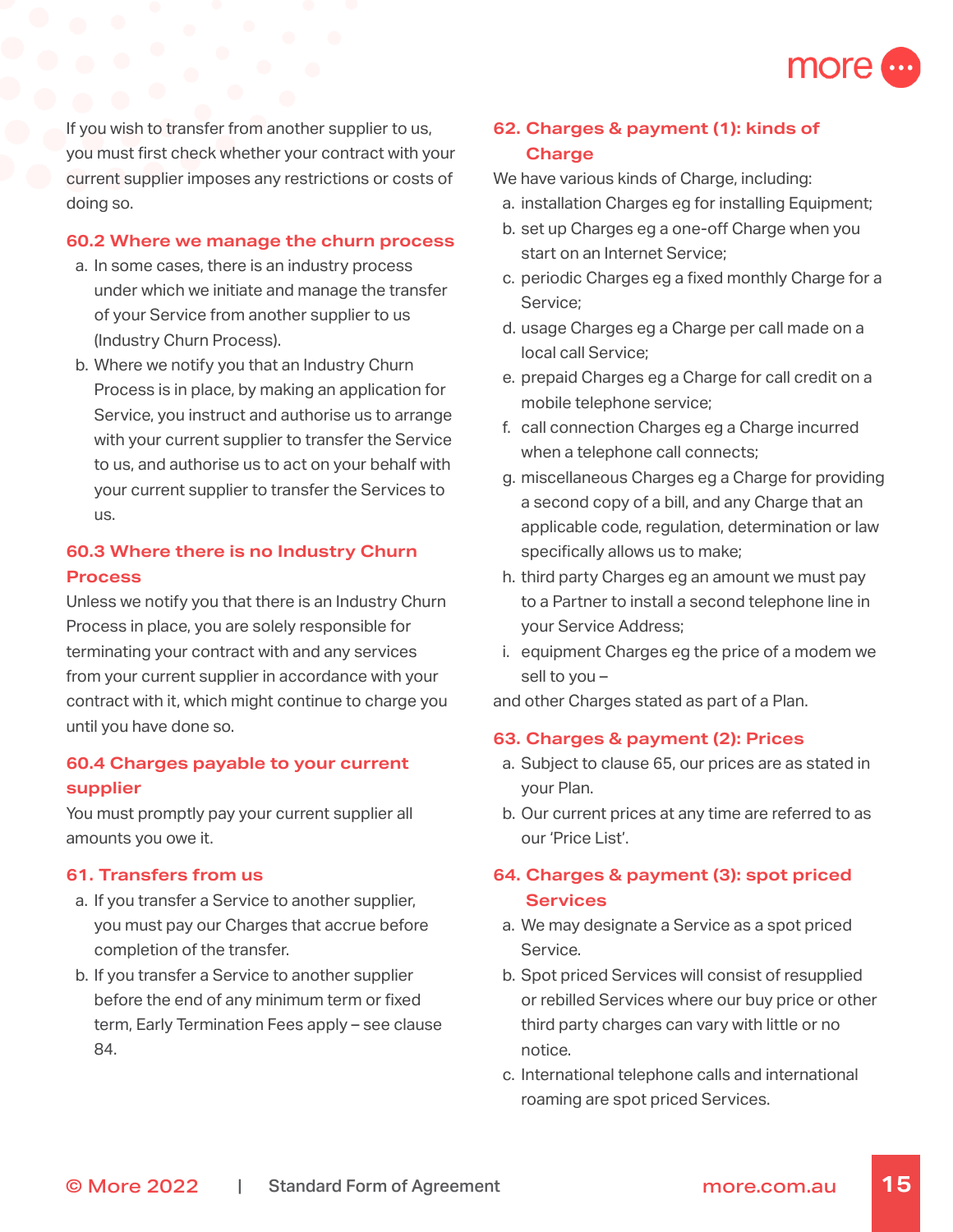If you wish to transfer from another supplier to us, you must first check whether your contract with your current supplier imposes any restrictions or costs of doing so.

### 60.2 Where we manage the churn process

a. In some cases, there is an industry process under which we initiate and manage the transfer of your Service from another supplier to us (Industry Churn Process).

b. Where we notify you that an Industry Churn Process is in place, by making an application for Service, you instruct and authorise us to arrange with your current supplier to transfer the Service to us, and authorise us to act on your behalf with your current supplier to transfer the Services to us.

### 60.3 Where there is no Industry Churn Process

Unless we notify you that there is an Industry Churn Process in place, you are solely responsible for terminating your contract with and any services from your current supplier in accordance with your contract with it, which might continue to charge you until you have done so.

### 60.4 Charges payable to your current supplier

You must promptly pay your current supplier all amounts you owe it.

## 61. Transfers from us

a. If you transfer a Service to another supplier, you must pay our Charges that accrue before completion of the transfer.

b. If you transfer a Service to another supplier before the end of any minimum term or fixed term, Early Termination Fees apply – see clause 84.

## 62. Charges & payment (1): kinds of Charge

We have various kinds of Charge, including:

a. installation Charges eg for installing Equipment;

b. set up Charges eg a one-off Charge when you start on an Internet Service;

c. periodic Charges eg a fixed monthly Charge for a Service;

d. usage Charges eg a Charge per call made on a local call Service;

e. prepaid Charges eg a Charge for call credit on a mobile telephone service;

f. call connection Charges eg a Charge incurred when a telephone call connects;

g. miscellaneous Charges eg a Charge for providing a second copy of a bill, and any Charge that an applicable code, regulation, determination or law specifically allows us to make;

h. third party Charges eg an amount we must pay to a Partner to install a second telephone line in your Service Address;

i. equipment Charges eg the price of a modem we sell to you –

and other Charges stated as part of a Plan.

## 63. Charges & payment (2): Prices

a. Subject to clause 65, our prices are as stated in your Plan.

b. Our current prices at any time are referred to as our 'Price List'.

## 64. Charges & payment (3): spot priced Services

a. We may designate a Service as a spot priced Service.

b. Spot priced Services will consist of resupplied or rebilled Services where our buy price or other third party charges can vary with little or no notice.

c. International telephone calls and international roaming are spot priced Services.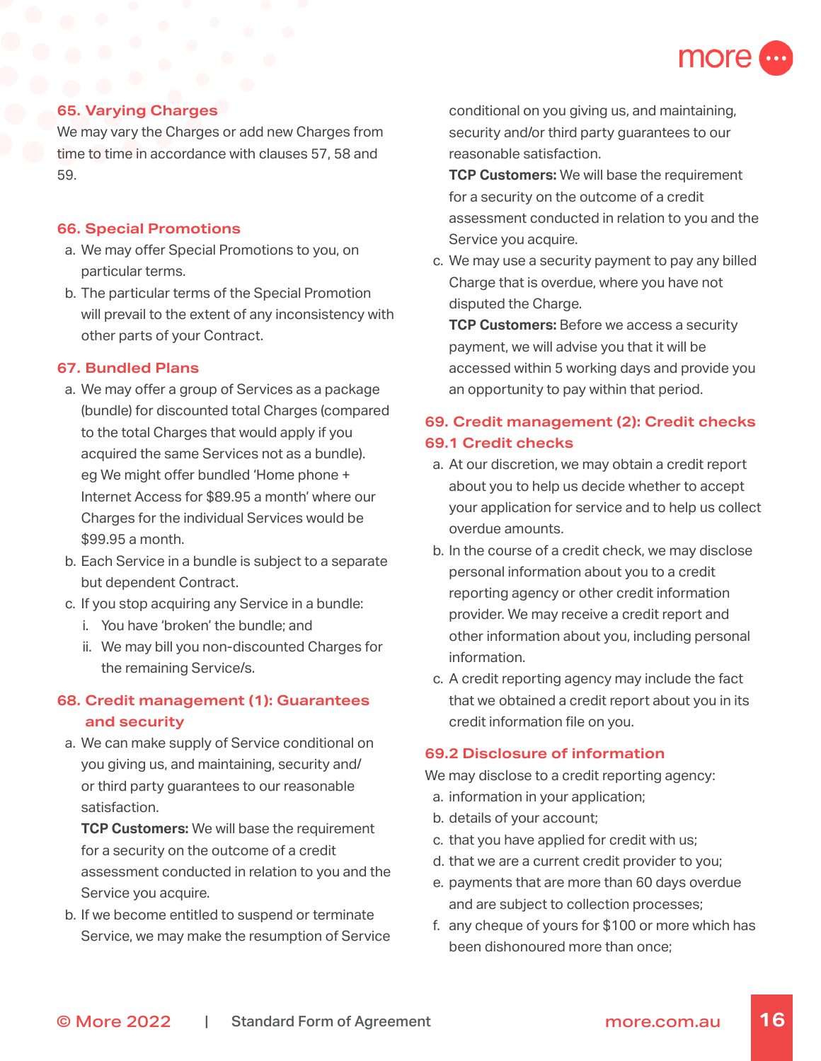## 65. Varying Charges

We may vary the Charges or add new Charges from time to time in accordance with clauses 57, 58 and 59.

## 66. Special Promotions

a. We may offer Special Promotions to you, on particular terms.
b. The particular terms of the Special Promotion will prevail to the extent of any inconsistency with other parts of your Contract.

## 67. Bundled Plans

a. We may offer a group of Services as a package (bundle) for discounted total Charges (compared to the total Charges that would apply if you acquired the same Services not as a bundle). eg We might offer bundled 'Home phone + Internet Access for $89.95 a month' where our Charges for the individual Services would be $99.95 a month.
b. Each Service in a bundle is subject to a separate but dependent Contract.
c. If you stop acquiring any Service in a bundle:
   i. You have 'broken' the bundle; and
   ii. We may bill you non-discounted Charges for the remaining Service/s.

## 68. Credit management (1): Guarantees and security

a. We can make supply of Service conditional on you giving us, and maintaining, security and/or third party guarantees to our reasonable satisfaction.
   **TCP Customers:** We will base the requirement for a security on the outcome of a credit assessment conducted in relation to you and the Service you acquire.
b. If we become entitled to suspend or terminate Service, we may make the resumption of Service conditional on you giving us, and maintaining, security and/or third party guarantees to our reasonable satisfaction.
   **TCP Customers:** We will base the requirement for a security on the outcome of a credit assessment conducted in relation to you and the Service you acquire.
c. We may use a security payment to pay any billed Charge that is overdue, where you have not disputed the Charge.
   **TCP Customers:** Before we access a security payment, we will advise you that it will be accessed within 5 working days and provide you an opportunity to pay within that period.

## 69. Credit management (2): Credit checks

### 69.1 Credit checks

a. At our discretion, we may obtain a credit report about you to help us decide whether to accept your application for service and to help us collect overdue amounts.
b. In the course of a credit check, we may disclose personal information about you to a credit reporting agency or other credit information provider. We may receive a credit report and other information about you, including personal information.
c. A credit reporting agency may include the fact that we obtained a credit report about you in its credit information file on you.

### 69.2 Disclosure of information

We may disclose to a credit reporting agency:

a. information in your application;
b. details of your account;
c. that you have applied for credit with us;
d. that we are a current credit provider to you;
e. payments that are more than 60 days overdue and are subject to collection processes;
f. any cheque of yours for $100 or more which has been dishonoured more than once;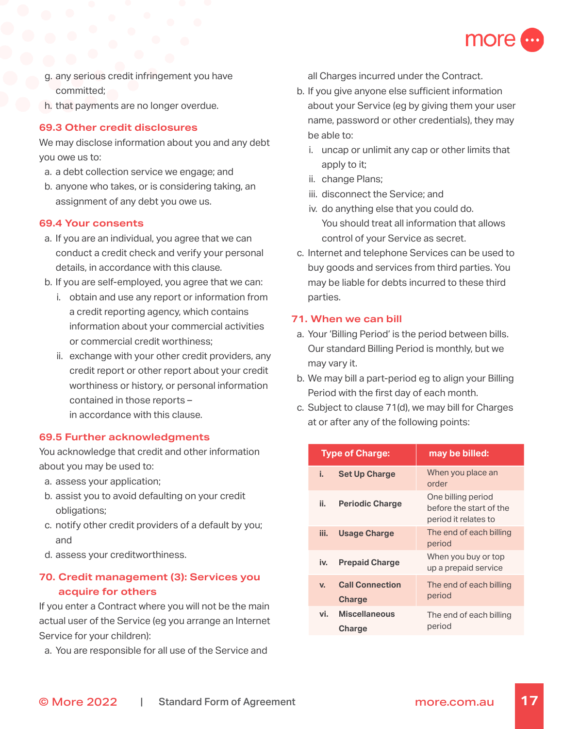g. any serious credit infringement you have committed;
h. that payments are no longer overdue.

### 69.3 Other credit disclosures

We may disclose information about you and any debt you owe us to:

a. a debt collection service we engage; and
b. anyone who takes, or is considering taking, an assignment of any debt you owe us.

### 69.4 Your consents

a. If you are an individual, you agree that we can conduct a credit check and verify your personal details, in accordance with this clause.
b. If you are self-employed, you agree that we can:
   i. obtain and use any report or information from a credit reporting agency, which contains information about your commercial activities or commercial credit worthiness;
   ii. exchange with your other credit providers, any credit report or other report about your credit worthiness or history, or personal information contained in those reports –

   in accordance with this clause.

### 69.5 Further acknowledgments

You acknowledge that credit and other information about you may be used to:

a. assess your application;
b. assist you to avoid defaulting on your credit obligations;
c. notify other credit providers of a default by you; and
d. assess your creditworthiness.

## 70. Credit management (3): Services you acquire for others

If you enter a Contract where you will not be the main actual user of the Service (eg you arrange an Internet Service for your children):

a. You are responsible for all use of the Service and all Charges incurred under the Contract.
b. If you give anyone else sufficient information about your Service (eg by giving them your user name, password or other credentials), they may be able to:
   i. uncap or unlimit any cap or other limits that apply to it;
   ii. change Plans;
   iii. disconnect the Service; and
   iv. do anything else that you could do.

   You should treat all information that allows control of your Service as secret.
c. Internet and telephone Services can be used to buy goods and services from third parties. You may be liable for debts incurred to these third parties.

## 71. When we can bill

a. Your 'Billing Period' is the period between bills. Our standard Billing Period is monthly, but we may vary it.
b. We may bill a part-period eg to align your Billing Period with the first day of each month.
c. Subject to clause 71(d), we may bill for Charges at or after any of the following points:

| Type of Charge: | | may be billed: |
|---|---|---|
| i. | **Set Up Charge** | When you place an order |
| ii. | **Periodic Charge** | One billing period before the start of the period it relates to |
| iii. | **Usage Charge** | The end of each billing period |
| iv. | **Prepaid Charge** | When you buy or top up a prepaid service |
| v. | **Call Connection Charge** | The end of each billing period |
| vi. | **Miscellaneous Charge** | The end of each billing period |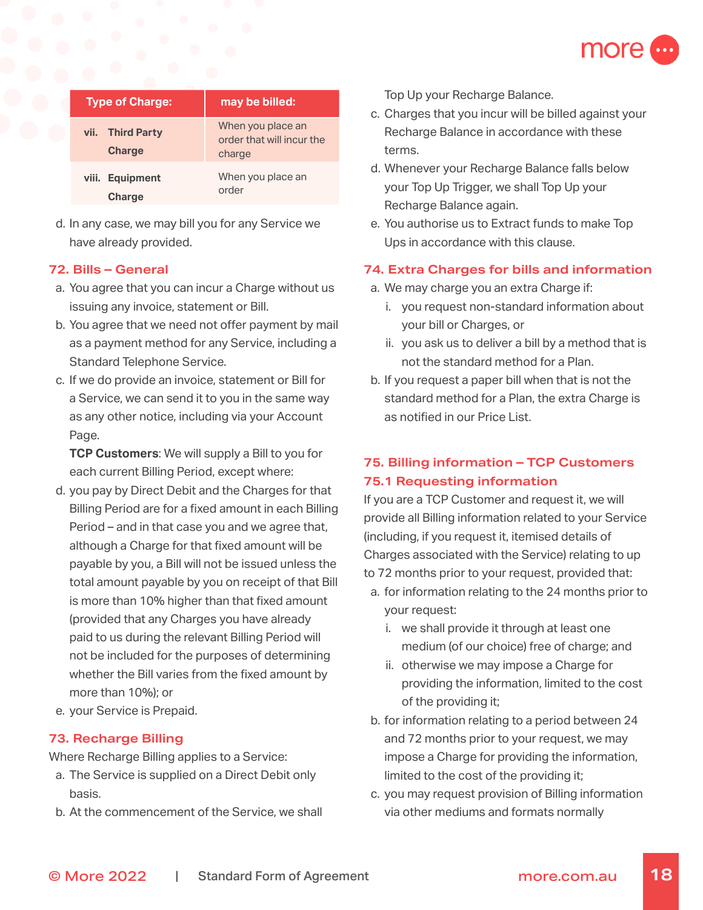| Type of Charge: | may be billed: |
|---|---|
| vii. **Third Party Charge** | When you place an order that will incur the charge |
| viii. **Equipment Charge** | When you place an order |

d. In any case, we may bill you for any Service we have already provided.

## 72. Bills – General

a. You agree that you can incur a Charge without us issuing any invoice, statement or Bill.

b. You agree that we need not offer payment by mail as a payment method for any Service, including a Standard Telephone Service.

c. If we do provide an invoice, statement or Bill for a Service, we can send it to you in the same way as any other notice, including via your Account Page.

**TCP Customers**: We will supply a Bill to you for each current Billing Period, except where:

d. you pay by Direct Debit and the Charges for that Billing Period are for a fixed amount in each Billing Period – and in that case you and we agree that, although a Charge for that fixed amount will be payable by you, a Bill will not be issued unless the total amount payable by you on receipt of that Bill is more than 10% higher than that fixed amount (provided that any Charges you have already paid to us during the relevant Billing Period will not be included for the purposes of determining whether the Bill varies from the fixed amount by more than 10%); or

e. your Service is Prepaid.

## 73. Recharge Billing

Where Recharge Billing applies to a Service:

a. The Service is supplied on a Direct Debit only basis.

b. At the commencement of the Service, we shall Top Up your Recharge Balance.

c. Charges that you incur will be billed against your Recharge Balance in accordance with these terms.

d. Whenever your Recharge Balance falls below your Top Up Trigger, we shall Top Up your Recharge Balance again.

e. You authorise us to Extract funds to make Top Ups in accordance with this clause.

## 74. Extra Charges for bills and information

a. We may charge you an extra Charge if:

   i. you request non-standard information about your bill or Charges, or

   ii. you ask us to deliver a bill by a method that is not the standard method for a Plan.

b. If you request a paper bill when that is not the standard method for a Plan, the extra Charge is as notified in our Price List.

## 75. Billing information – TCP Customers

### 75.1 Requesting information

If you are a TCP Customer and request it, we will provide all Billing information related to your Service (including, if you request it, itemised details of Charges associated with the Service) relating to up to 72 months prior to your request, provided that:

a. for information relating to the 24 months prior to your request:

   i. we shall provide it through at least one medium (of our choice) free of charge; and

   ii. otherwise we may impose a Charge for providing the information, limited to the cost of the providing it;

b. for information relating to a period between 24 and 72 months prior to your request, we may impose a Charge for providing the information, limited to the cost of the providing it;

c. you may request provision of Billing information via other mediums and formats normally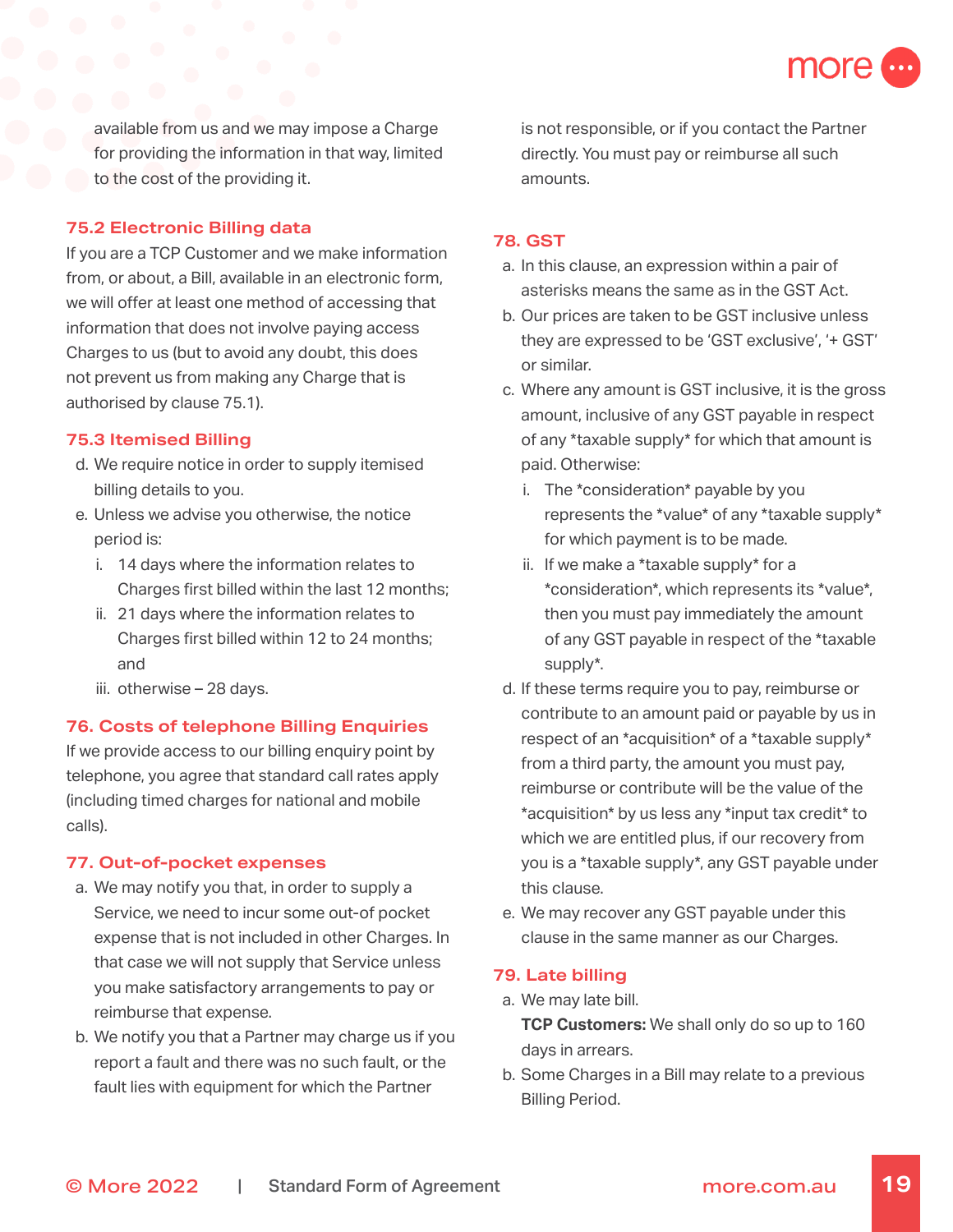available from us and we may impose a Charge for providing the information in that way, limited to the cost of the providing it.

### 75.2 Electronic Billing data

If you are a TCP Customer and we make information from, or about, a Bill, available in an electronic form, we will offer at least one method of accessing that information that does not involve paying access Charges to us (but to avoid any doubt, this does not prevent us from making any Charge that is authorised by clause 75.1).

### 75.3 Itemised Billing

d. We require notice in order to supply itemised billing details to you.

e. Unless we advise you otherwise, the notice period is:

   i. 14 days where the information relates to Charges first billed within the last 12 months;

   ii. 21 days where the information relates to Charges first billed within 12 to 24 months; and

   iii. otherwise – 28 days.

## 76. Costs of telephone Billing Enquiries

If we provide access to our billing enquiry point by telephone, you agree that standard call rates apply (including timed charges for national and mobile calls).

## 77. Out-of-pocket expenses

a. We may notify you that, in order to supply a Service, we need to incur some out-of pocket expense that is not included in other Charges. In that case we will not supply that Service unless you make satisfactory arrangements to pay or reimburse that expense.

b. We notify you that a Partner may charge us if you report a fault and there was no such fault, or the fault lies with equipment for which the Partner is not responsible, or if you contact the Partner directly. You must pay or reimburse all such amounts.

## 78. GST

a. In this clause, an expression within a pair of asterisks means the same as in the GST Act.

b. Our prices are taken to be GST inclusive unless they are expressed to be 'GST exclusive', '+ GST' or similar.

c. Where any amount is GST inclusive, it is the gross amount, inclusive of any GST payable in respect of any *taxable supply* for which that amount is paid. Otherwise:

   i. The *consideration* payable by you represents the *value* of any *taxable supply* for which payment is to be made.

   ii. If we make a *taxable supply* for a *consideration*, which represents its *value*, then you must pay immediately the amount of any GST payable in respect of the *taxable supply*.

d. If these terms require you to pay, reimburse or contribute to an amount paid or payable by us in respect of an *acquisition* of a *taxable supply* from a third party, the amount you must pay, reimburse or contribute will be the value of the *acquisition* by us less any *input tax credit* to which we are entitled plus, if our recovery from you is a *taxable supply*, any GST payable under this clause.

e. We may recover any GST payable under this clause in the same manner as our Charges.

## 79. Late billing

a. We may late bill.
   **TCP Customers:** We shall only do so up to 160 days in arrears.

b. Some Charges in a Bill may relate to a previous Billing Period.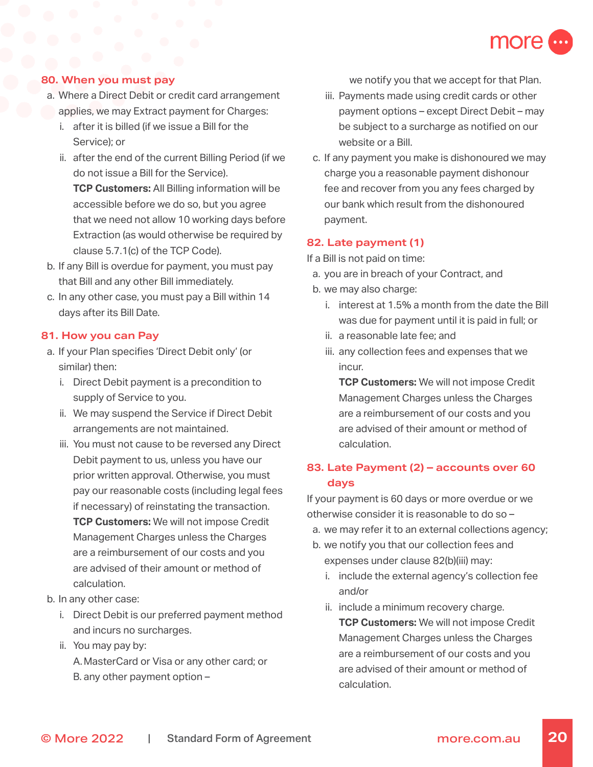## 80. When you must pay

a. Where a Direct Debit or credit card arrangement applies, we may Extract payment for Charges:

   i. after it is billed (if we issue a Bill for the Service); or

   ii. after the end of the current Billing Period (if we do not issue a Bill for the Service).

   **TCP Customers:** All Billing information will be accessible before we do so, but you agree that we need not allow 10 working days before Extraction (as would otherwise be required by clause 5.7.1(c) of the TCP Code).

b. If any Bill is overdue for payment, you must pay that Bill and any other Bill immediately.

c. In any other case, you must pay a Bill within 14 days after its Bill Date.

## 81. How you can Pay

a. If your Plan specifies 'Direct Debit only' (or similar) then:

   i. Direct Debit payment is a precondition to supply of Service to you.

   ii. We may suspend the Service if Direct Debit arrangements are not maintained.

   iii. You must not cause to be reversed any Direct Debit payment to us, unless you have our prior written approval. Otherwise, you must pay our reasonable costs (including legal fees if necessary) of reinstating the transaction.

   **TCP Customers:** We will not impose Credit Management Charges unless the Charges are a reimbursement of our costs and you are advised of their amount or method of calculation.

b. In any other case:

   i. Direct Debit is our preferred payment method and incurs no surcharges.

   ii. You may pay by:

      A. MasterCard or Visa or any other card; or

      B. any other payment option – we notify you that we accept for that Plan.

   iii. Payments made using credit cards or other payment options – except Direct Debit – may be subject to a surcharge as notified on our website or a Bill.

c. If any payment you make is dishonoured we may charge you a reasonable payment dishonour fee and recover from you any fees charged by our bank which result from the dishonoured payment.

## 82. Late payment (1)

If a Bill is not paid on time:

a. you are in breach of your Contract, and

b. we may also charge:

   i. interest at 1.5% a month from the date the Bill was due for payment until it is paid in full; or

   ii. a reasonable late fee; and

   iii. any collection fees and expenses that we incur.

   **TCP Customers:** We will not impose Credit Management Charges unless the Charges are a reimbursement of our costs and you are advised of their amount or method of calculation.

## 83. Late Payment (2) – accounts over 60 days

If your payment is 60 days or more overdue or we otherwise consider it is reasonable to do so –

a. we may refer it to an external collections agency;

b. we notify you that our collection fees and expenses under clause 82(b)(iii) may:

   i. include the external agency's collection fee and/or

   ii. include a minimum recovery charge.

   **TCP Customers:** We will not impose Credit Management Charges unless the Charges are a reimbursement of our costs and you are advised of their amount or method of calculation.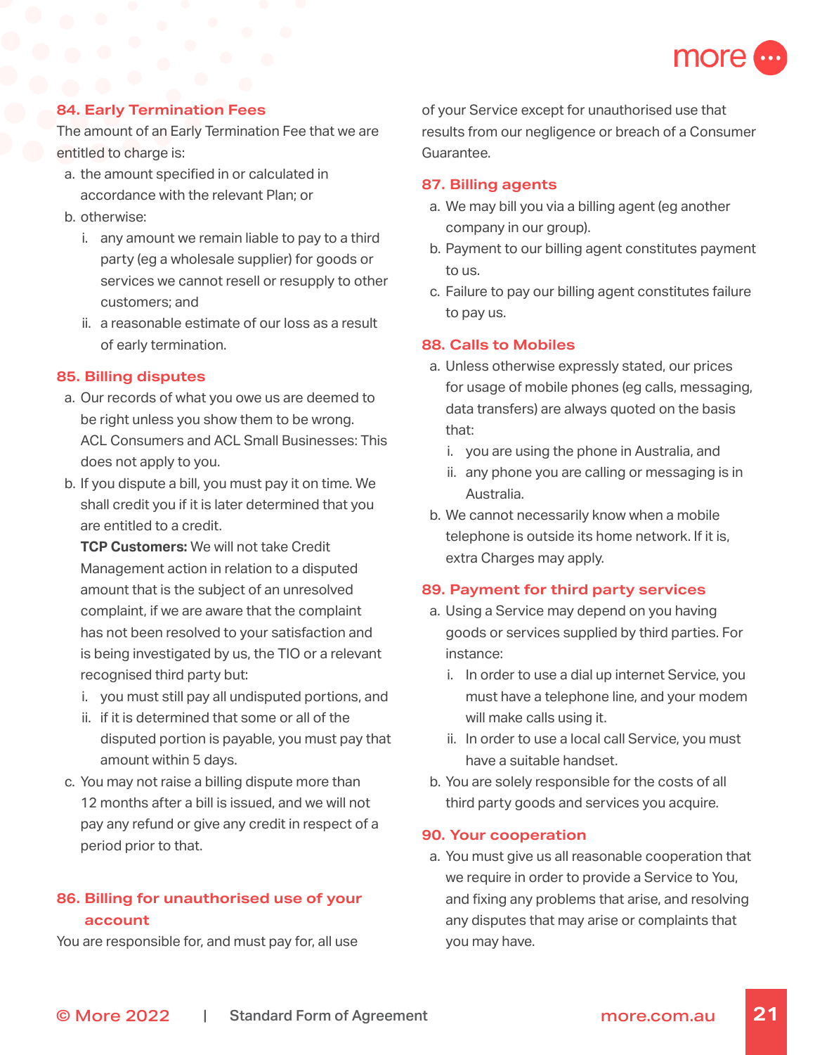## 84. Early Termination Fees

The amount of an Early Termination Fee that we are entitled to charge is:

a. the amount specified in or calculated in accordance with the relevant Plan; or
b. otherwise:
   i. any amount we remain liable to pay to a third party (eg a wholesale supplier) for goods or services we cannot resell or resupply to other customers; and
   ii. a reasonable estimate of our loss as a result of early termination.

## 85. Billing disputes

a. Our records of what you owe us are deemed to be right unless you show them to be wrong. ACL Consumers and ACL Small Businesses: This does not apply to you.
b. If you dispute a bill, you must pay it on time. We shall credit you if it is later determined that you are entitled to a credit.
   **TCP Customers:** We will not take Credit Management action in relation to a disputed amount that is the subject of an unresolved complaint, if we are aware that the complaint has not been resolved to your satisfaction and is being investigated by us, the TIO or a relevant recognised third party but:
   i. you must still pay all undisputed portions, and
   ii. if it is determined that some or all of the disputed portion is payable, you must pay that amount within 5 days.
c. You may not raise a billing dispute more than 12 months after a bill is issued, and we will not pay any refund or give any credit in respect of a period prior to that.

## 86. Billing for unauthorised use of your account

You are responsible for, and must pay for, all use of your Service except for unauthorised use that results from our negligence or breach of a Consumer Guarantee.

## 87. Billing agents

a. We may bill you via a billing agent (eg another company in our group).
b. Payment to our billing agent constitutes payment to us.
c. Failure to pay our billing agent constitutes failure to pay us.

## 88. Calls to Mobiles

a. Unless otherwise expressly stated, our prices for usage of mobile phones (eg calls, messaging, data transfers) are always quoted on the basis that:
   i. you are using the phone in Australia, and
   ii. any phone you are calling or messaging is in Australia.
b. We cannot necessarily know when a mobile telephone is outside its home network. If it is, extra Charges may apply.

## 89. Payment for third party services

a. Using a Service may depend on you having goods or services supplied by third parties. For instance:
   i. In order to use a dial up internet Service, you must have a telephone line, and your modem will make calls using it.
   ii. In order to use a local call Service, you must have a suitable handset.
b. You are solely responsible for the costs of all third party goods and services you acquire.

## 90. Your cooperation

a. You must give us all reasonable cooperation that we require in order to provide a Service to You, and fixing any problems that arise, and resolving any disputes that may arise or complaints that you may have.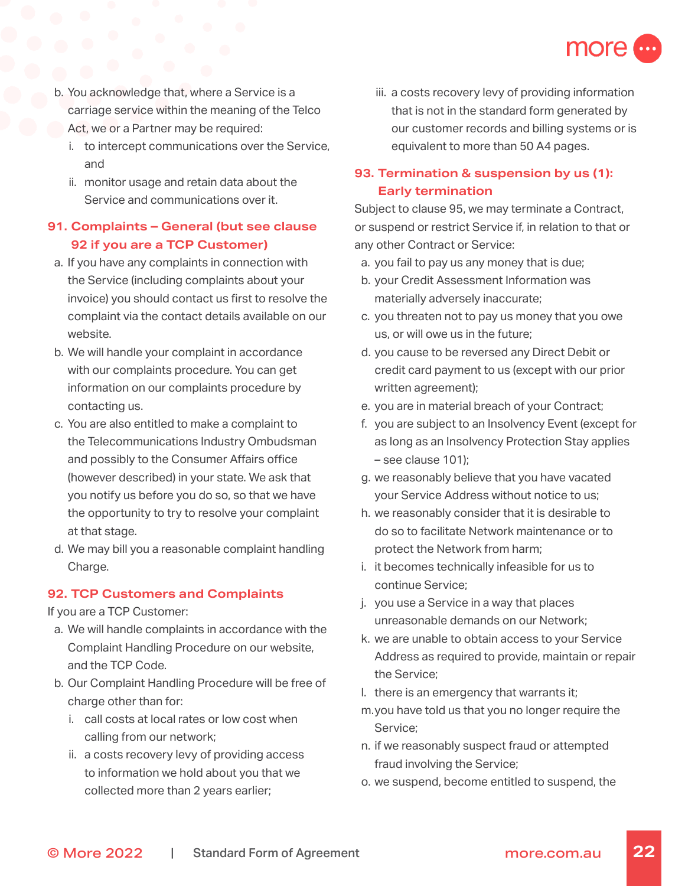b. You acknowledge that, where a Service is a carriage service within the meaning of the Telco Act, we or a Partner may be required:
   i. to intercept communications over the Service, and
   ii. monitor usage and retain data about the Service and communications over it.

## 91. Complaints – General (but see clause 92 if you are a TCP Customer)

a. If you have any complaints in connection with the Service (including complaints about your invoice) you should contact us first to resolve the complaint via the contact details available on our website.

b. We will handle your complaint in accordance with our complaints procedure. You can get information on our complaints procedure by contacting us.

c. You are also entitled to make a complaint to the Telecommunications Industry Ombudsman and possibly to the Consumer Affairs office (however described) in your state. We ask that you notify us before you do so, so that we have the opportunity to try to resolve your complaint at that stage.

d. We may bill you a reasonable complaint handling Charge.

## 92. TCP Customers and Complaints

If you are a TCP Customer:

a. We will handle complaints in accordance with the Complaint Handling Procedure on our website, and the TCP Code.

b. Our Complaint Handling Procedure will be free of charge other than for:
   i. call costs at local rates or low cost when calling from our network;
   ii. a costs recovery levy of providing access to information we hold about you that we collected more than 2 years earlier;
   iii. a costs recovery levy of providing information that is not in the standard form generated by our customer records and billing systems or is equivalent to more than 50 A4 pages.

## 93. Termination & suspension by us (1): Early termination

Subject to clause 95, we may terminate a Contract, or suspend or restrict Service if, in relation to that or any other Contract or Service:

a. you fail to pay us any money that is due;

b. your Credit Assessment Information was materially adversely inaccurate;

c. you threaten not to pay us money that you owe us, or will owe us in the future;

d. you cause to be reversed any Direct Debit or credit card payment to us (except with our prior written agreement);

e. you are in material breach of your Contract;

f. you are subject to an Insolvency Event (except for as long as an Insolvency Protection Stay applies – see clause 101);

g. we reasonably believe that you have vacated your Service Address without notice to us;

h. we reasonably consider that it is desirable to do so to facilitate Network maintenance or to protect the Network from harm;

i. it becomes technically infeasible for us to continue Service;

j. you use a Service in a way that places unreasonable demands on our Network;

k. we are unable to obtain access to your Service Address as required to provide, maintain or repair the Service;

l. there is an emergency that warrants it;

m. you have told us that you no longer require the Service;

n. if we reasonably suspect fraud or attempted fraud involving the Service;

o. we suspend, become entitled to suspend, the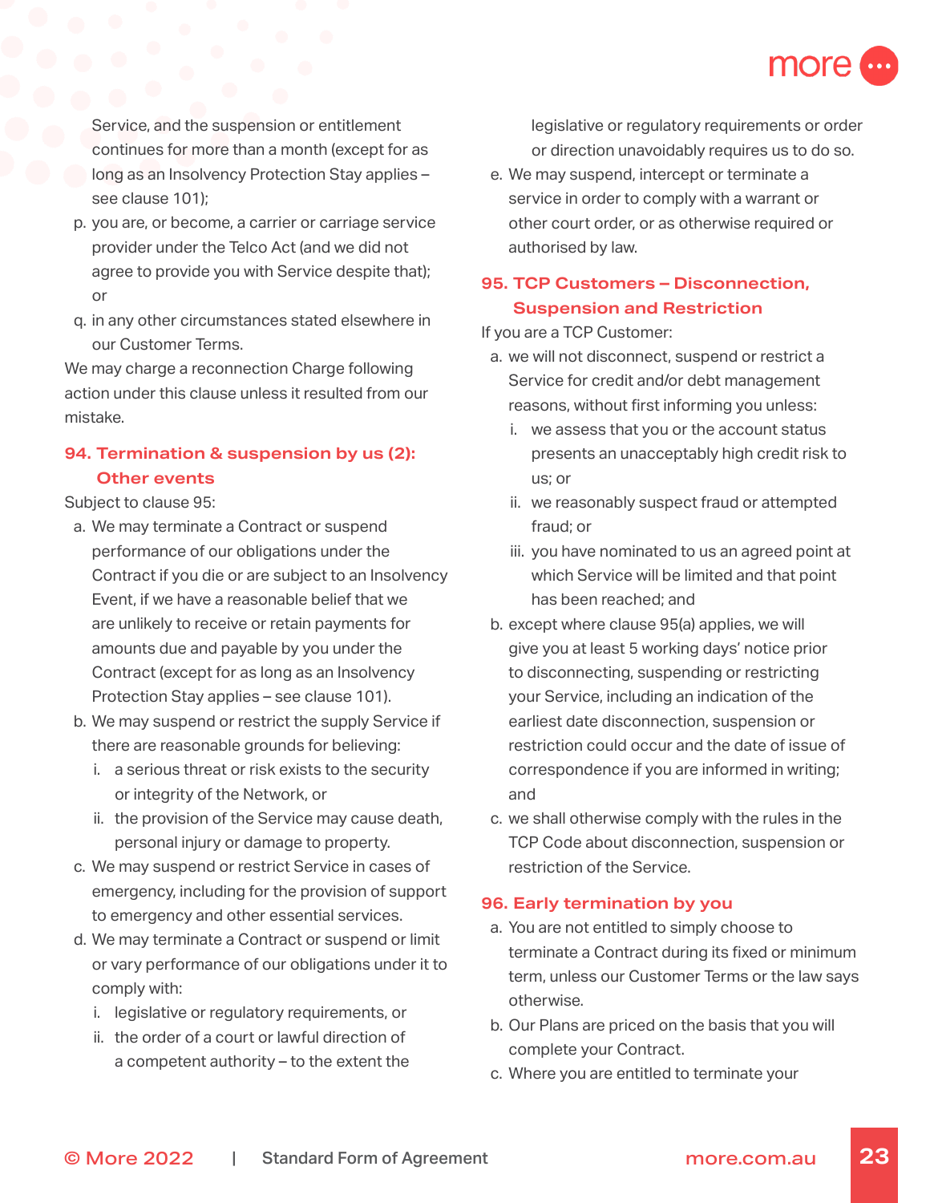Service, and the suspension or entitlement continues for more than a month (except for as long as an Insolvency Protection Stay applies – see clause 101);

p. you are, or become, a carrier or carriage service provider under the Telco Act (and we did not agree to provide you with Service despite that); or

q. in any other circumstances stated elsewhere in our Customer Terms.

We may charge a reconnection Charge following action under this clause unless it resulted from our mistake.

## 94. Termination & suspension by us (2): Other events

Subject to clause 95:

a. We may terminate a Contract or suspend performance of our obligations under the Contract if you die or are subject to an Insolvency Event, if we have a reasonable belief that we are unlikely to receive or retain payments for amounts due and payable by you under the Contract (except for as long as an Insolvency Protection Stay applies – see clause 101).

b. We may suspend or restrict the supply Service if there are reasonable grounds for believing:
   i. a serious threat or risk exists to the security or integrity of the Network, or
   ii. the provision of the Service may cause death, personal injury or damage to property.

c. We may suspend or restrict Service in cases of emergency, including for the provision of support to emergency and other essential services.

d. We may terminate a Contract or suspend or limit or vary performance of our obligations under it to comply with:
   i. legislative or regulatory requirements, or
   ii. the order of a court or lawful direction of a competent authority – to the extent the legislative or regulatory requirements or order or direction unavoidably requires us to do so.

e. We may suspend, intercept or terminate a service in order to comply with a warrant or other court order, or as otherwise required or authorised by law.

## 95. TCP Customers – Disconnection, Suspension and Restriction

If you are a TCP Customer:

a. we will not disconnect, suspend or restrict a Service for credit and/or debt management reasons, without first informing you unless:
   i. we assess that you or the account status presents an unacceptably high credit risk to us; or
   ii. we reasonably suspect fraud or attempted fraud; or
   iii. you have nominated to us an agreed point at which Service will be limited and that point has been reached; and

b. except where clause 95(a) applies, we will give you at least 5 working days' notice prior to disconnecting, suspending or restricting your Service, including an indication of the earliest date disconnection, suspension or restriction could occur and the date of issue of correspondence if you are informed in writing; and

c. we shall otherwise comply with the rules in the TCP Code about disconnection, suspension or restriction of the Service.

## 96. Early termination by you

a. You are not entitled to simply choose to terminate a Contract during its fixed or minimum term, unless our Customer Terms or the law says otherwise.

b. Our Plans are priced on the basis that you will complete your Contract.

c. Where you are entitled to terminate your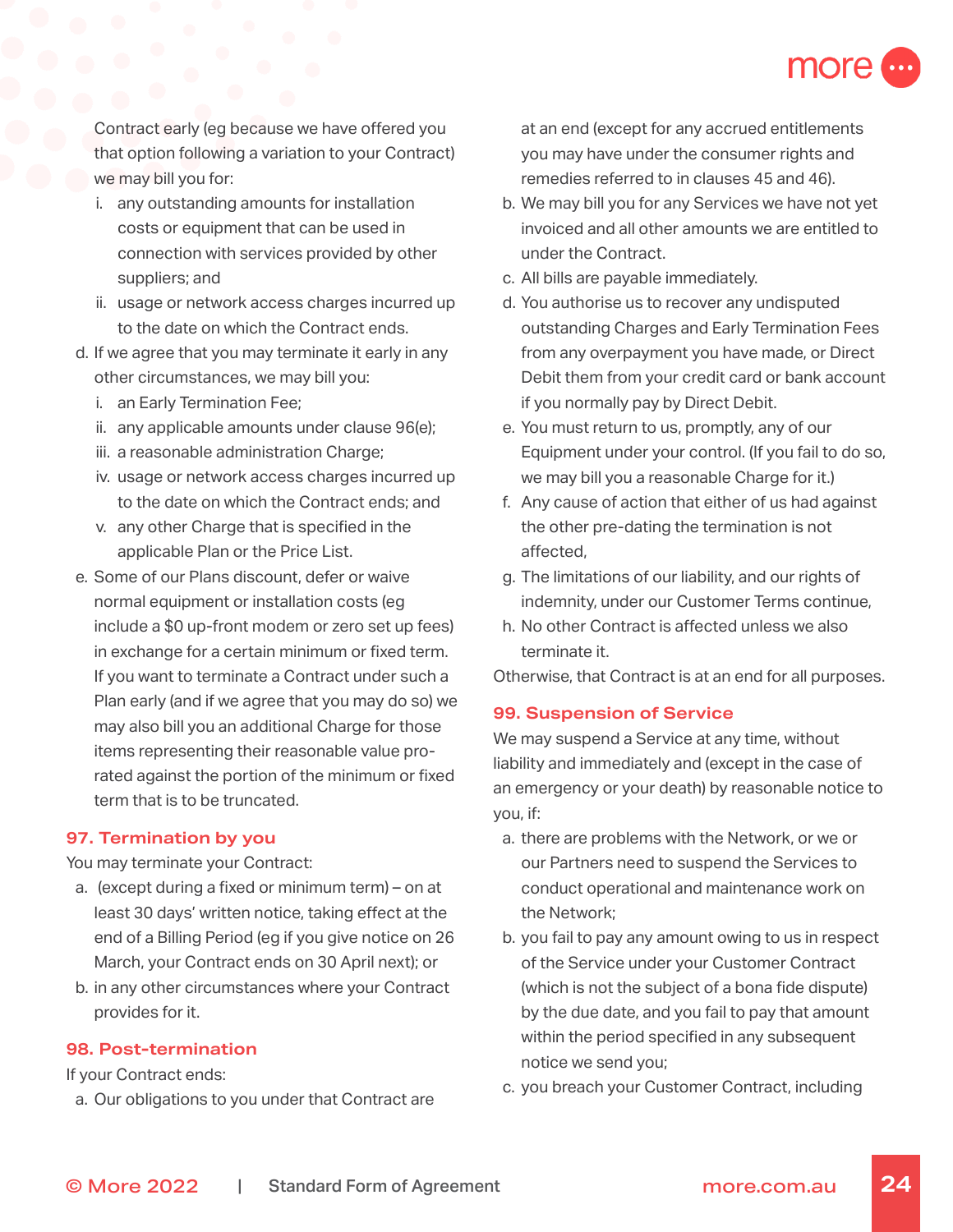Contract early (eg because we have offered you that option following a variation to your Contract) we may bill you for:

   i. any outstanding amounts for installation costs or equipment that can be used in connection with services provided by other suppliers; and
   ii. usage or network access charges incurred up to the date on which the Contract ends.

d. If we agree that you may terminate it early in any other circumstances, we may bill you:

   i. an Early Termination Fee;
   ii. any applicable amounts under clause 96(e);
   iii. a reasonable administration Charge;
   iv. usage or network access charges incurred up to the date on which the Contract ends; and
   v. any other Charge that is specified in the applicable Plan or the Price List.

e. Some of our Plans discount, defer or waive normal equipment or installation costs (eg include a $0 up-front modem or zero set up fees) in exchange for a certain minimum or fixed term. If you want to terminate a Contract under such a Plan early (and if we agree that you may do so) we may also bill you an additional Charge for those items representing their reasonable value pro-rated against the portion of the minimum or fixed term that is to be truncated.

## 97. Termination by you

You may terminate your Contract:

a. (except during a fixed or minimum term) – on at least 30 days' written notice, taking effect at the end of a Billing Period (eg if you give notice on 26 March, your Contract ends on 30 April next); or
b. in any other circumstances where your Contract provides for it.

## 98. Post-termination

If your Contract ends:

a. Our obligations to you under that Contract are at an end (except for any accrued entitlements you may have under the consumer rights and remedies referred to in clauses 45 and 46).
b. We may bill you for any Services we have not yet invoiced and all other amounts we are entitled to under the Contract.
c. All bills are payable immediately.
d. You authorise us to recover any undisputed outstanding Charges and Early Termination Fees from any overpayment you have made, or Direct Debit them from your credit card or bank account if you normally pay by Direct Debit.
e. You must return to us, promptly, any of our Equipment under your control. (If you fail to do so, we may bill you a reasonable Charge for it.)
f. Any cause of action that either of us had against the other pre-dating the termination is not affected,
g. The limitations of our liability, and our rights of indemnity, under our Customer Terms continue,
h. No other Contract is affected unless we also terminate it.

Otherwise, that Contract is at an end for all purposes.

## 99. Suspension of Service

We may suspend a Service at any time, without liability and immediately and (except in the case of an emergency or your death) by reasonable notice to you, if:

a. there are problems with the Network, or we or our Partners need to suspend the Services to conduct operational and maintenance work on the Network;
b. you fail to pay any amount owing to us in respect of the Service under your Customer Contract (which is not the subject of a bona fide dispute) by the due date, and you fail to pay that amount within the period specified in any subsequent notice we send you;
c. you breach your Customer Contract, including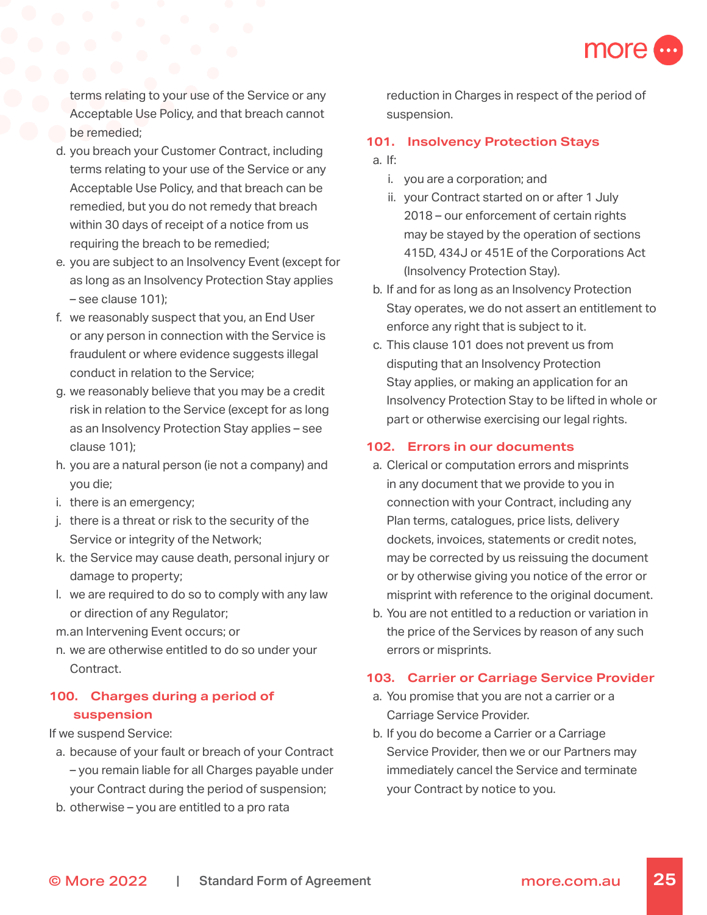terms relating to your use of the Service or any Acceptable Use Policy, and that breach cannot be remedied;

d. you breach your Customer Contract, including terms relating to your use of the Service or any Acceptable Use Policy, and that breach can be remedied, but you do not remedy that breach within 30 days of receipt of a notice from us requiring the breach to be remedied;
e. you are subject to an Insolvency Event (except for as long as an Insolvency Protection Stay applies – see clause 101);
f. we reasonably suspect that you, an End User or any person in connection with the Service is fraudulent or where evidence suggests illegal conduct in relation to the Service;
g. we reasonably believe that you may be a credit risk in relation to the Service (except for as long as an Insolvency Protection Stay applies – see clause 101);
h. you are a natural person (ie not a company) and you die;
i. there is an emergency;
j. there is a threat or risk to the security of the Service or integrity of the Network;
k. the Service may cause death, personal injury or damage to property;
l. we are required to do so to comply with any law or direction of any Regulator;
m. an Intervening Event occurs; or
n. we are otherwise entitled to do so under your Contract.

## 100. Charges during a period of suspension

If we suspend Service:

a. because of your fault or breach of your Contract – you remain liable for all Charges payable under your Contract during the period of suspension;
b. otherwise – you are entitled to a pro rata reduction in Charges in respect of the period of suspension.

## 101. Insolvency Protection Stays

a. If:
   i. you are a corporation; and
   ii. your Contract started on or after 1 July 2018 – our enforcement of certain rights may be stayed by the operation of sections 415D, 434J or 451E of the Corporations Act (Insolvency Protection Stay).
b. If and for as long as an Insolvency Protection Stay operates, we do not assert an entitlement to enforce any right that is subject to it.
c. This clause 101 does not prevent us from disputing that an Insolvency Protection Stay applies, or making an application for an Insolvency Protection Stay to be lifted in whole or part or otherwise exercising our legal rights.

## 102. Errors in our documents

a. Clerical or computation errors and misprints in any document that we provide to you in connection with your Contract, including any Plan terms, catalogues, price lists, delivery dockets, invoices, statements or credit notes, may be corrected by us reissuing the document or by otherwise giving you notice of the error or misprint with reference to the original document.
b. You are not entitled to a reduction or variation in the price of the Services by reason of any such errors or misprints.

## 103. Carrier or Carriage Service Provider

a. You promise that you are not a carrier or a Carriage Service Provider.
b. If you do become a Carrier or a Carriage Service Provider, then we or our Partners may immediately cancel the Service and terminate your Contract by notice to you.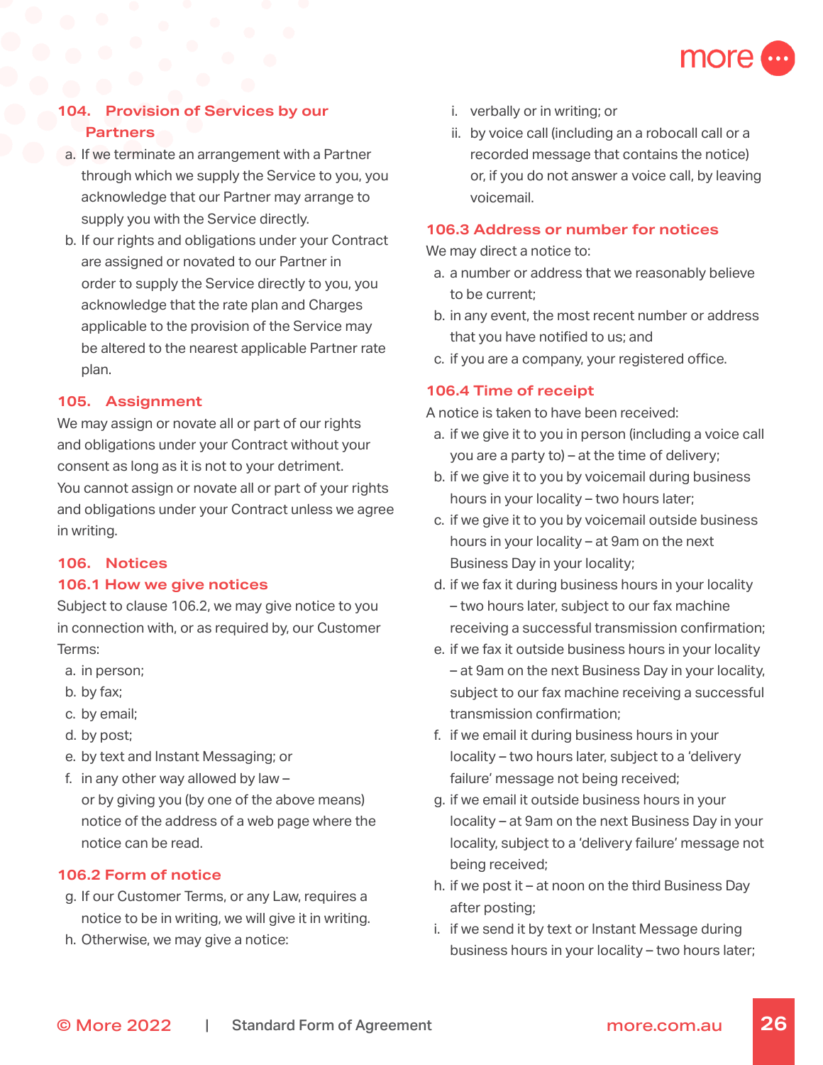## 104. Provision of Services by our Partners

a. If we terminate an arrangement with a Partner through which we supply the Service to you, you acknowledge that our Partner may arrange to supply you with the Service directly.

b. If our rights and obligations under your Contract are assigned or novated to our Partner in order to supply the Service directly to you, you acknowledge that the rate plan and Charges applicable to the provision of the Service may be altered to the nearest applicable Partner rate plan.

## 105. Assignment

We may assign or novate all or part of our rights and obligations under your Contract without your consent as long as it is not to your detriment. You cannot assign or novate all or part of your rights and obligations under your Contract unless we agree in writing.

## 106. Notices

### 106.1 How we give notices

Subject to clause 106.2, we may give notice to you in connection with, or as required by, our Customer Terms:

a. in person;
b. by fax;
c. by email;
d. by post;
e. by text and Instant Messaging; or
f. in any other way allowed by law –

or by giving you (by one of the above means) notice of the address of a web page where the notice can be read.

### 106.2 Form of notice

g. If our Customer Terms, or any Law, requires a notice to be in writing, we will give it in writing.

h. Otherwise, we may give a notice:

   i. verbally or in writing; or
   ii. by voice call (including an a robocall call or a recorded message that contains the notice) or, if you do not answer a voice call, by leaving voicemail.

### 106.3 Address or number for notices

We may direct a notice to:

a. a number or address that we reasonably believe to be current;
b. in any event, the most recent number or address that you have notified to us; and
c. if you are a company, your registered office.

### 106.4 Time of receipt

A notice is taken to have been received:

a. if we give it to you in person (including a voice call you are a party to) – at the time of delivery;
b. if we give it to you by voicemail during business hours in your locality – two hours later;
c. if we give it to you by voicemail outside business hours in your locality – at 9am on the next Business Day in your locality;
d. if we fax it during business hours in your locality – two hours later, subject to our fax machine receiving a successful transmission confirmation;
e. if we fax it outside business hours in your locality – at 9am on the next Business Day in your locality, subject to our fax machine receiving a successful transmission confirmation;
f. if we email it during business hours in your locality – two hours later, subject to a 'delivery failure' message not being received;
g. if we email it outside business hours in your locality – at 9am on the next Business Day in your locality, subject to a 'delivery failure' message not being received;
h. if we post it – at noon on the third Business Day after posting;
i. if we send it by text or Instant Message during business hours in your locality – two hours later;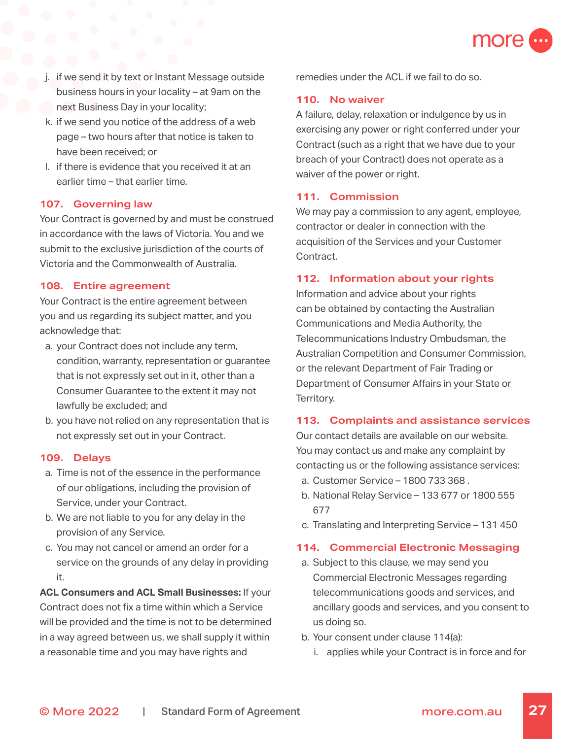j. if we send it by text or Instant Message outside business hours in your locality – at 9am on the next Business Day in your locality;
k. if we send you notice of the address of a web page – two hours after that notice is taken to have been received; or
l. if there is evidence that you received it at an earlier time – that earlier time.

## 107. Governing law

Your Contract is governed by and must be construed in accordance with the laws of Victoria. You and we submit to the exclusive jurisdiction of the courts of Victoria and the Commonwealth of Australia.

## 108. Entire agreement

Your Contract is the entire agreement between you and us regarding its subject matter, and you acknowledge that:

a. your Contract does not include any term, condition, warranty, representation or guarantee that is not expressly set out in it, other than a Consumer Guarantee to the extent it may not lawfully be excluded; and
b. you have not relied on any representation that is not expressly set out in your Contract.

## 109. Delays

a. Time is not of the essence in the performance of our obligations, including the provision of Service, under your Contract.
b. We are not liable to you for any delay in the provision of any Service.
c. You may not cancel or amend an order for a service on the grounds of any delay in providing it.

**ACL Consumers and ACL Small Businesses:** If your Contract does not fix a time within which a Service will be provided and the time is not to be determined in a way agreed between us, we shall supply it within a reasonable time and you may have rights and remedies under the ACL if we fail to do so.

## 110. No waiver

A failure, delay, relaxation or indulgence by us in exercising any power or right conferred under your Contract (such as a right that we have due to your breach of your Contract) does not operate as a waiver of the power or right.

## 111. Commission

We may pay a commission to any agent, employee, contractor or dealer in connection with the acquisition of the Services and your Customer Contract.

## 112. Information about your rights

Information and advice about your rights can be obtained by contacting the Australian Communications and Media Authority, the Telecommunications Industry Ombudsman, the Australian Competition and Consumer Commission, or the relevant Department of Fair Trading or Department of Consumer Affairs in your State or Territory.

## 113. Complaints and assistance services

Our contact details are available on our website. You may contact us and make any complaint by contacting us or the following assistance services:

a. Customer Service – 1800 733 368 .
b. National Relay Service – 133 677 or 1800 555 677
c. Translating and Interpreting Service – 131 450

## 114. Commercial Electronic Messaging

a. Subject to this clause, we may send you Commercial Electronic Messages regarding telecommunications goods and services, and ancillary goods and services, and you consent to us doing so.
b. Your consent under clause 114(a):
    i. applies while your Contract is in force and for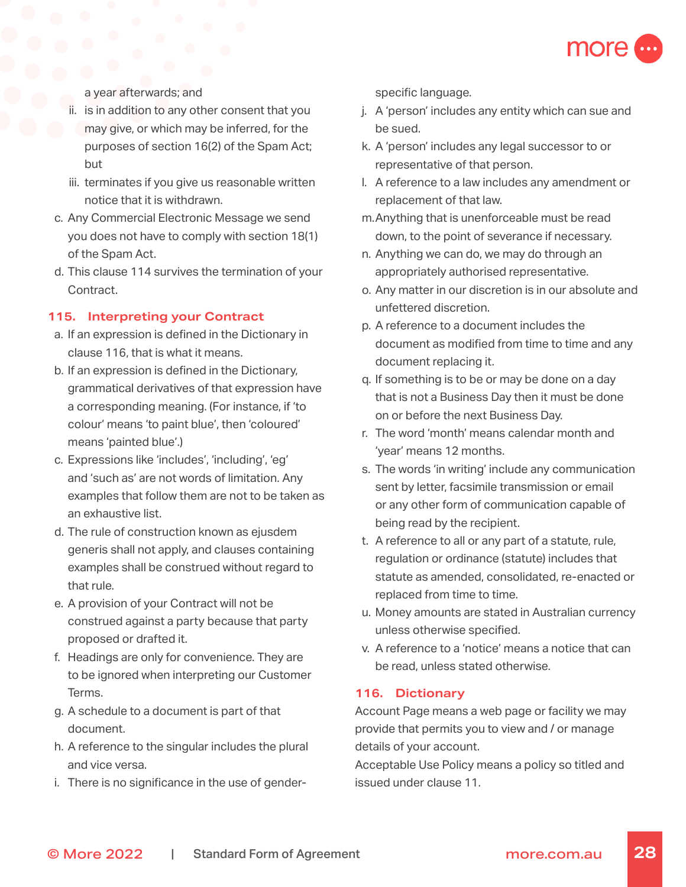a year afterwards; and

ii. is in addition to any other consent that you may give, or which may be inferred, for the purposes of section 16(2) of the Spam Act; but

iii. terminates if you give us reasonable written notice that it is withdrawn.

c. Any Commercial Electronic Message we send you does not have to comply with section 18(1) of the Spam Act.

d. This clause 114 survives the termination of your Contract.

## 115. Interpreting your Contract

a. If an expression is defined in the Dictionary in clause 116, that is what it means.

b. If an expression is defined in the Dictionary, grammatical derivatives of that expression have a corresponding meaning. (For instance, if 'to colour' means 'to paint blue', then 'coloured' means 'painted blue'.)

c. Expressions like 'includes', 'including', 'eg' and 'such as' are not words of limitation. Any examples that follow them are not to be taken as an exhaustive list.

d. The rule of construction known as ejusdem generis shall not apply, and clauses containing examples shall be construed without regard to that rule.

e. A provision of your Contract will not be construed against a party because that party proposed or drafted it.

f. Headings are only for convenience. They are to be ignored when interpreting our Customer Terms.

g. A schedule to a document is part of that document.

h. A reference to the singular includes the plural and vice versa.

i. There is no significance in the use of gender-specific language.

j. A 'person' includes any entity which can sue and be sued.

k. A 'person' includes any legal successor to or representative of that person.

l. A reference to a law includes any amendment or replacement of that law.

m. Anything that is unenforceable must be read down, to the point of severance if necessary.

n. Anything we can do, we may do through an appropriately authorised representative.

o. Any matter in our discretion is in our absolute and unfettered discretion.

p. A reference to a document includes the document as modified from time to time and any document replacing it.

q. If something is to be or may be done on a day that is not a Business Day then it must be done on or before the next Business Day.

r. The word 'month' means calendar month and 'year' means 12 months.

s. The words 'in writing' include any communication sent by letter, facsimile transmission or email or any other form of communication capable of being read by the recipient.

t. A reference to all or any part of a statute, rule, regulation or ordinance (statute) includes that statute as amended, consolidated, re-enacted or replaced from time to time.

u. Money amounts are stated in Australian currency unless otherwise specified.

v. A reference to a 'notice' means a notice that can be read, unless stated otherwise.

## 116. Dictionary

Account Page means a web page or facility we may provide that permits you to view and / or manage details of your account.

Acceptable Use Policy means a policy so titled and issued under clause 11.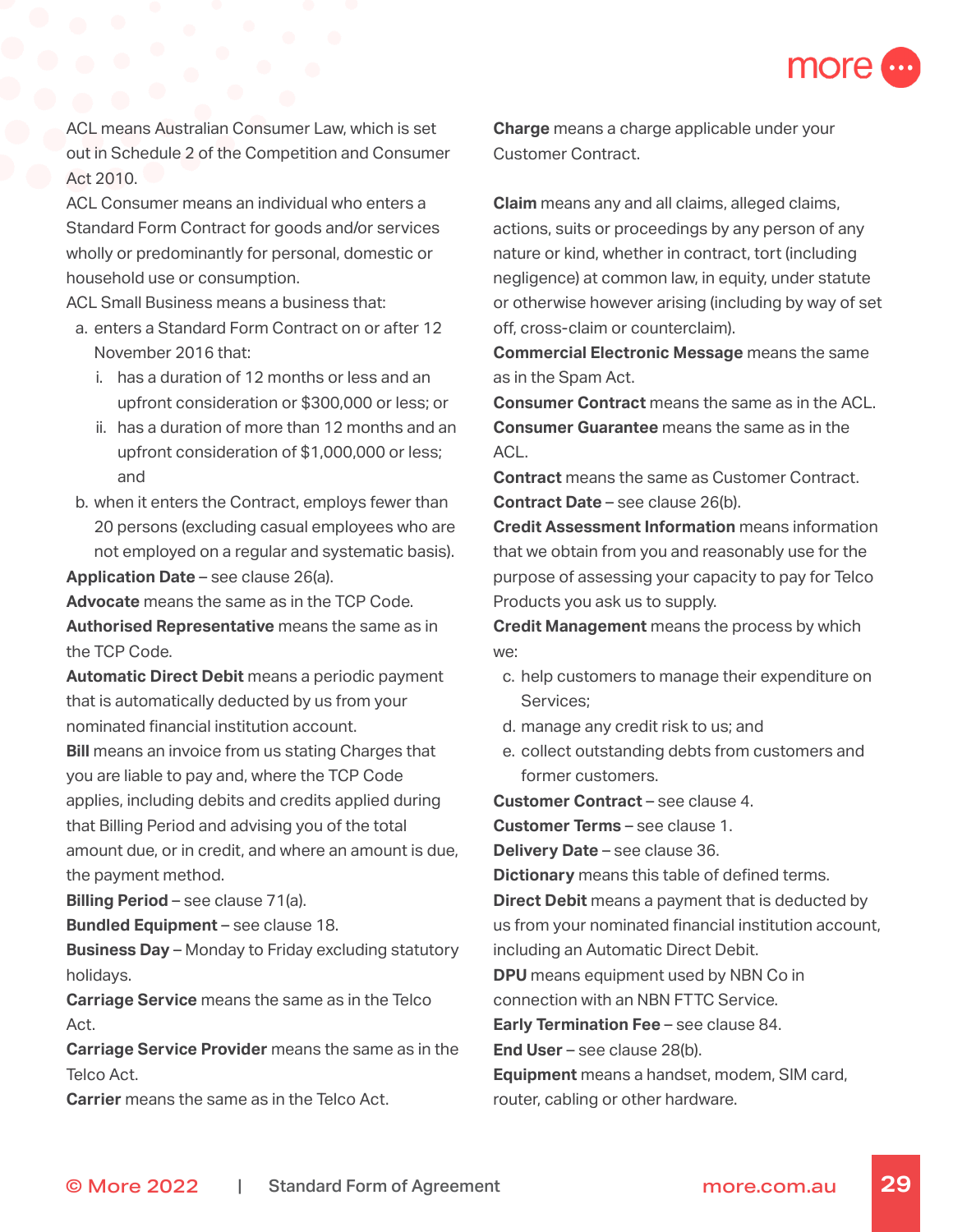ACL means Australian Consumer Law, which is set out in Schedule 2 of the Competition and Consumer Act 2010.

ACL Consumer means an individual who enters a Standard Form Contract for goods and/or services wholly or predominantly for personal, domestic or household use or consumption.

ACL Small Business means a business that:

a. enters a Standard Form Contract on or after 12 November 2016 that:
   i. has a duration of 12 months or less and an upfront consideration or $300,000 or less; or
   ii. has a duration of more than 12 months and an upfront consideration of $1,000,000 or less; and
b. when it enters the Contract, employs fewer than 20 persons (excluding casual employees who are not employed on a regular and systematic basis).

**Application Date** – see clause 26(a).

**Advocate** means the same as in the TCP Code.

**Authorised Representative** means the same as in the TCP Code.

**Automatic Direct Debit** means a periodic payment that is automatically deducted by us from your nominated financial institution account.

**Bill** means an invoice from us stating Charges that you are liable to pay and, where the TCP Code applies, including debits and credits applied during that Billing Period and advising you of the total amount due, or in credit, and where an amount is due, the payment method.

**Billing Period** – see clause 71(a).

**Bundled Equipment** – see clause 18.

**Business Day** – Monday to Friday excluding statutory holidays.

**Carriage Service** means the same as in the Telco Act.

**Carriage Service Provider** means the same as in the Telco Act.

**Carrier** means the same as in the Telco Act.

**Charge** means a charge applicable under your Customer Contract.

**Claim** means any and all claims, alleged claims, actions, suits or proceedings by any person of any nature or kind, whether in contract, tort (including negligence) at common law, in equity, under statute or otherwise however arising (including by way of set off, cross-claim or counterclaim).

**Commercial Electronic Message** means the same as in the Spam Act.

**Consumer Contract** means the same as in the ACL.

**Consumer Guarantee** means the same as in the ACL.

**Contract** means the same as Customer Contract.

**Contract Date** – see clause 26(b).

**Credit Assessment Information** means information that we obtain from you and reasonably use for the purpose of assessing your capacity to pay for Telco Products you ask us to supply.

**Credit Management** means the process by which we:

c. help customers to manage their expenditure on Services;
d. manage any credit risk to us; and
e. collect outstanding debts from customers and former customers.

**Customer Contract** – see clause 4.

**Customer Terms** – see clause 1.

**Delivery Date** – see clause 36.

**Dictionary** means this table of defined terms.

**Direct Debit** means a payment that is deducted by us from your nominated financial institution account, including an Automatic Direct Debit.

**DPU** means equipment used by NBN Co in connection with an NBN FTTC Service.

**Early Termination Fee** – see clause 84.

**End User** – see clause 28(b).

**Equipment** means a handset, modem, SIM card, router, cabling or other hardware.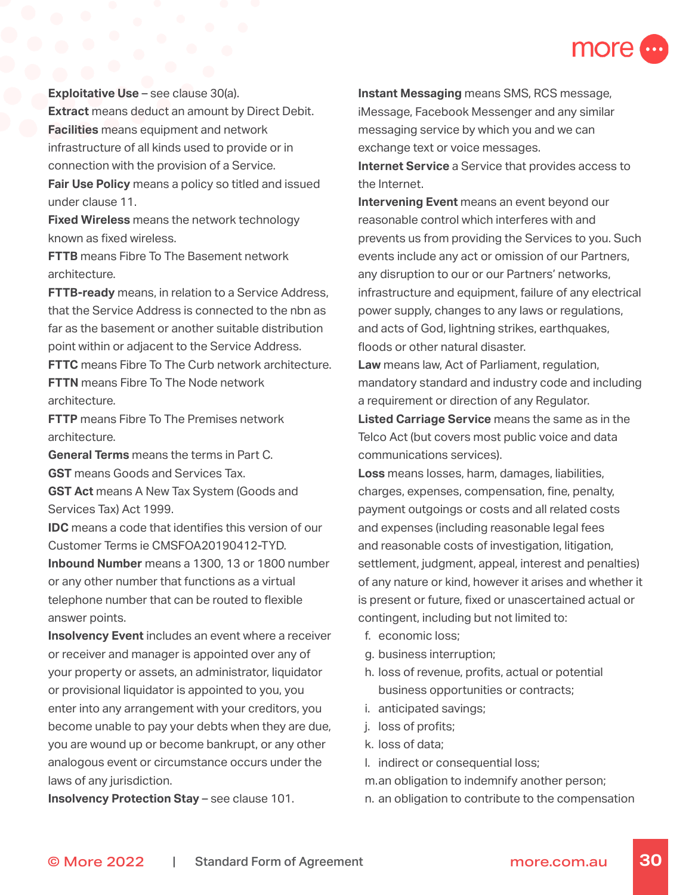**Exploitative Use** – see clause 30(a).

**Extract** means deduct an amount by Direct Debit.

**Facilities** means equipment and network infrastructure of all kinds used to provide or in connection with the provision of a Service.

**Fair Use Policy** means a policy so titled and issued under clause 11.

**Fixed Wireless** means the network technology known as fixed wireless.

**FTTB** means Fibre To The Basement network architecture.

**FTTB-ready** means, in relation to a Service Address, that the Service Address is connected to the nbn as far as the basement or another suitable distribution point within or adjacent to the Service Address.

**FTTC** means Fibre To The Curb network architecture.

**FTTN** means Fibre To The Node network architecture.

**FTTP** means Fibre To The Premises network architecture.

**General Terms** means the terms in Part C.

**GST** means Goods and Services Tax.

**GST Act** means A New Tax System (Goods and Services Tax) Act 1999.

**IDC** means a code that identifies this version of our Customer Terms ie CMSFOA20190412-TYD.

**Inbound Number** means a 1300, 13 or 1800 number or any other number that functions as a virtual telephone number that can be routed to flexible answer points.

**Insolvency Event** includes an event where a receiver or receiver and manager is appointed over any of your property or assets, an administrator, liquidator or provisional liquidator is appointed to you, you enter into any arrangement with your creditors, you become unable to pay your debts when they are due, you are wound up or become bankrupt, or any other analogous event or circumstance occurs under the laws of any jurisdiction.

**Insolvency Protection Stay** – see clause 101.

**Instant Messaging** means SMS, RCS message, iMessage, Facebook Messenger and any similar messaging service by which you and we can exchange text or voice messages.

**Internet Service** a Service that provides access to the Internet.

**Intervening Event** means an event beyond our reasonable control which interferes with and prevents us from providing the Services to you. Such events include any act or omission of our Partners, any disruption to our or our Partners' networks, infrastructure and equipment, failure of any electrical power supply, changes to any laws or regulations, and acts of God, lightning strikes, earthquakes, floods or other natural disaster.

**Law** means law, Act of Parliament, regulation, mandatory standard and industry code and including a requirement or direction of any Regulator.

**Listed Carriage Service** means the same as in the Telco Act (but covers most public voice and data communications services).

**Loss** means losses, harm, damages, liabilities, charges, expenses, compensation, fine, penalty, payment outgoings or costs and all related costs and expenses (including reasonable legal fees and reasonable costs of investigation, litigation, settlement, judgment, appeal, interest and penalties) of any nature or kind, however it arises and whether it is present or future, fixed or unascertained actual or contingent, including but not limited to:

f. economic loss;
g. business interruption;
h. loss of revenue, profits, actual or potential business opportunities or contracts;
i. anticipated savings;
j. loss of profits;
k. loss of data;
l. indirect or consequential loss;
m. an obligation to indemnify another person;
n. an obligation to contribute to the compensation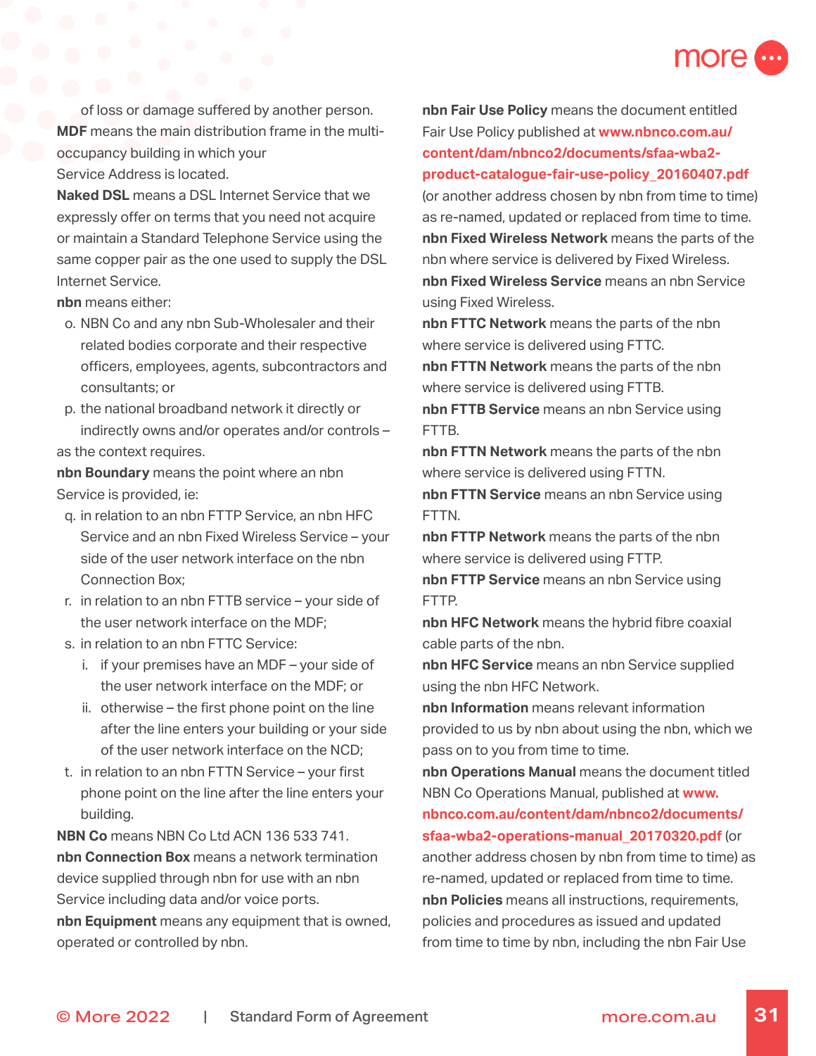of loss or damage suffered by another person.

**MDF** means the main distribution frame in the multi-occupancy building in which your Service Address is located.

**Naked DSL** means a DSL Internet Service that we expressly offer on terms that you need not acquire or maintain a Standard Telephone Service using the same copper pair as the one used to supply the DSL Internet Service.

**nbn** means either:

o. NBN Co and any nbn Sub-Wholesaler and their related bodies corporate and their respective officers, employees, agents, subcontractors and consultants; or

p. the national broadband network it directly or indirectly owns and/or operates and/or controls –

as the context requires.

**nbn Boundary** means the point where an nbn Service is provided, ie:

q. in relation to an nbn FTTP Service, an nbn HFC Service and an nbn Fixed Wireless Service – your side of the user network interface on the nbn Connection Box;

r. in relation to an nbn FTTB service – your side of the user network interface on the MDF;

s. in relation to an nbn FTTC Service:

   i. if your premises have an MDF – your side of the user network interface on the MDF; or

   ii. otherwise – the first phone point on the line after the line enters your building or your side of the user network interface on the NCD;

t. in relation to an nbn FTTN Service – your first phone point on the line after the line enters your building.

**NBN Co** means NBN Co Ltd ACN 136 533 741.

**nbn Connection Box** means a network termination device supplied through nbn for use with an nbn Service including data and/or voice ports.

**nbn Equipment** means any equipment that is owned, operated or controlled by nbn.

**nbn Fair Use Policy** means the document entitled Fair Use Policy published at **www.nbnco.com.au/content/dam/nbnco2/documents/sfaa-wba2-product-catalogue-fair-use-policy_20160407.pdf** (or another address chosen by nbn from time to time) as re-named, updated or replaced from time to time.

**nbn Fixed Wireless Network** means the parts of the nbn where service is delivered by Fixed Wireless.

**nbn Fixed Wireless Service** means an nbn Service using Fixed Wireless.

**nbn FTTC Network** means the parts of the nbn where service is delivered using FTTC.

**nbn FTTN Network** means the parts of the nbn where service is delivered using FTTB.

**nbn FTTB Service** means an nbn Service using FTTB.

**nbn FTTN Network** means the parts of the nbn where service is delivered using FTTN.

**nbn FTTN Service** means an nbn Service using FTTN.

**nbn FTTP Network** means the parts of the nbn where service is delivered using FTTP.

**nbn FTTP Service** means an nbn Service using FTTP.

**nbn HFC Network** means the hybrid fibre coaxial cable parts of the nbn.

**nbn HFC Service** means an nbn Service supplied using the nbn HFC Network.

**nbn Information** means relevant information provided to us by nbn about using the nbn, which we pass on to you from time to time.

**nbn Operations Manual** means the document titled NBN Co Operations Manual, published at **www.nbnco.com.au/content/dam/nbnco2/documents/sfaa-wba2-operations-manual_20170320.pdf** (or another address chosen by nbn from time to time) as re-named, updated or replaced from time to time.

**nbn Policies** means all instructions, requirements, policies and procedures as issued and updated from time to time by nbn, including the nbn Fair Use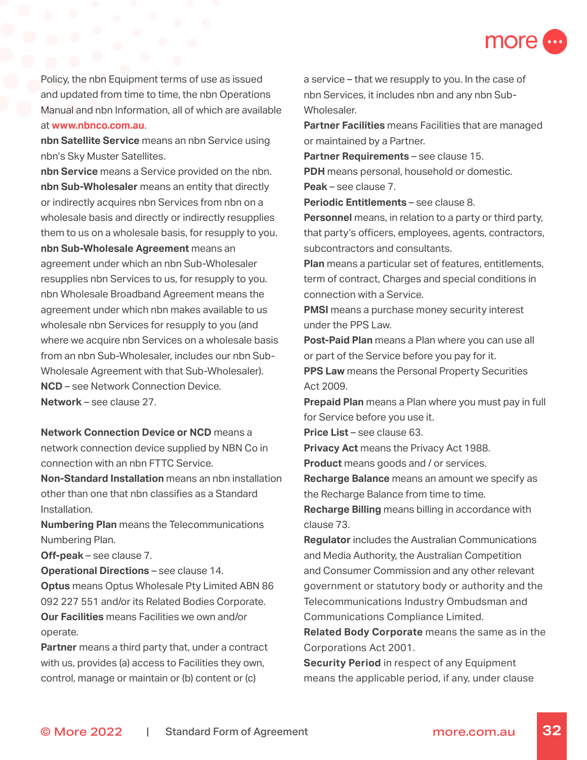Policy, the nbn Equipment terms of use as issued and updated from time to time, the nbn Operations Manual and nbn Information, all of which are available at **www.nbnco.com.au**.

**nbn Satellite Service** means an nbn Service using nbn's Sky Muster Satellites.

**nbn Service** means a Service provided on the nbn.

**nbn Sub-Wholesaler** means an entity that directly or indirectly acquires nbn Services from nbn on a wholesale basis and directly or indirectly resupplies them to us on a wholesale basis, for resupply to you.

**nbn Sub-Wholesale Agreement** means an agreement under which an nbn Sub-Wholesaler resupplies nbn Services to us, for resupply to you.

nbn Wholesale Broadband Agreement means the agreement under which nbn makes available to us wholesale nbn Services for resupply to you (and where we acquire nbn Services on a wholesale basis from an nbn Sub-Wholesaler, includes our nbn Sub-Wholesale Agreement with that Sub-Wholesaler).

**NCD** – see Network Connection Device.

**Network** – see clause 27.

**Network Connection Device or NCD** means a network connection device supplied by NBN Co in connection with an nbn FTTC Service.

**Non-Standard Installation** means an nbn installation other than one that nbn classifies as a Standard Installation.

**Numbering Plan** means the Telecommunications Numbering Plan.

**Off-peak** – see clause 7.

**Operational Directions** – see clause 14.

**Optus** means Optus Wholesale Pty Limited ABN 86 092 227 551 and/or its Related Bodies Corporate.

**Our Facilities** means Facilities we own and/or operate.

**Partner** means a third party that, under a contract with us, provides (a) access to Facilities they own, control, manage or maintain or (b) content or (c) a service – that we resupply to you. In the case of nbn Services, it includes nbn and any nbn Sub-Wholesaler.

**Partner Facilities** means Facilities that are managed or maintained by a Partner.

**Partner Requirements** – see clause 15.

**PDH** means personal, household or domestic.

**Peak** – see clause 7.

**Periodic Entitlements** – see clause 8.

**Personnel** means, in relation to a party or third party, that party's officers, employees, agents, contractors, subcontractors and consultants.

**Plan** means a particular set of features, entitlements, term of contract, Charges and special conditions in connection with a Service.

**PMSI** means a purchase money security interest under the PPS Law.

**Post-Paid Plan** means a Plan where you can use all or part of the Service before you pay for it.

**PPS Law** means the Personal Property Securities Act 2009.

**Prepaid Plan** means a Plan where you must pay in full for Service before you use it.

**Price List** – see clause 63.

**Privacy Act** means the Privacy Act 1988.

**Product** means goods and / or services.

**Recharge Balance** means an amount we specify as the Recharge Balance from time to time.

**Recharge Billing** means billing in accordance with clause 73.

**Regulator** includes the Australian Communications and Media Authority, the Australian Competition and Consumer Commission and any other relevant government or statutory body or authority and the Telecommunications Industry Ombudsman and Communications Compliance Limited.

**Related Body Corporate** means the same as in the Corporations Act 2001.

**Security Period** in respect of any Equipment means the applicable period, if any, under clause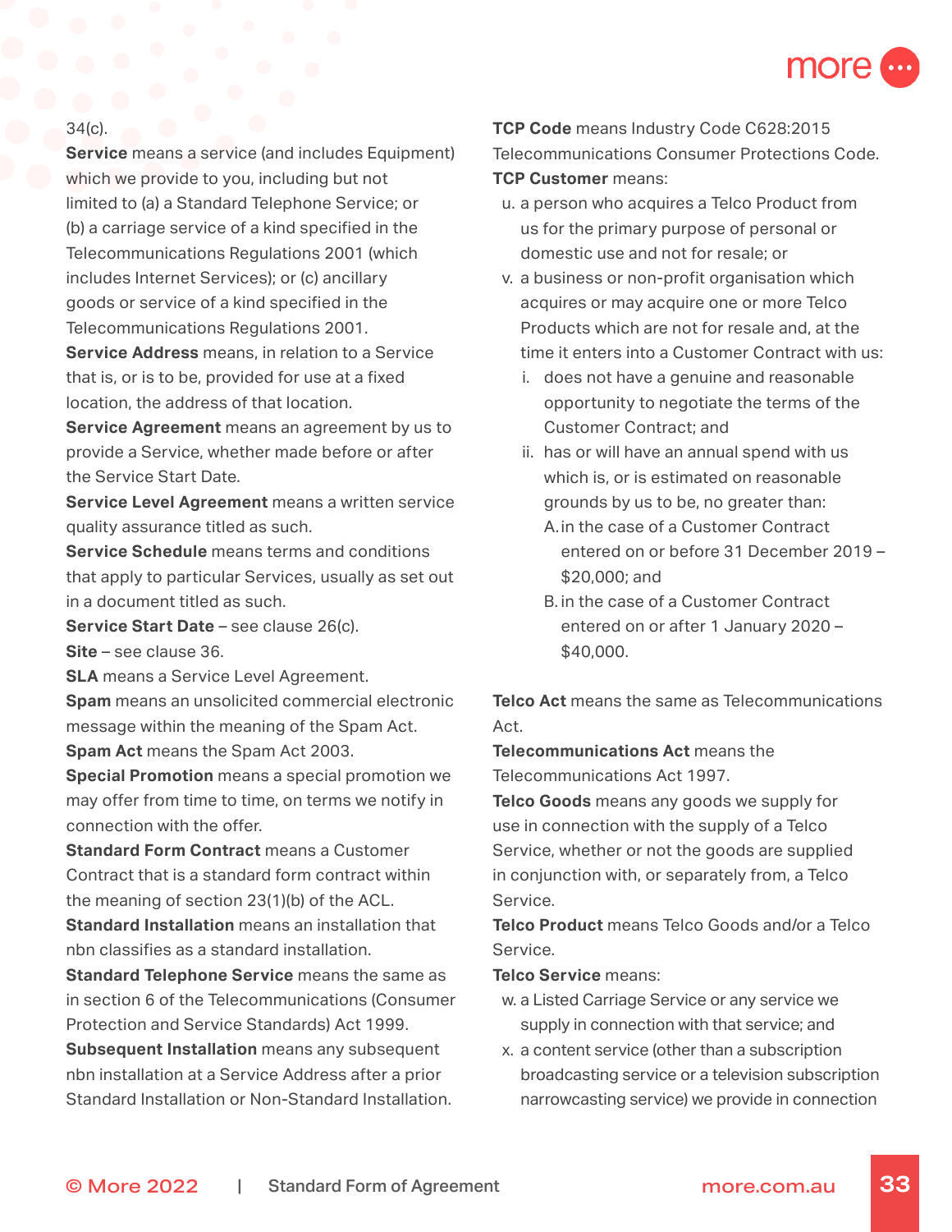34(c).

**Service** means a service (and includes Equipment) which we provide to you, including but not limited to (a) a Standard Telephone Service; or (b) a carriage service of a kind specified in the Telecommunications Regulations 2001 (which includes Internet Services); or (c) ancillary goods or service of a kind specified in the Telecommunications Regulations 2001.

**Service Address** means, in relation to a Service that is, or is to be, provided for use at a fixed location, the address of that location.

**Service Agreement** means an agreement by us to provide a Service, whether made before or after the Service Start Date.

**Service Level Agreement** means a written service quality assurance titled as such.

**Service Schedule** means terms and conditions that apply to particular Services, usually as set out in a document titled as such.

**Service Start Date** – see clause 26(c).

**Site** – see clause 36.

**SLA** means a Service Level Agreement.

**Spam** means an unsolicited commercial electronic message within the meaning of the Spam Act.

**Spam Act** means the Spam Act 2003.

**Special Promotion** means a special promotion we may offer from time to time, on terms we notify in connection with the offer.

**Standard Form Contract** means a Customer Contract that is a standard form contract within the meaning of section 23(1)(b) of the ACL.

**Standard Installation** means an installation that nbn classifies as a standard installation.

**Standard Telephone Service** means the same as in section 6 of the Telecommunications (Consumer Protection and Service Standards) Act 1999.

**Subsequent Installation** means any subsequent nbn installation at a Service Address after a prior Standard Installation or Non-Standard Installation.

**TCP Code** means Industry Code C628:2015 Telecommunications Consumer Protections Code.

**TCP Customer** means:

u. a person who acquires a Telco Product from us for the primary purpose of personal or domestic use and not for resale; or

v. a business or non-profit organisation which acquires or may acquire one or more Telco Products which are not for resale and, at the time it enters into a Customer Contract with us:

   i. does not have a genuine and reasonable opportunity to negotiate the terms of the Customer Contract; and

   ii. has or will have an annual spend with us which is, or is estimated on reasonable grounds by us to be, no greater than:

      A. in the case of a Customer Contract entered on or before 31 December 2019 – $20,000; and

      B. in the case of a Customer Contract entered on or after 1 January 2020 – $40,000.

**Telco Act** means the same as Telecommunications Act.

**Telecommunications Act** means the Telecommunications Act 1997.

**Telco Goods** means any goods we supply for use in connection with the supply of a Telco Service, whether or not the goods are supplied in conjunction with, or separately from, a Telco Service.

**Telco Product** means Telco Goods and/or a Telco Service.

**Telco Service** means:

w. a Listed Carriage Service or any service we supply in connection with that service; and

x. a content service (other than a subscription broadcasting service or a television subscription narrowcasting service) we provide in connection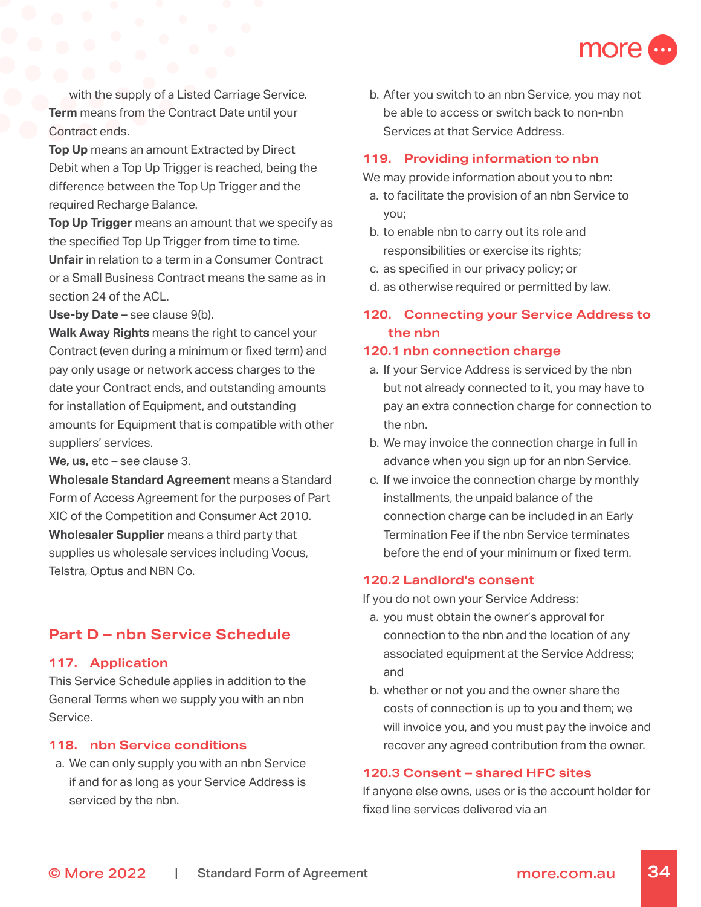with the supply of a Listed Carriage Service.

**Term** means from the Contract Date until your Contract ends.

**Top Up** means an amount Extracted by Direct Debit when a Top Up Trigger is reached, being the difference between the Top Up Trigger and the required Recharge Balance.

**Top Up Trigger** means an amount that we specify as the specified Top Up Trigger from time to time.

**Unfair** in relation to a term in a Consumer Contract or a Small Business Contract means the same as in section 24 of the ACL.

**Use-by Date** – see clause 9(b).

**Walk Away Rights** means the right to cancel your Contract (even during a minimum or fixed term) and pay only usage or network access charges to the date your Contract ends, and outstanding amounts for installation of Equipment, and outstanding amounts for Equipment that is compatible with other suppliers' services.

**We, us,** etc – see clause 3.

**Wholesale Standard Agreement** means a Standard Form of Access Agreement for the purposes of Part XIC of the Competition and Consumer Act 2010.

**Wholesaler Supplier** means a third party that supplies us wholesale services including Vocus, Telstra, Optus and NBN Co.

## Part D – nbn Service Schedule

### 117. Application

This Service Schedule applies in addition to the General Terms when we supply you with an nbn Service.

### 118. nbn Service conditions

a. We can only supply you with an nbn Service if and for as long as your Service Address is serviced by the nbn.

b. After you switch to an nbn Service, you may not be able to access or switch back to non-nbn Services at that Service Address.

### 119. Providing information to nbn

We may provide information about you to nbn:

a. to facilitate the provision of an nbn Service to you;

b. to enable nbn to carry out its role and responsibilities or exercise its rights;

c. as specified in our privacy policy; or

d. as otherwise required or permitted by law.

### 120. Connecting your Service Address to the nbn

#### 120.1 nbn connection charge

a. If your Service Address is serviced by the nbn but not already connected to it, you may have to pay an extra connection charge for connection to the nbn.

b. We may invoice the connection charge in full in advance when you sign up for an nbn Service.

c. If we invoice the connection charge by monthly installments, the unpaid balance of the connection charge can be included in an Early Termination Fee if the nbn Service terminates before the end of your minimum or fixed term.

#### 120.2 Landlord's consent

If you do not own your Service Address:

a. you must obtain the owner's approval for connection to the nbn and the location of any associated equipment at the Service Address; and

b. whether or not you and the owner share the costs of connection is up to you and them; we will invoice you, and you must pay the invoice and recover any agreed contribution from the owner.

#### 120.3 Consent – shared HFC sites

If anyone else owns, uses or is the account holder for fixed line services delivered via an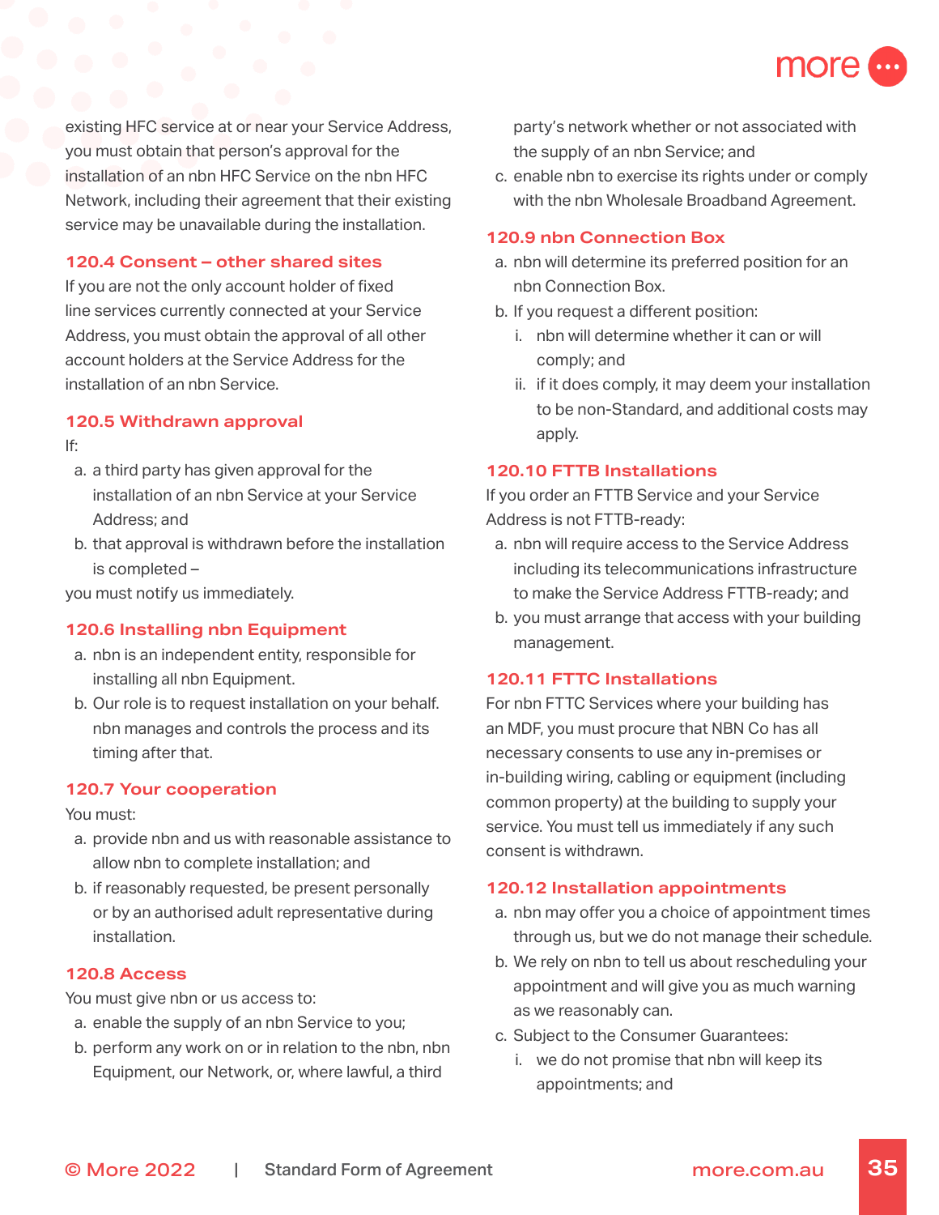existing HFC service at or near your Service Address, you must obtain that person's approval for the installation of an nbn HFC Service on the nbn HFC Network, including their agreement that their existing service may be unavailable during the installation.

### 120.4 Consent – other shared sites

If you are not the only account holder of fixed line services currently connected at your Service Address, you must obtain the approval of all other account holders at the Service Address for the installation of an nbn Service.

### 120.5 Withdrawn approval

If:

a. a third party has given approval for the installation of an nbn Service at your Service Address; and
b. that approval is withdrawn before the installation is completed –

you must notify us immediately.

### 120.6 Installing nbn Equipment

a. nbn is an independent entity, responsible for installing all nbn Equipment.
b. Our role is to request installation on your behalf. nbn manages and controls the process and its timing after that.

### 120.7 Your cooperation

You must:

a. provide nbn and us with reasonable assistance to allow nbn to complete installation; and
b. if reasonably requested, be present personally or by an authorised adult representative during installation.

### 120.8 Access

You must give nbn or us access to:

a. enable the supply of an nbn Service to you;
b. perform any work on or in relation to the nbn, nbn Equipment, our Network, or, where lawful, a third party's network whether or not associated with the supply of an nbn Service; and
c. enable nbn to exercise its rights under or comply with the nbn Wholesale Broadband Agreement.

### 120.9 nbn Connection Box

a. nbn will determine its preferred position for an nbn Connection Box.
b. If you request a different position:
   i. nbn will determine whether it can or will comply; and
   ii. if it does comply, it may deem your installation to be non-Standard, and additional costs may apply.

### 120.10 FTTB Installations

If you order an FTTB Service and your Service Address is not FTTB-ready:

a. nbn will require access to the Service Address including its telecommunications infrastructure to make the Service Address FTTB-ready; and
b. you must arrange that access with your building management.

### 120.11 FTTC Installations

For nbn FTTC Services where your building has an MDF, you must procure that NBN Co has all necessary consents to use any in-premises or in-building wiring, cabling or equipment (including common property) at the building to supply your service. You must tell us immediately if any such consent is withdrawn.

### 120.12 Installation appointments

a. nbn may offer you a choice of appointment times through us, but we do not manage their schedule.
b. We rely on nbn to tell us about rescheduling your appointment and will give you as much warning as we reasonably can.
c. Subject to the Consumer Guarantees:
   i. we do not promise that nbn will keep its appointments; and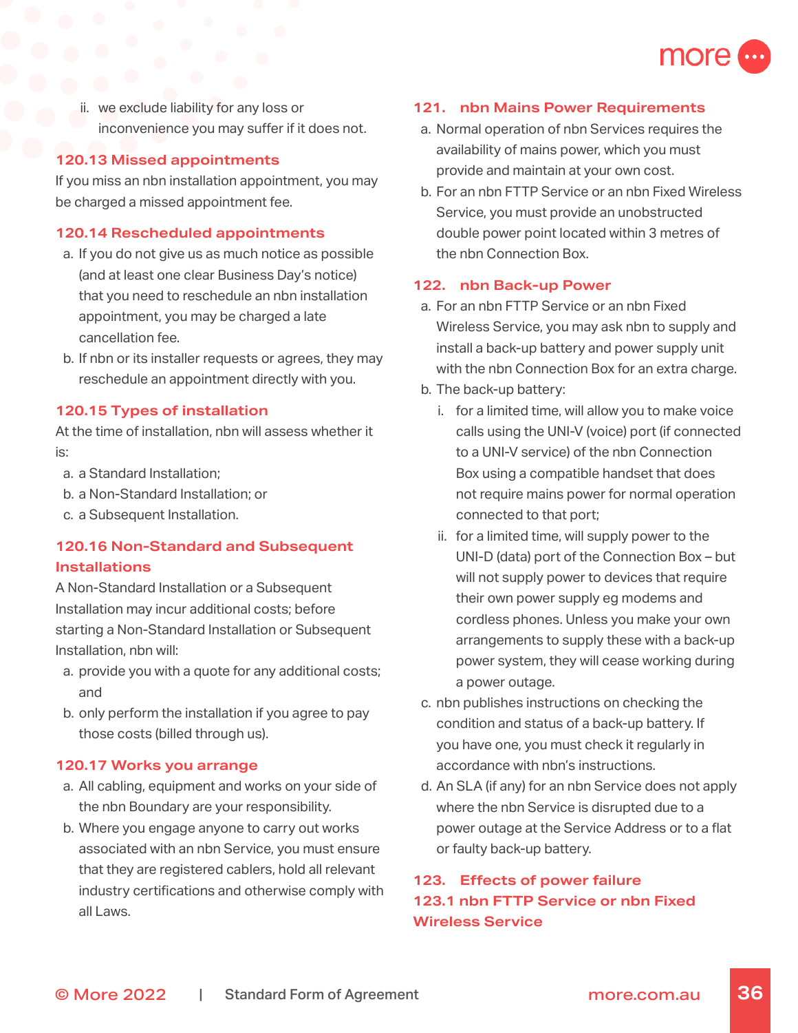ii. we exclude liability for any loss or inconvenience you may suffer if it does not.

### 120.13 Missed appointments

If you miss an nbn installation appointment, you may be charged a missed appointment fee.

### 120.14 Rescheduled appointments

a. If you do not give us as much notice as possible (and at least one clear Business Day's notice) that you need to reschedule an nbn installation appointment, you may be charged a late cancellation fee.
b. If nbn or its installer requests or agrees, they may reschedule an appointment directly with you.

### 120.15 Types of installation

At the time of installation, nbn will assess whether it is:

a. a Standard Installation;
b. a Non-Standard Installation; or
c. a Subsequent Installation.

### 120.16 Non-Standard and Subsequent Installations

A Non-Standard Installation or a Subsequent Installation may incur additional costs; before starting a Non-Standard Installation or Subsequent Installation, nbn will:

a. provide you with a quote for any additional costs; and
b. only perform the installation if you agree to pay those costs (billed through us).

### 120.17 Works you arrange

a. All cabling, equipment and works on your side of the nbn Boundary are your responsibility.
b. Where you engage anyone to carry out works associated with an nbn Service, you must ensure that they are registered cablers, hold all relevant industry certifications and otherwise comply with all Laws.

## 121. nbn Mains Power Requirements

a. Normal operation of nbn Services requires the availability of mains power, which you must provide and maintain at your own cost.
b. For an nbn FTTP Service or an nbn Fixed Wireless Service, you must provide an unobstructed double power point located within 3 metres of the nbn Connection Box.

## 122. nbn Back-up Power

a. For an nbn FTTP Service or an nbn Fixed Wireless Service, you may ask nbn to supply and install a back-up battery and power supply unit with the nbn Connection Box for an extra charge.
b. The back-up battery:
   i. for a limited time, will allow you to make voice calls using the UNI-V (voice) port (if connected to a UNI-V service) of the nbn Connection Box using a compatible handset that does not require mains power for normal operation connected to that port;
   ii. for a limited time, will supply power to the UNI-D (data) port of the Connection Box – but will not supply power to devices that require their own power supply eg modems and cordless phones. Unless you make your own arrangements to supply these with a back-up power system, they will cease working during a power outage.
c. nbn publishes instructions on checking the condition and status of a back-up battery. If you have one, you must check it regularly in accordance with nbn's instructions.
d. An SLA (if any) for an nbn Service does not apply where the nbn Service is disrupted due to a power outage at the Service Address or to a flat or faulty back-up battery.

## 123. Effects of power failure

### 123.1 nbn FTTP Service or nbn Fixed Wireless Service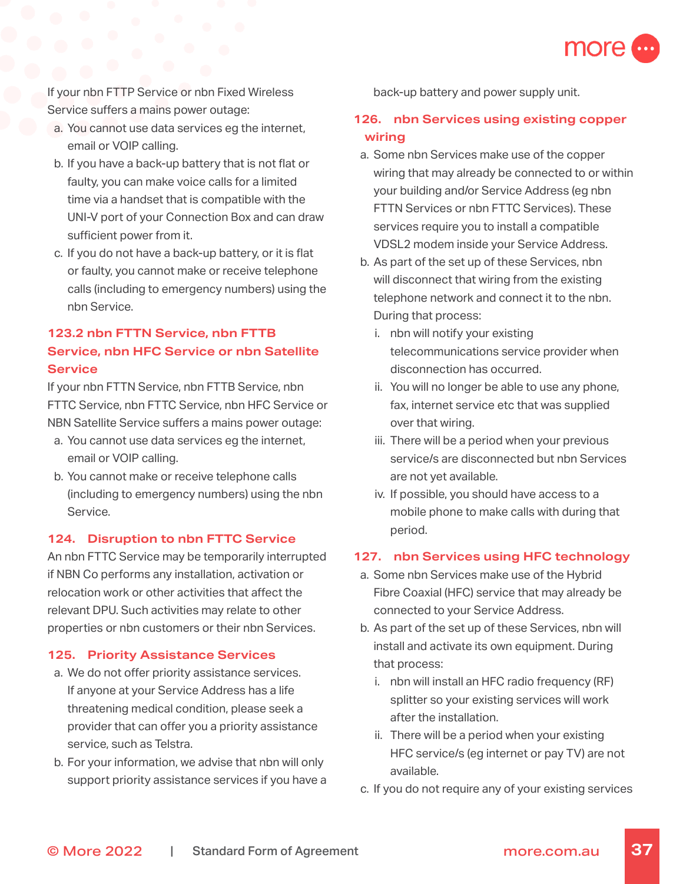If your nbn FTTP Service or nbn Fixed Wireless Service suffers a mains power outage:

a. You cannot use data services eg the internet, email or VOIP calling.
b. If you have a back-up battery that is not flat or faulty, you can make voice calls for a limited time via a handset that is compatible with the UNI-V port of your Connection Box and can draw sufficient power from it.
c. If you do not have a back-up battery, or it is flat or faulty, you cannot make or receive telephone calls (including to emergency numbers) using the nbn Service.

### 123.2 nbn FTTN Service, nbn FTTB Service, nbn HFC Service or nbn Satellite Service

If your nbn FTTN Service, nbn FTTB Service, nbn FTTC Service, nbn FTTC Service, nbn HFC Service or NBN Satellite Service suffers a mains power outage:

a. You cannot use data services eg the internet, email or VOIP calling.
b. You cannot make or receive telephone calls (including to emergency numbers) using the nbn Service.

## 124. Disruption to nbn FTTC Service

An nbn FTTC Service may be temporarily interrupted if NBN Co performs any installation, activation or relocation work or other activities that affect the relevant DPU. Such activities may relate to other properties or nbn customers or their nbn Services.

## 125. Priority Assistance Services

a. We do not offer priority assistance services. If anyone at your Service Address has a life threatening medical condition, please seek a provider that can offer you a priority assistance service, such as Telstra.
b. For your information, we advise that nbn will only support priority assistance services if you have a back-up battery and power supply unit.

## 126. nbn Services using existing copper wiring

a. Some nbn Services make use of the copper wiring that may already be connected to or within your building and/or Service Address (eg nbn FTTN Services or nbn FTTC Services). These services require you to install a compatible VDSL2 modem inside your Service Address.
b. As part of the set up of these Services, nbn will disconnect that wiring from the existing telephone network and connect it to the nbn. During that process:
   i. nbn will notify your existing telecommunications service provider when disconnection has occurred.
   ii. You will no longer be able to use any phone, fax, internet service etc that was supplied over that wiring.
   iii. There will be a period when your previous service/s are disconnected but nbn Services are not yet available.
   iv. If possible, you should have access to a mobile phone to make calls with during that period.

## 127. nbn Services using HFC technology

a. Some nbn Services make use of the Hybrid Fibre Coaxial (HFC) service that may already be connected to your Service Address.
b. As part of the set up of these Services, nbn will install and activate its own equipment. During that process:
   i. nbn will install an HFC radio frequency (RF) splitter so your existing services will work after the installation.
   ii. There will be a period when your existing HFC service/s (eg internet or pay TV) are not available.
c. If you do not require any of your existing services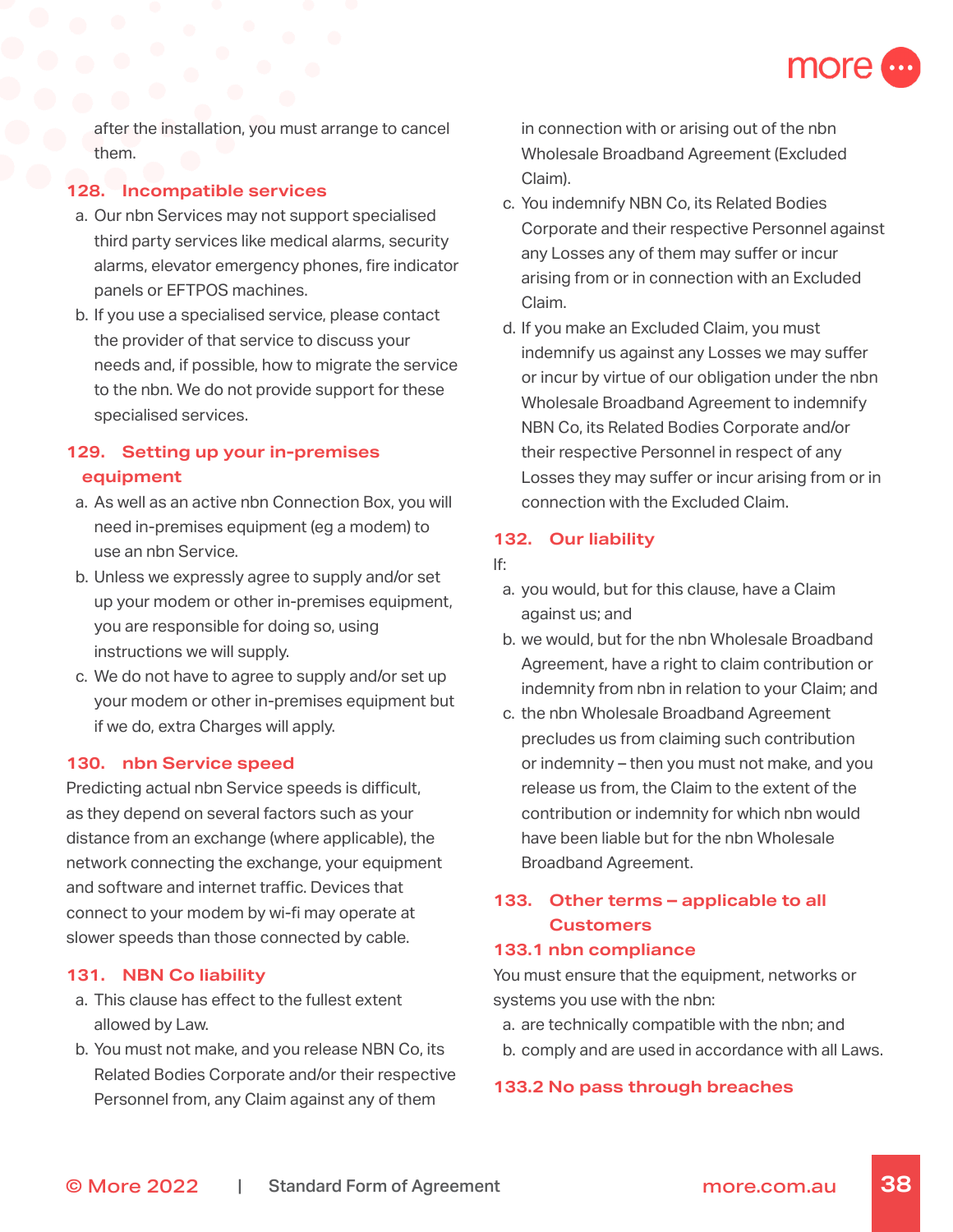after the installation, you must arrange to cancel them.

## 128. Incompatible services

a. Our nbn Services may not support specialised third party services like medical alarms, security alarms, elevator emergency phones, fire indicator panels or EFTPOS machines.

b. If you use a specialised service, please contact the provider of that service to discuss your needs and, if possible, how to migrate the service to the nbn. We do not provide support for these specialised services.

## 129. Setting up your in-premises equipment

a. As well as an active nbn Connection Box, you will need in-premises equipment (eg a modem) to use an nbn Service.

b. Unless we expressly agree to supply and/or set up your modem or other in-premises equipment, you are responsible for doing so, using instructions we will supply.

c. We do not have to agree to supply and/or set up your modem or other in-premises equipment but if we do, extra Charges will apply.

## 130. nbn Service speed

Predicting actual nbn Service speeds is difficult, as they depend on several factors such as your distance from an exchange (where applicable), the network connecting the exchange, your equipment and software and internet traffic. Devices that connect to your modem by wi-fi may operate at slower speeds than those connected by cable.

## 131. NBN Co liability

a. This clause has effect to the fullest extent allowed by Law.

b. You must not make, and you release NBN Co, its Related Bodies Corporate and/or their respective Personnel from, any Claim against any of them in connection with or arising out of the nbn Wholesale Broadband Agreement (Excluded Claim).

c. You indemnify NBN Co, its Related Bodies Corporate and their respective Personnel against any Losses any of them may suffer or incur arising from or in connection with an Excluded Claim.

d. If you make an Excluded Claim, you must indemnify us against any Losses we may suffer or incur by virtue of our obligation under the nbn Wholesale Broadband Agreement to indemnify NBN Co, its Related Bodies Corporate and/or their respective Personnel in respect of any Losses they may suffer or incur arising from or in connection with the Excluded Claim.

## 132. Our liability

If:

a. you would, but for this clause, have a Claim against us; and

b. we would, but for the nbn Wholesale Broadband Agreement, have a right to claim contribution or indemnity from nbn in relation to your Claim; and

c. the nbn Wholesale Broadband Agreement precludes us from claiming such contribution or indemnity – then you must not make, and you release us from, the Claim to the extent of the contribution or indemnity for which nbn would have been liable but for the nbn Wholesale Broadband Agreement.

## 133. Other terms – applicable to all Customers

### 133.1 nbn compliance

You must ensure that the equipment, networks or systems you use with the nbn:

a. are technically compatible with the nbn; and

b. comply and are used in accordance with all Laws.

### 133.2 No pass through breaches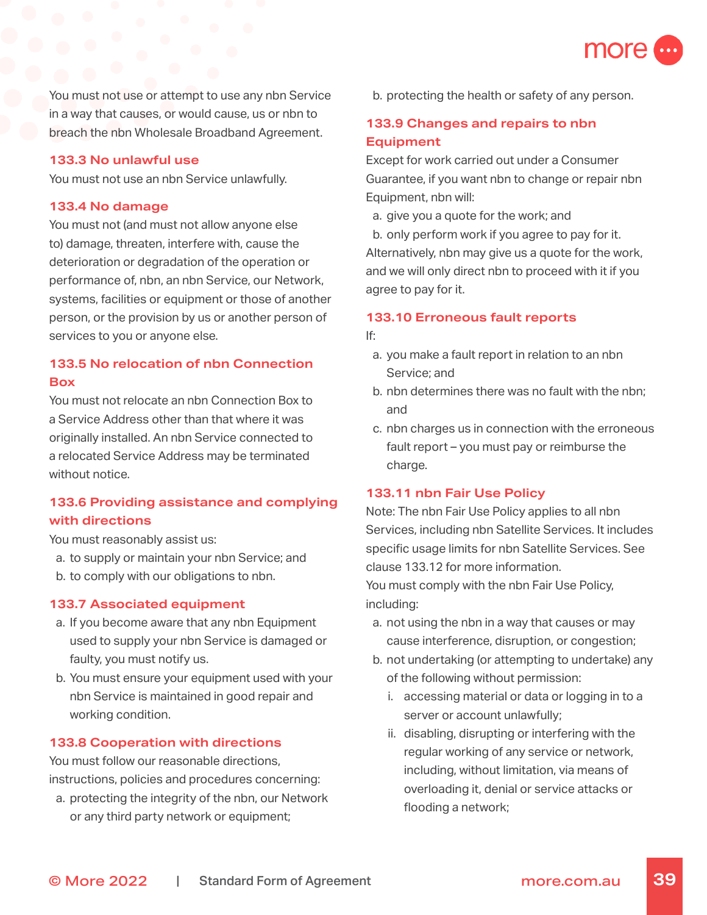You must not use or attempt to use any nbn Service in a way that causes, or would cause, us or nbn to breach the nbn Wholesale Broadband Agreement.

### 133.3 No unlawful use

You must not use an nbn Service unlawfully.

### 133.4 No damage

You must not (and must not allow anyone else to) damage, threaten, interfere with, cause the deterioration or degradation of the operation or performance of, nbn, an nbn Service, our Network, systems, facilities or equipment or those of another person, or the provision by us or another person of services to you or anyone else.

### 133.5 No relocation of nbn Connection Box

You must not relocate an nbn Connection Box to a Service Address other than that where it was originally installed. An nbn Service connected to a relocated Service Address may be terminated without notice.

### 133.6 Providing assistance and complying with directions

You must reasonably assist us:

a. to supply or maintain your nbn Service; and
b. to comply with our obligations to nbn.

### 133.7 Associated equipment

a. If you become aware that any nbn Equipment used to supply your nbn Service is damaged or faulty, you must notify us.
b. You must ensure your equipment used with your nbn Service is maintained in good repair and working condition.

### 133.8 Cooperation with directions

You must follow our reasonable directions, instructions, policies and procedures concerning:

a. protecting the integrity of the nbn, our Network or any third party network or equipment;
b. protecting the health or safety of any person.

### 133.9 Changes and repairs to nbn Equipment

Except for work carried out under a Consumer Guarantee, if you want nbn to change or repair nbn Equipment, nbn will:

a. give you a quote for the work; and
b. only perform work if you agree to pay for it.

Alternatively, nbn may give us a quote for the work, and we will only direct nbn to proceed with it if you agree to pay for it.

### 133.10 Erroneous fault reports

If:

a. you make a fault report in relation to an nbn Service; and
b. nbn determines there was no fault with the nbn; and
c. nbn charges us in connection with the erroneous fault report – you must pay or reimburse the charge.

### 133.11 nbn Fair Use Policy

Note: The nbn Fair Use Policy applies to all nbn Services, including nbn Satellite Services. It includes specific usage limits for nbn Satellite Services. See clause 133.12 for more information.

You must comply with the nbn Fair Use Policy, including:

a. not using the nbn in a way that causes or may cause interference, disruption, or congestion;
b. not undertaking (or attempting to undertake) any of the following without permission:
   i. accessing material or data or logging in to a server or account unlawfully;
   ii. disabling, disrupting or interfering with the regular working of any service or network, including, without limitation, via means of overloading it, denial or service attacks or flooding a network;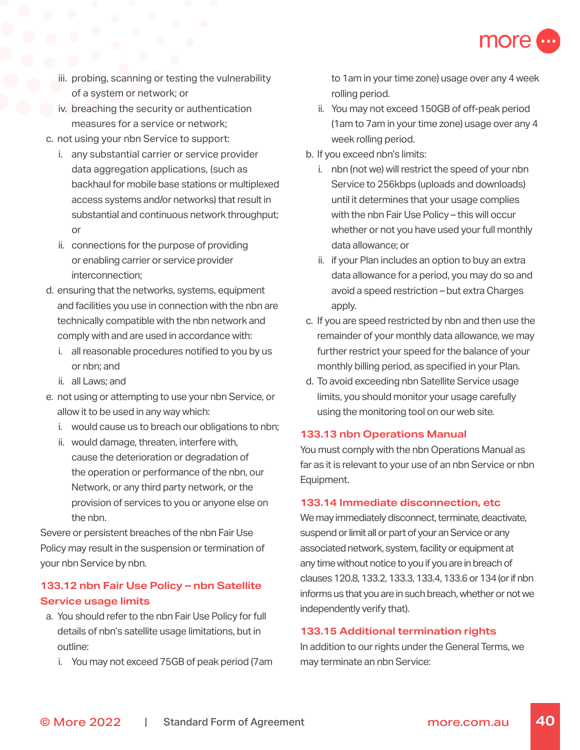iii. probing, scanning or testing the vulnerability of a system or network; or
   iv. breaching the security or authentication measures for a service or network;

c. not using your nbn Service to support:
   i. any substantial carrier or service provider data aggregation applications, (such as backhaul for mobile base stations or multiplexed access systems and/or networks) that result in substantial and continuous network throughput; or
   ii. connections for the purpose of providing or enabling carrier or service provider interconnection;

d. ensuring that the networks, systems, equipment and facilities you use in connection with the nbn are technically compatible with the nbn network and comply with and are used in accordance with:
   i. all reasonable procedures notified to you by us or nbn; and
   ii. all Laws; and

e. not using or attempting to use your nbn Service, or allow it to be used in any way which:
   i. would cause us to breach our obligations to nbn;
   ii. would damage, threaten, interfere with, cause the deterioration or degradation of the operation or performance of the nbn, our Network, or any third party network, or the provision of services to you or anyone else on the nbn.

Severe or persistent breaches of the nbn Fair Use Policy may result in the suspension or termination of your nbn Service by nbn.

## 133.12 nbn Fair Use Policy – nbn Satellite Service usage limits

a. You should refer to the nbn Fair Use Policy for full details of nbn's satellite usage limitations, but in outline:
   i. You may not exceed 75GB of peak period (7am to 1am in your time zone) usage over any 4 week rolling period.
   ii. You may not exceed 150GB of off-peak period (1am to 7am in your time zone) usage over any 4 week rolling period.

b. If you exceed nbn's limits:
   i. nbn (not we) will restrict the speed of your nbn Service to 256kbps (uploads and downloads) until it determines that your usage complies with the nbn Fair Use Policy – this will occur whether or not you have used your full monthly data allowance; or
   ii. if your Plan includes an option to buy an extra data allowance for a period, you may do so and avoid a speed restriction – but extra Charges apply.

c. If you are speed restricted by nbn and then use the remainder of your monthly data allowance, we may further restrict your speed for the balance of your monthly billing period, as specified in your Plan.

d. To avoid exceeding nbn Satellite Service usage limits, you should monitor your usage carefully using the monitoring tool on our web site.

## 133.13 nbn Operations Manual

You must comply with the nbn Operations Manual as far as it is relevant to your use of an nbn Service or nbn Equipment.

## 133.14 Immediate disconnection, etc

We may immediately disconnect, terminate, deactivate, suspend or limit all or part of your an Service or any associated network, system, facility or equipment at any time without notice to you if you are in breach of clauses 120.8, 133.2, 133.3, 133.4, 133.6 or 134 (or if nbn informs us that you are in such breach, whether or not we independently verify that).

## 133.15 Additional termination rights

In addition to our rights under the General Terms, we may terminate an nbn Service: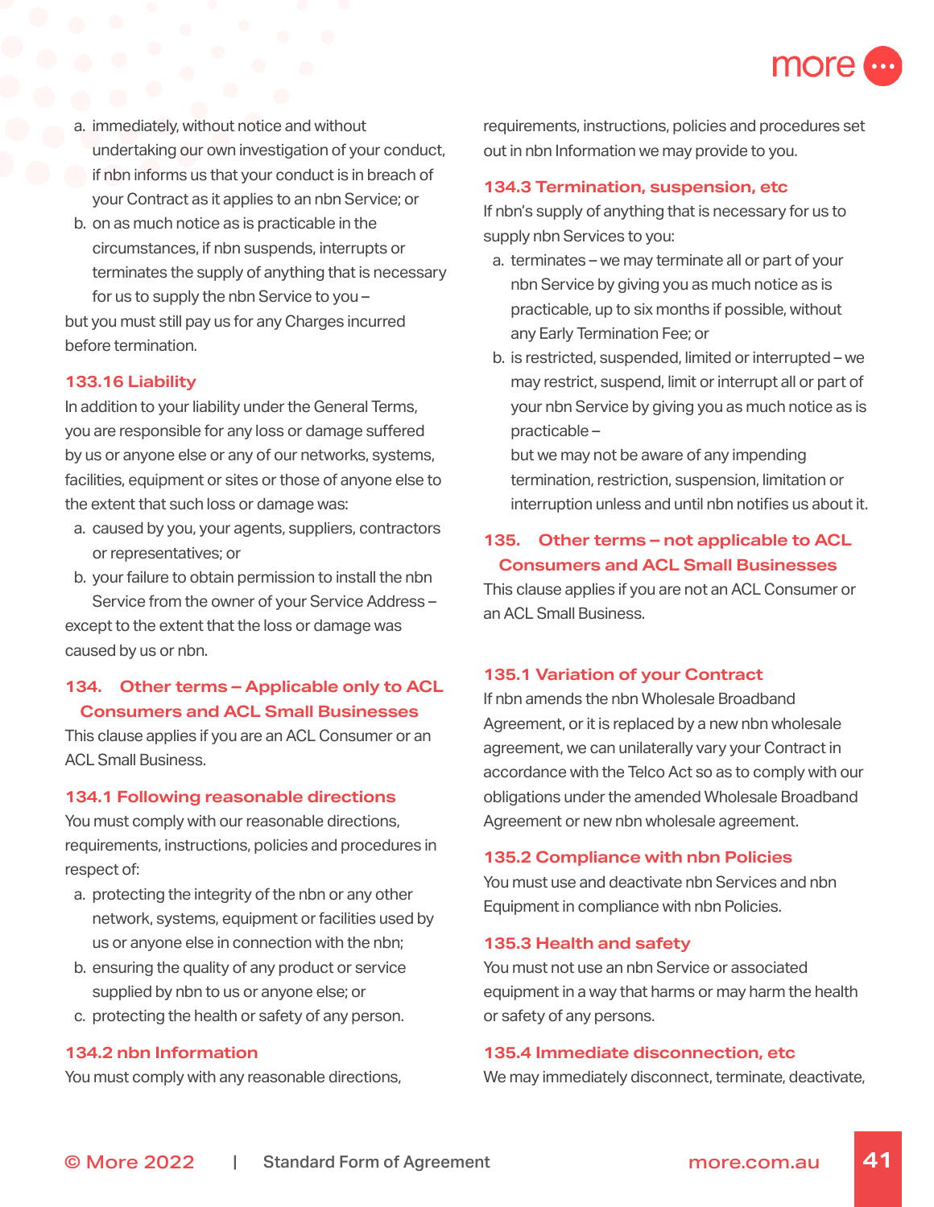a. immediately, without notice and without undertaking our own investigation of your conduct, if nbn informs us that your conduct is in breach of your Contract as it applies to an nbn Service; or
b. on as much notice as is practicable in the circumstances, if nbn suspends, interrupts or terminates the supply of anything that is necessary for us to supply the nbn Service to you –

but you must still pay us for any Charges incurred before termination.

### 133.16 Liability

In addition to your liability under the General Terms, you are responsible for any loss or damage suffered by us or anyone else or any of our networks, systems, facilities, equipment or sites or those of anyone else to the extent that such loss or damage was:

a. caused by you, your agents, suppliers, contractors or representatives; or
b. your failure to obtain permission to install the nbn Service from the owner of your Service Address –

except to the extent that the loss or damage was caused by us or nbn.

## 134. Other terms – Applicable only to ACL Consumers and ACL Small Businesses

This clause applies if you are an ACL Consumer or an ACL Small Business.

### 134.1 Following reasonable directions

You must comply with our reasonable directions, requirements, instructions, policies and procedures in respect of:

a. protecting the integrity of the nbn or any other network, systems, equipment or facilities used by us or anyone else in connection with the nbn;
b. ensuring the quality of any product or service supplied by nbn to us or anyone else; or
c. protecting the health or safety of any person.

### 134.2 nbn Information

You must comply with any reasonable directions, requirements, instructions, policies and procedures set out in nbn Information we may provide to you.

### 134.3 Termination, suspension, etc

If nbn's supply of anything that is necessary for us to supply nbn Services to you:

a. terminates – we may terminate all or part of your nbn Service by giving you as much notice as is practicable, up to six months if possible, without any Early Termination Fee; or
b. is restricted, suspended, limited or interrupted – we may restrict, suspend, limit or interrupt all or part of your nbn Service by giving you as much notice as is practicable –

   but we may not be aware of any impending termination, restriction, suspension, limitation or interruption unless and until nbn notifies us about it.

## 135. Other terms – not applicable to ACL Consumers and ACL Small Businesses

This clause applies if you are not an ACL Consumer or an ACL Small Business.

### 135.1 Variation of your Contract

If nbn amends the nbn Wholesale Broadband Agreement, or it is replaced by a new nbn wholesale agreement, we can unilaterally vary your Contract in accordance with the Telco Act so as to comply with our obligations under the amended Wholesale Broadband Agreement or new nbn wholesale agreement.

### 135.2 Compliance with nbn Policies

You must use and deactivate nbn Services and nbn Equipment in compliance with nbn Policies.

### 135.3 Health and safety

You must not use an nbn Service or associated equipment in a way that harms or may harm the health or safety of any persons.

### 135.4 Immediate disconnection, etc

We may immediately disconnect, terminate, deactivate,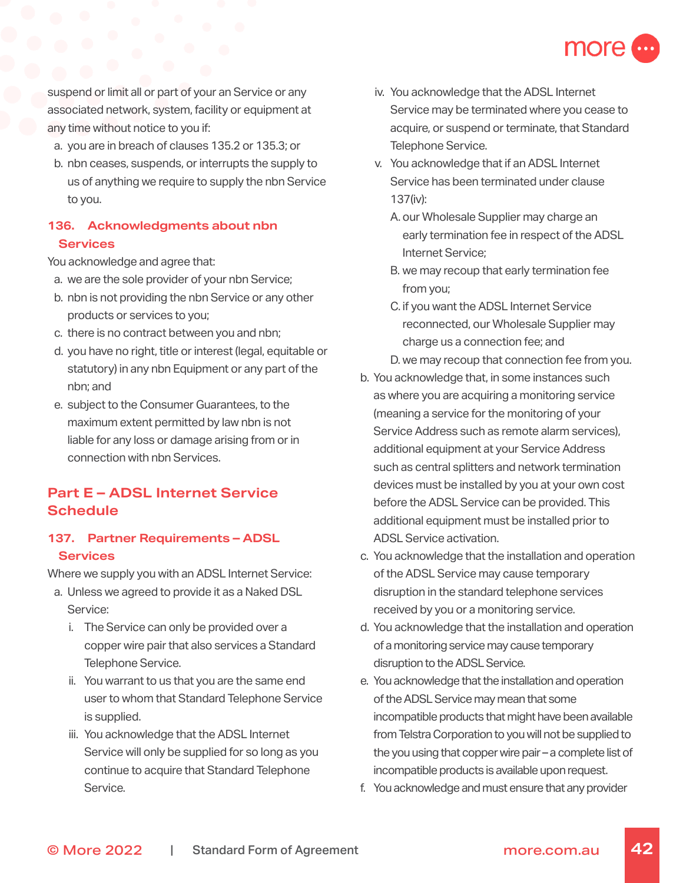suspend or limit all or part of your an Service or any associated network, system, facility or equipment at any time without notice to you if:

a. you are in breach of clauses 135.2 or 135.3; or
b. nbn ceases, suspends, or interrupts the supply to us of anything we require to supply the nbn Service to you.

### 136. Acknowledgments about nbn Services

You acknowledge and agree that:

a. we are the sole provider of your nbn Service;
b. nbn is not providing the nbn Service or any other products or services to you;
c. there is no contract between you and nbn;
d. you have no right, title or interest (legal, equitable or statutory) in any nbn Equipment or any part of the nbn; and
e. subject to the Consumer Guarantees, to the maximum extent permitted by law nbn is not liable for any loss or damage arising from or in connection with nbn Services.

## Part E – ADSL Internet Service Schedule

### 137. Partner Requirements – ADSL Services

Where we supply you with an ADSL Internet Service:

a. Unless we agreed to provide it as a Naked DSL Service:
   i. The Service can only be provided over a copper wire pair that also services a Standard Telephone Service.
   ii. You warrant to us that you are the same end user to whom that Standard Telephone Service is supplied.
   iii. You acknowledge that the ADSL Internet Service will only be supplied for so long as you continue to acquire that Standard Telephone Service.
   iv. You acknowledge that the ADSL Internet Service may be terminated where you cease to acquire, or suspend or terminate, that Standard Telephone Service.
   v. You acknowledge that if an ADSL Internet Service has been terminated under clause 137(iv):
      A. our Wholesale Supplier may charge an early termination fee in respect of the ADSL Internet Service;
      B. we may recoup that early termination fee from you;
      C. if you want the ADSL Internet Service reconnected, our Wholesale Supplier may charge us a connection fee; and
      D. we may recoup that connection fee from you.
b. You acknowledge that, in some instances such as where you are acquiring a monitoring service (meaning a service for the monitoring of your Service Address such as remote alarm services), additional equipment at your Service Address such as central splitters and network termination devices must be installed by you at your own cost before the ADSL Service can be provided. This additional equipment must be installed prior to ADSL Service activation.
c. You acknowledge that the installation and operation of the ADSL Service may cause temporary disruption in the standard telephone services received by you or a monitoring service.
d. You acknowledge that the installation and operation of a monitoring service may cause temporary disruption to the ADSL Service.
e. You acknowledge that the installation and operation of the ADSL Service may mean that some incompatible products that might have been available from Telstra Corporation to you will not be supplied to the you using that copper wire pair – a complete list of incompatible products is available upon request.
f. You acknowledge and must ensure that any provider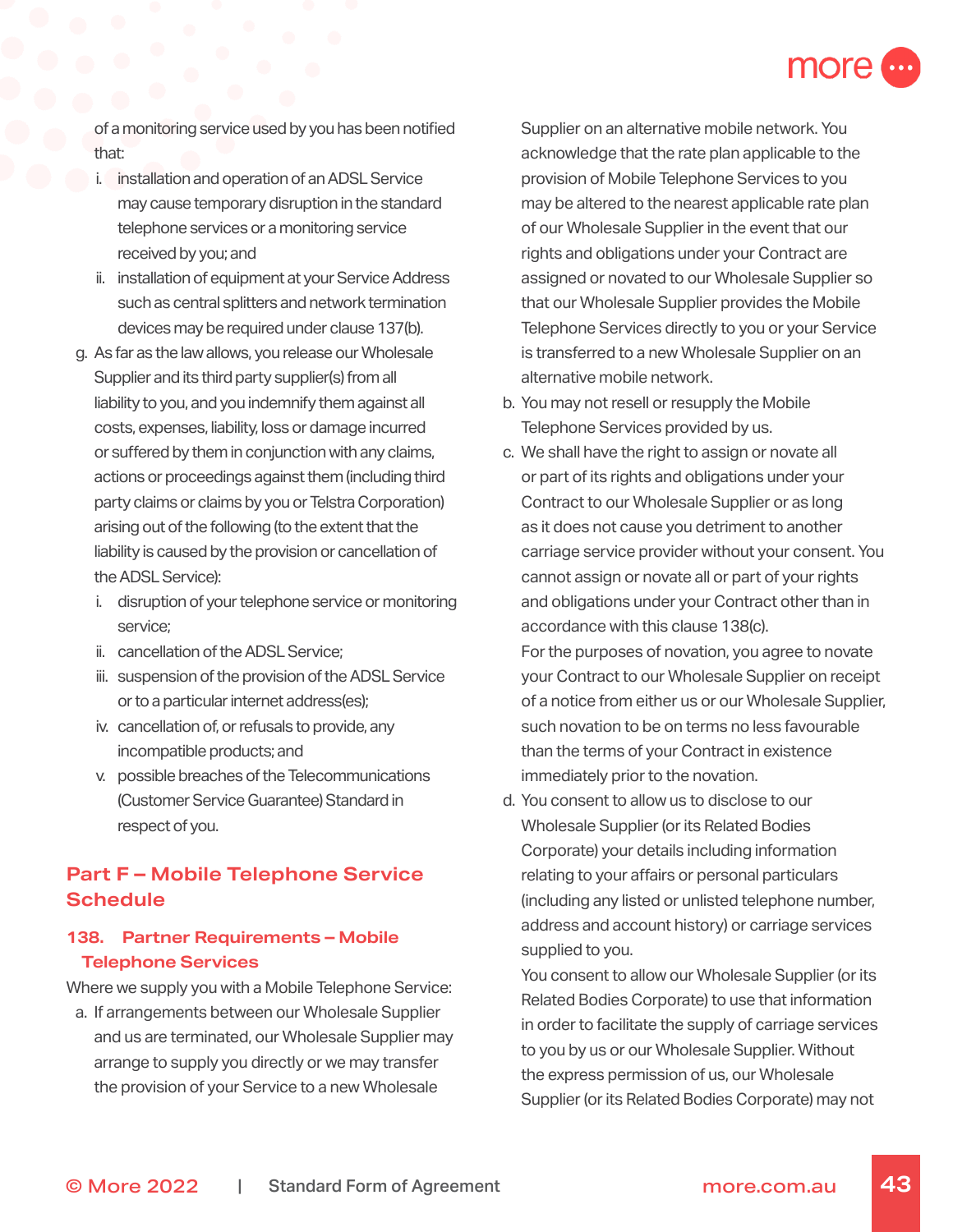of a monitoring service used by you has been notified that:

i. installation and operation of an ADSL Service may cause temporary disruption in the standard telephone services or a monitoring service received by you; and
ii. installation of equipment at your Service Address such as central splitters and network termination devices may be required under clause 137(b).

g. As far as the law allows, you release our Wholesale Supplier and its third party supplier(s) from all liability to you, and you indemnify them against all costs, expenses, liability, loss or damage incurred or suffered by them in conjunction with any claims, actions or proceedings against them (including third party claims or claims by you or Telstra Corporation) arising out of the following (to the extent that the liability is caused by the provision or cancellation of the ADSL Service):
   i. disruption of your telephone service or monitoring service;
   ii. cancellation of the ADSL Service;
   iii. suspension of the provision of the ADSL Service or to a particular internet address(es);
   iv. cancellation of, or refusals to provide, any incompatible products; and
   v. possible breaches of the Telecommunications (Customer Service Guarantee) Standard in respect of you.

## Part F – Mobile Telephone Service Schedule

### 138. Partner Requirements – Mobile Telephone Services

Where we supply you with a Mobile Telephone Service:

a. If arrangements between our Wholesale Supplier and us are terminated, our Wholesale Supplier may arrange to supply you directly or we may transfer the provision of your Service to a new Wholesale Supplier on an alternative mobile network. You acknowledge that the rate plan applicable to the provision of Mobile Telephone Services to you may be altered to the nearest applicable rate plan of our Wholesale Supplier in the event that our rights and obligations under your Contract are assigned or novated to our Wholesale Supplier so that our Wholesale Supplier provides the Mobile Telephone Services directly to you or your Service is transferred to a new Wholesale Supplier on an alternative mobile network.

b. You may not resell or resupply the Mobile Telephone Services provided by us.

c. We shall have the right to assign or novate all or part of its rights and obligations under your Contract to our Wholesale Supplier or as long as it does not cause you detriment to another carriage service provider without your consent. You cannot assign or novate all or part of your rights and obligations under your Contract other than in accordance with this clause 138(c).
   For the purposes of novation, you agree to novate your Contract to our Wholesale Supplier on receipt of a notice from either us or our Wholesale Supplier, such novation to be on terms no less favourable than the terms of your Contract in existence immediately prior to the novation.

d. You consent to allow us to disclose to our Wholesale Supplier (or its Related Bodies Corporate) your details including information relating to your affairs or personal particulars (including any listed or unlisted telephone number, address and account history) or carriage services supplied to you.
   You consent to allow our Wholesale Supplier (or its Related Bodies Corporate) to use that information in order to facilitate the supply of carriage services to you by us or our Wholesale Supplier. Without the express permission of us, our Wholesale Supplier (or its Related Bodies Corporate) may not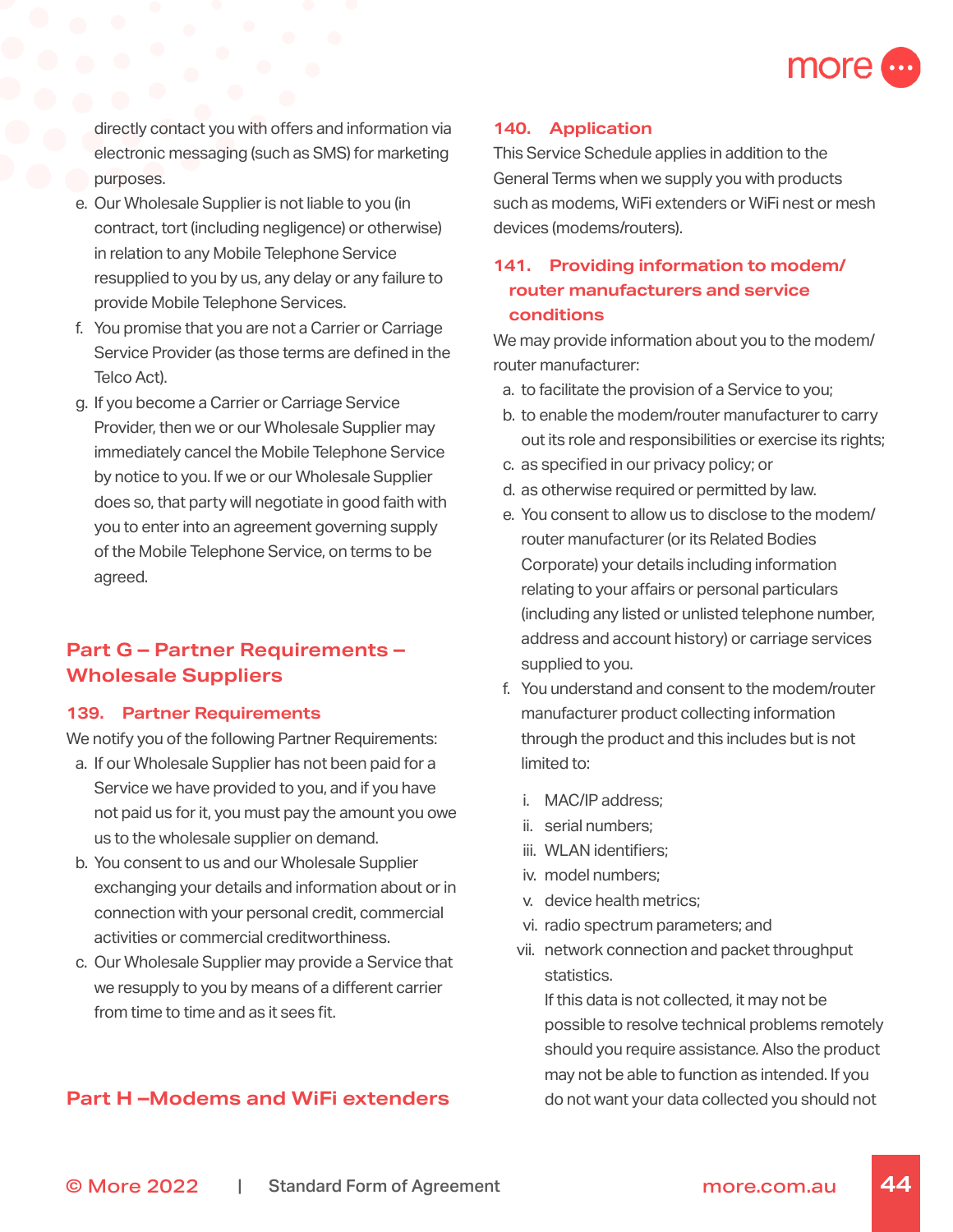directly contact you with offers and information via electronic messaging (such as SMS) for marketing purposes.

e. Our Wholesale Supplier is not liable to you (in contract, tort (including negligence) or otherwise) in relation to any Mobile Telephone Service resupplied to you by us, any delay or any failure to provide Mobile Telephone Services.

f. You promise that you are not a Carrier or Carriage Service Provider (as those terms are defined in the Telco Act).

g. If you become a Carrier or Carriage Service Provider, then we or our Wholesale Supplier may immediately cancel the Mobile Telephone Service by notice to you. If we or our Wholesale Supplier does so, that party will negotiate in good faith with you to enter into an agreement governing supply of the Mobile Telephone Service, on terms to be agreed.

## Part G – Partner Requirements – Wholesale Suppliers

### 139. Partner Requirements

We notify you of the following Partner Requirements:

a. If our Wholesale Supplier has not been paid for a Service we have provided to you, and if you have not paid us for it, you must pay the amount you owe us to the wholesale supplier on demand.

b. You consent to us and our Wholesale Supplier exchanging your details and information about or in connection with your personal credit, commercial activities or commercial creditworthiness.

c. Our Wholesale Supplier may provide a Service that we resupply to you by means of a different carrier from time to time and as it sees fit.

## Part H –Modems and WiFi extenders

### 140. Application

This Service Schedule applies in addition to the General Terms when we supply you with products such as modems, WiFi extenders or WiFi nest or mesh devices (modems/routers).

### 141. Providing information to modem/ router manufacturers and service conditions

We may provide information about you to the modem/ router manufacturer:

a. to facilitate the provision of a Service to you;

b. to enable the modem/router manufacturer to carry out its role and responsibilities or exercise its rights;

c. as specified in our privacy policy; or

d. as otherwise required or permitted by law.

e. You consent to allow us to disclose to the modem/ router manufacturer (or its Related Bodies Corporate) your details including information relating to your affairs or personal particulars (including any listed or unlisted telephone number, address and account history) or carriage services supplied to you.

f. You understand and consent to the modem/router manufacturer product collecting information through the product and this includes but is not limited to:

   i. MAC/IP address;

   ii. serial numbers;

   iii. WLAN identifiers;

   iv. model numbers;

   v. device health metrics;

   vi. radio spectrum parameters; and

   vii. network connection and packet throughput statistics.

   If this data is not collected, it may not be possible to resolve technical problems remotely should you require assistance. Also the product may not be able to function as intended. If you do not want your data collected you should not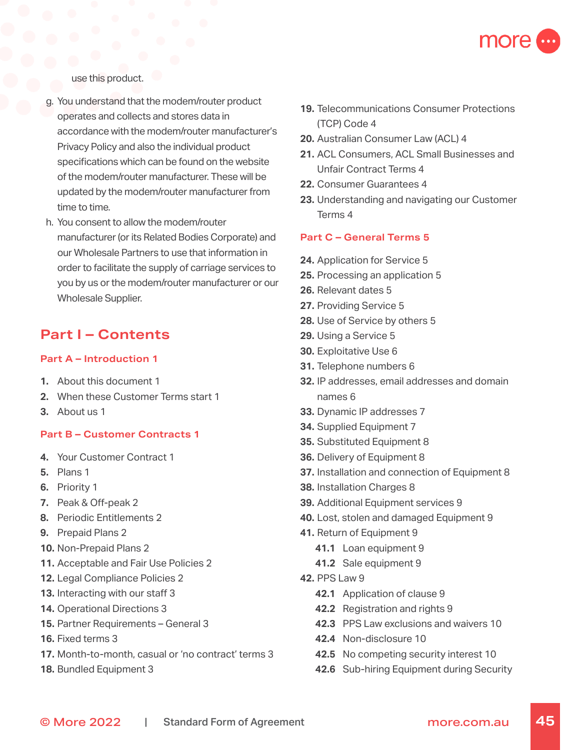use this product.

g. You understand that the modem/router product operates and collects and stores data in accordance with the modem/router manufacturer's Privacy Policy and also the individual product specifications which can be found on the website of the modem/router manufacturer. These will be updated by the modem/router manufacturer from time to time.

h. You consent to allow the modem/router manufacturer (or its Related Bodies Corporate) and our Wholesale Partners to use that information in order to facilitate the supply of carriage services to you by us or the modem/router manufacturer or our Wholesale Supplier.

## Part I – Contents

### Part A – Introduction 1

1. About this document 1
2. When these Customer Terms start 1
3. About us 1

### Part B – Customer Contracts 1

4. Your Customer Contract 1
5. Plans 1
6. Priority 1
7. Peak & Off-peak 2
8. Periodic Entitlements 2
9. Prepaid Plans 2
10. Non-Prepaid Plans 2
11. Acceptable and Fair Use Policies 2
12. Legal Compliance Policies 2
13. Interacting with our staff 3
14. Operational Directions 3
15. Partner Requirements – General 3
16. Fixed terms 3
17. Month-to-month, casual or 'no contract' terms 3
18. Bundled Equipment 3
19. Telecommunications Consumer Protections (TCP) Code 4
20. Australian Consumer Law (ACL) 4
21. ACL Consumers, ACL Small Businesses and Unfair Contract Terms 4
22. Consumer Guarantees 4
23. Understanding and navigating our Customer Terms 4

### Part C – General Terms 5

24. Application for Service 5
25. Processing an application 5
26. Relevant dates 5
27. Providing Service 5
28. Use of Service by others 5
29. Using a Service 5
30. Exploitative Use 6
31. Telephone numbers 6
32. IP addresses, email addresses and domain names 6
33. Dynamic IP addresses 7
34. Supplied Equipment 7
35. Substituted Equipment 8
36. Delivery of Equipment 8
37. Installation and connection of Equipment 8
38. Installation Charges 8
39. Additional Equipment services 9
40. Lost, stolen and damaged Equipment 9
41. Return of Equipment 9
    - **41.1** Loan equipment 9
    - **41.2** Sale equipment 9
42. PPS Law 9
    - **42.1** Application of clause 9
    - **42.2** Registration and rights 9
    - **42.3** PPS Law exclusions and waivers 10
    - **42.4** Non-disclosure 10
    - **42.5** No competing security interest 10
    - **42.6** Sub-hiring Equipment during Security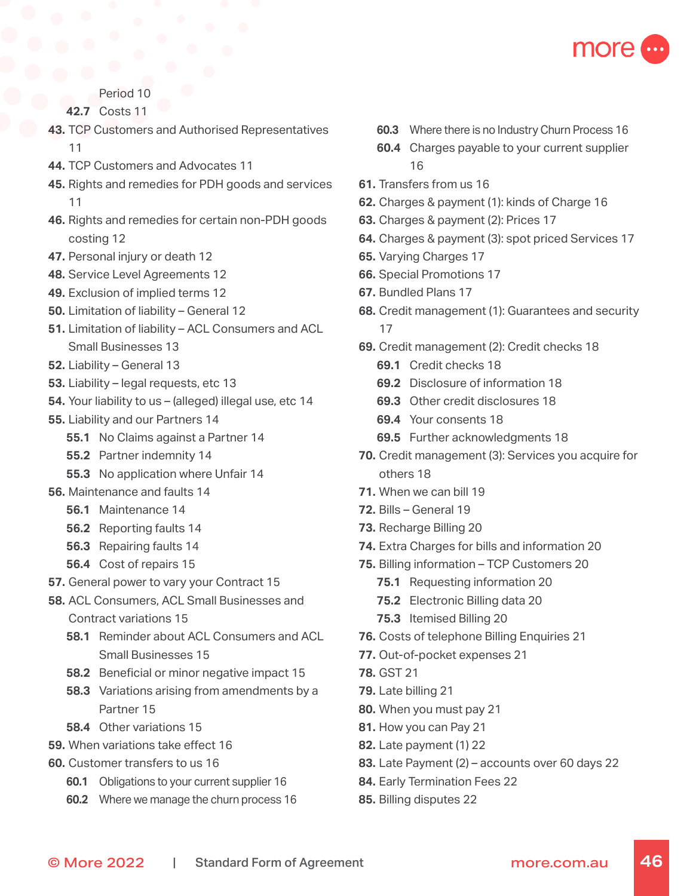Period 10

**42.7** Costs 11

**43.** TCP Customers and Authorised Representatives 11

**44.** TCP Customers and Advocates 11

**45.** Rights and remedies for PDH goods and services 11

**46.** Rights and remedies for certain non-PDH goods costing 12

**47.** Personal injury or death 12

**48.** Service Level Agreements 12

**49.** Exclusion of implied terms 12

**50.** Limitation of liability – General 12

**51.** Limitation of liability – ACL Consumers and ACL Small Businesses 13

**52.** Liability – General 13

**53.** Liability – legal requests, etc 13

**54.** Your liability to us – (alleged) illegal use, etc 14

**55.** Liability and our Partners 14

- **55.1** No Claims against a Partner 14
- **55.2** Partner indemnity 14
- **55.3** No application where Unfair 14

**56.** Maintenance and faults 14

- **56.1** Maintenance 14
- **56.2** Reporting faults 14
- **56.3** Repairing faults 14
- **56.4** Cost of repairs 15

**57.** General power to vary your Contract 15

**58.** ACL Consumers, ACL Small Businesses and Contract variations 15

- **58.1** Reminder about ACL Consumers and ACL Small Businesses 15
- **58.2** Beneficial or minor negative impact 15
- **58.3** Variations arising from amendments by a Partner 15
- **58.4** Other variations 15

**59.** When variations take effect 16

**60.** Customer transfers to us 16

- **60.1** Obligations to your current supplier 16
- **60.2** Where we manage the churn process 16
- **60.3** Where there is no Industry Churn Process 16
- **60.4** Charges payable to your current supplier 16

**61.** Transfers from us 16

**62.** Charges & payment (1): kinds of Charge 16

**63.** Charges & payment (2): Prices 17

**64.** Charges & payment (3): spot priced Services 17

**65.** Varying Charges 17

**66.** Special Promotions 17

**67.** Bundled Plans 17

**68.** Credit management (1): Guarantees and security 17

**69.** Credit management (2): Credit checks 18

- **69.1** Credit checks 18
- **69.2** Disclosure of information 18
- **69.3** Other credit disclosures 18
- **69.4** Your consents 18
- **69.5** Further acknowledgments 18

**70.** Credit management (3): Services you acquire for others 18

**71.** When we can bill 19

**72.** Bills – General 19

**73.** Recharge Billing 20

**74.** Extra Charges for bills and information 20

**75.** Billing information – TCP Customers 20

- **75.1** Requesting information 20
- **75.2** Electronic Billing data 20
- **75.3** Itemised Billing 20

**76.** Costs of telephone Billing Enquiries 21

**77.** Out-of-pocket expenses 21

**78.** GST 21

**79.** Late billing 21

**80.** When you must pay 21

**81.** How you can Pay 21

**82.** Late payment (1) 22

**83.** Late Payment (2) – accounts over 60 days 22

**84.** Early Termination Fees 22

**85.** Billing disputes 22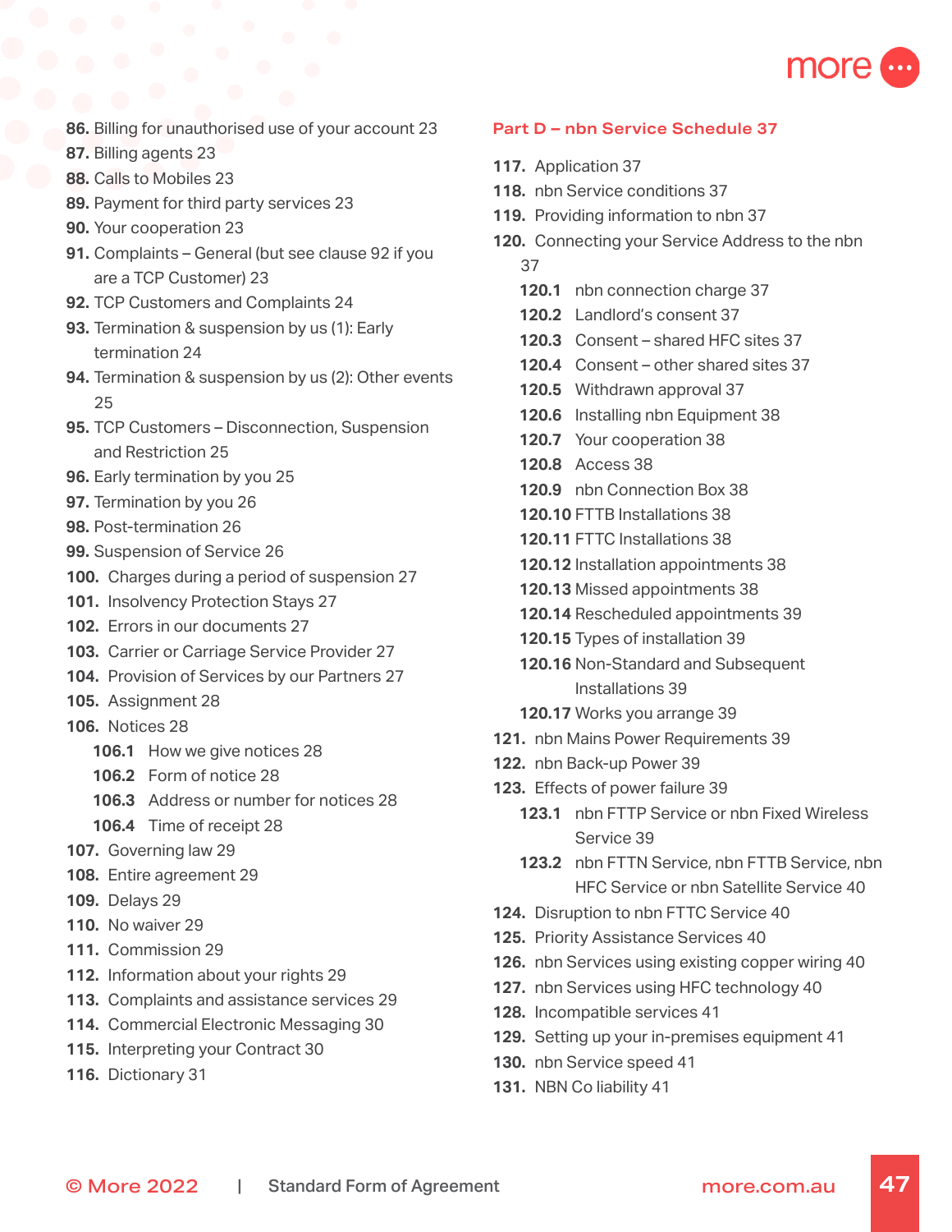**86.** Billing for unauthorised use of your account 23
**87.** Billing agents 23
**88.** Calls to Mobiles 23
**89.** Payment for third party services 23
**90.** Your cooperation 23
**91.** Complaints – General (but see clause 92 if you are a TCP Customer) 23
**92.** TCP Customers and Complaints 24
**93.** Termination & suspension by us (1): Early termination 24
**94.** Termination & suspension by us (2): Other events 25
**95.** TCP Customers – Disconnection, Suspension and Restriction 25
**96.** Early termination by you 25
**97.** Termination by you 26
**98.** Post-termination 26
**99.** Suspension of Service 26
**100.** Charges during a period of suspension 27
**101.** Insolvency Protection Stays 27
**102.** Errors in our documents 27
**103.** Carrier or Carriage Service Provider 27
**104.** Provision of Services by our Partners 27
**105.** Assignment 28
**106.** Notices 28
- **106.1** How we give notices 28
- **106.2** Form of notice 28
- **106.3** Address or number for notices 28
- **106.4** Time of receipt 28

**107.** Governing law 29
**108.** Entire agreement 29
**109.** Delays 29
**110.** No waiver 29
**111.** Commission 29
**112.** Information about your rights 29
**113.** Complaints and assistance services 29
**114.** Commercial Electronic Messaging 30
**115.** Interpreting your Contract 30
**116.** Dictionary 31

## Part D – nbn Service Schedule 37

**117.** Application 37
**118.** nbn Service conditions 37
**119.** Providing information to nbn 37
**120.** Connecting your Service Address to the nbn 37
- **120.1** nbn connection charge 37
- **120.2** Landlord's consent 37
- **120.3** Consent – shared HFC sites 37
- **120.4** Consent – other shared sites 37
- **120.5** Withdrawn approval 37
- **120.6** Installing nbn Equipment 38
- **120.7** Your cooperation 38
- **120.8** Access 38
- **120.9** nbn Connection Box 38
- **120.10** FTTB Installations 38
- **120.11** FTTC Installations 38
- **120.12** Installation appointments 38
- **120.13** Missed appointments 38
- **120.14** Rescheduled appointments 39
- **120.15** Types of installation 39
- **120.16** Non-Standard and Subsequent Installations 39
- **120.17** Works you arrange 39

**121.** nbn Mains Power Requirements 39
**122.** nbn Back-up Power 39
**123.** Effects of power failure 39
- **123.1** nbn FTTP Service or nbn Fixed Wireless Service 39
- **123.2** nbn FTTN Service, nbn FTTB Service, nbn HFC Service or nbn Satellite Service 40

**124.** Disruption to nbn FTTC Service 40
**125.** Priority Assistance Services 40
**126.** nbn Services using existing copper wiring 40
**127.** nbn Services using HFC technology 40
**128.** Incompatible services 41
**129.** Setting up your in-premises equipment 41
**130.** nbn Service speed 41
**131.** NBN Co liability 41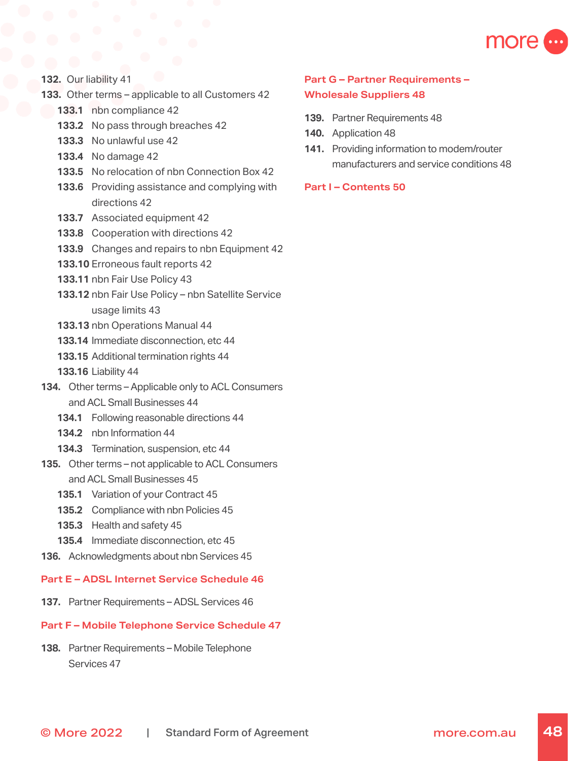**132.** Our liability 41

**133.** Other terms – applicable to all Customers 42

- **133.1** nbn compliance 42
- **133.2** No pass through breaches 42
- **133.3** No unlawful use 42
- **133.4** No damage 42
- **133.5** No relocation of nbn Connection Box 42
- **133.6** Providing assistance and complying with directions 42
- **133.7** Associated equipment 42
- **133.8** Cooperation with directions 42
- **133.9** Changes and repairs to nbn Equipment 42
- **133.10** Erroneous fault reports 42
- **133.11** nbn Fair Use Policy 43
- **133.12** nbn Fair Use Policy – nbn Satellite Service usage limits 43
- **133.13** nbn Operations Manual 44
- **133.14** Immediate disconnection, etc 44
- **133.15** Additional termination rights 44
- **133.16** Liability 44

**134.** Other terms – Applicable only to ACL Consumers and ACL Small Businesses 44

- **134.1** Following reasonable directions 44
- **134.2** nbn Information 44
- **134.3** Termination, suspension, etc 44

**135.** Other terms – not applicable to ACL Consumers and ACL Small Businesses 45

- **135.1** Variation of your Contract 45
- **135.2** Compliance with nbn Policies 45
- **135.3** Health and safety 45
- **135.4** Immediate disconnection, etc 45

**136.** Acknowledgments about nbn Services 45

## Part E – ADSL Internet Service Schedule 46

**137.** Partner Requirements – ADSL Services 46

## Part F – Mobile Telephone Service Schedule 47

**138.** Partner Requirements – Mobile Telephone Services 47

## Part G – Partner Requirements – Wholesale Suppliers 48

**139.** Partner Requirements 48

**140.** Application 48

**141.** Providing information to modem/router manufacturers and service conditions 48

## Part I – Contents 50